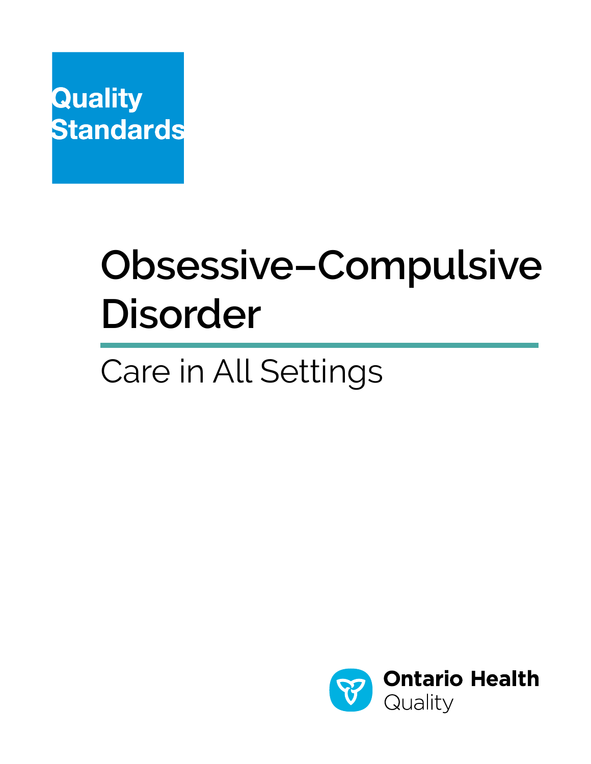Quality Standards

# Obsessive–Compulsive Disorder

## Care in All Settings

Ontario Health
Quality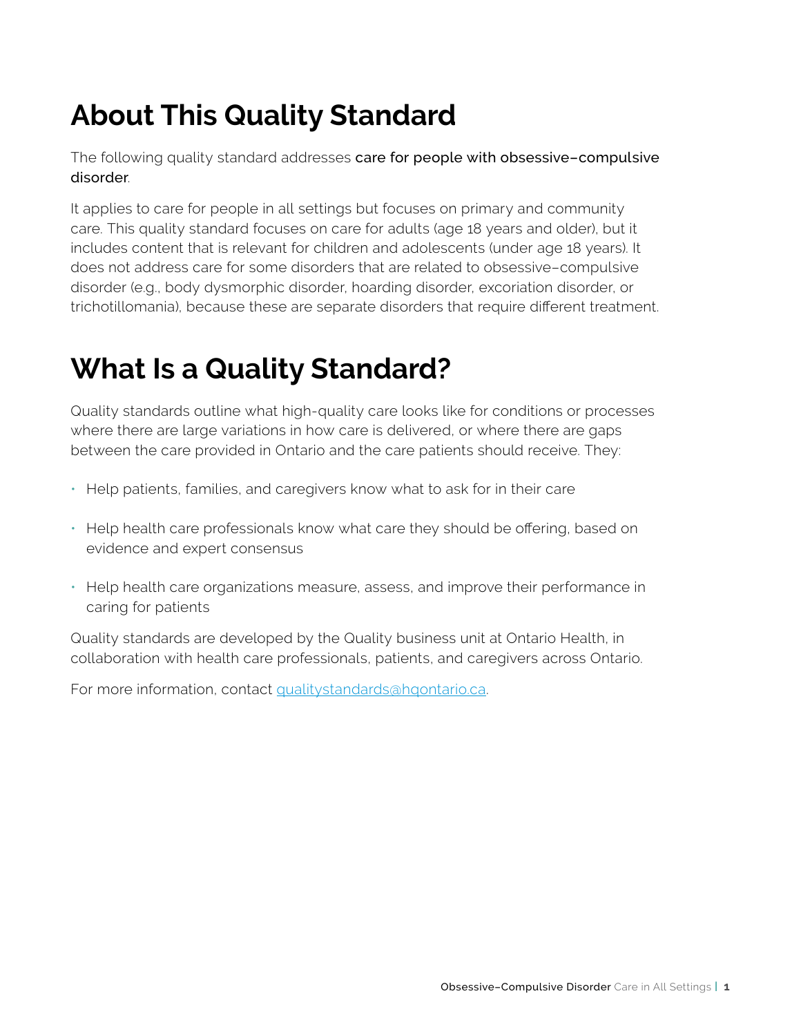# About This Quality Standard

The following quality standard addresses **care for people with obsessive–compulsive disorder**.

It applies to care for people in all settings but focuses on primary and community care. This quality standard focuses on care for adults (age 18 years and older), but it includes content that is relevant for children and adolescents (under age 18 years). It does not address care for some disorders that are related to obsessive–compulsive disorder (e.g., body dysmorphic disorder, hoarding disorder, excoriation disorder, or trichotillomania), because these are separate disorders that require different treatment.

# What Is a Quality Standard?

Quality standards outline what high-quality care looks like for conditions or processes where there are large variations in how care is delivered, or where there are gaps between the care provided in Ontario and the care patients should receive. They:

- Help patients, families, and caregivers know what to ask for in their care
- Help health care professionals know what care they should be offering, based on evidence and expert consensus
- Help health care organizations measure, assess, and improve their performance in caring for patients

Quality standards are developed by the Quality business unit at Ontario Health, in collaboration with health care professionals, patients, and caregivers across Ontario.

For more information, contact [qualitystandards@hqontario.ca](mailto:qualitystandards@hqontario.ca).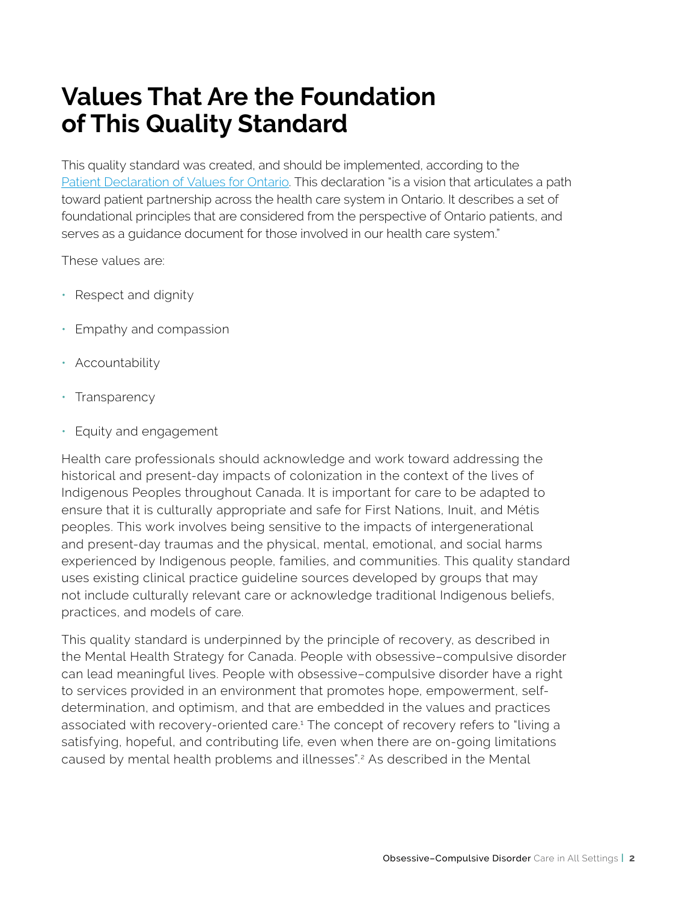# Values That Are the Foundation of This Quality Standard

This quality standard was created, and should be implemented, according to the Patient Declaration of Values for Ontario. This declaration "is a vision that articulates a path toward patient partnership across the health care system in Ontario. It describes a set of foundational principles that are considered from the perspective of Ontario patients, and serves as a guidance document for those involved in our health care system."

These values are:

- Respect and dignity
- Empathy and compassion
- Accountability
- Transparency
- Equity and engagement

Health care professionals should acknowledge and work toward addressing the historical and present-day impacts of colonization in the context of the lives of Indigenous Peoples throughout Canada. It is important for care to be adapted to ensure that it is culturally appropriate and safe for First Nations, Inuit, and Métis peoples. This work involves being sensitive to the impacts of intergenerational and present-day traumas and the physical, mental, emotional, and social harms experienced by Indigenous people, families, and communities. This quality standard uses existing clinical practice guideline sources developed by groups that may not include culturally relevant care or acknowledge traditional Indigenous beliefs, practices, and models of care.

This quality standard is underpinned by the principle of recovery, as described in the Mental Health Strategy for Canada. People with obsessive–compulsive disorder can lead meaningful lives. People with obsessive–compulsive disorder have a right to services provided in an environment that promotes hope, empowerment, self-determination, and optimism, and that are embedded in the values and practices associated with recovery-oriented care.[1] The concept of recovery refers to "living a satisfying, hopeful, and contributing life, even when there are on-going limitations caused by mental health problems and illnesses".[2] As described in the Mental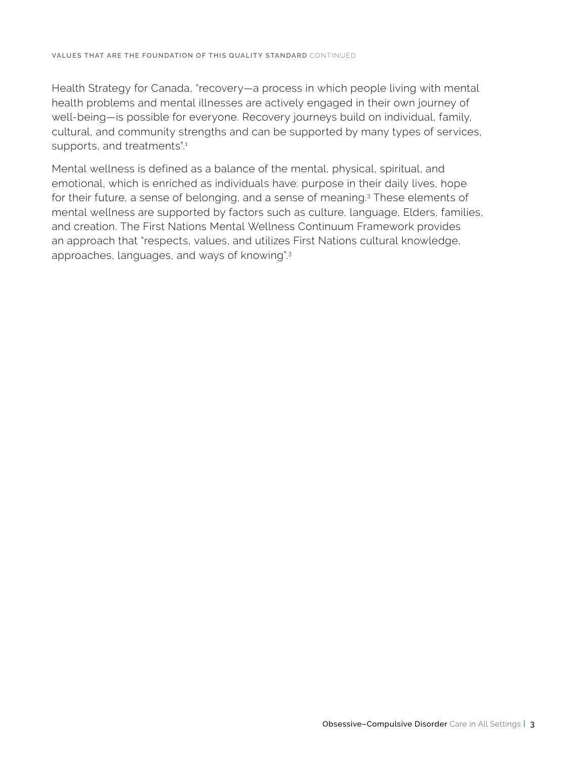Health Strategy for Canada, “recovery—a process in which people living with mental health problems and mental illnesses are actively engaged in their own journey of well-being—is possible for everyone. Recovery journeys build on individual, family, cultural, and community strengths and can be supported by many types of services, supports, and treatments”.[1]

Mental wellness is defined as a balance of the mental, physical, spiritual, and emotional, which is enriched as individuals have: purpose in their daily lives, hope for their future, a sense of belonging, and a sense of meaning.[3] These elements of mental wellness are supported by factors such as culture, language, Elders, families, and creation. The First Nations Mental Wellness Continuum Framework provides an approach that “respects, values, and utilizes First Nations cultural knowledge, approaches, languages, and ways of knowing”.[3]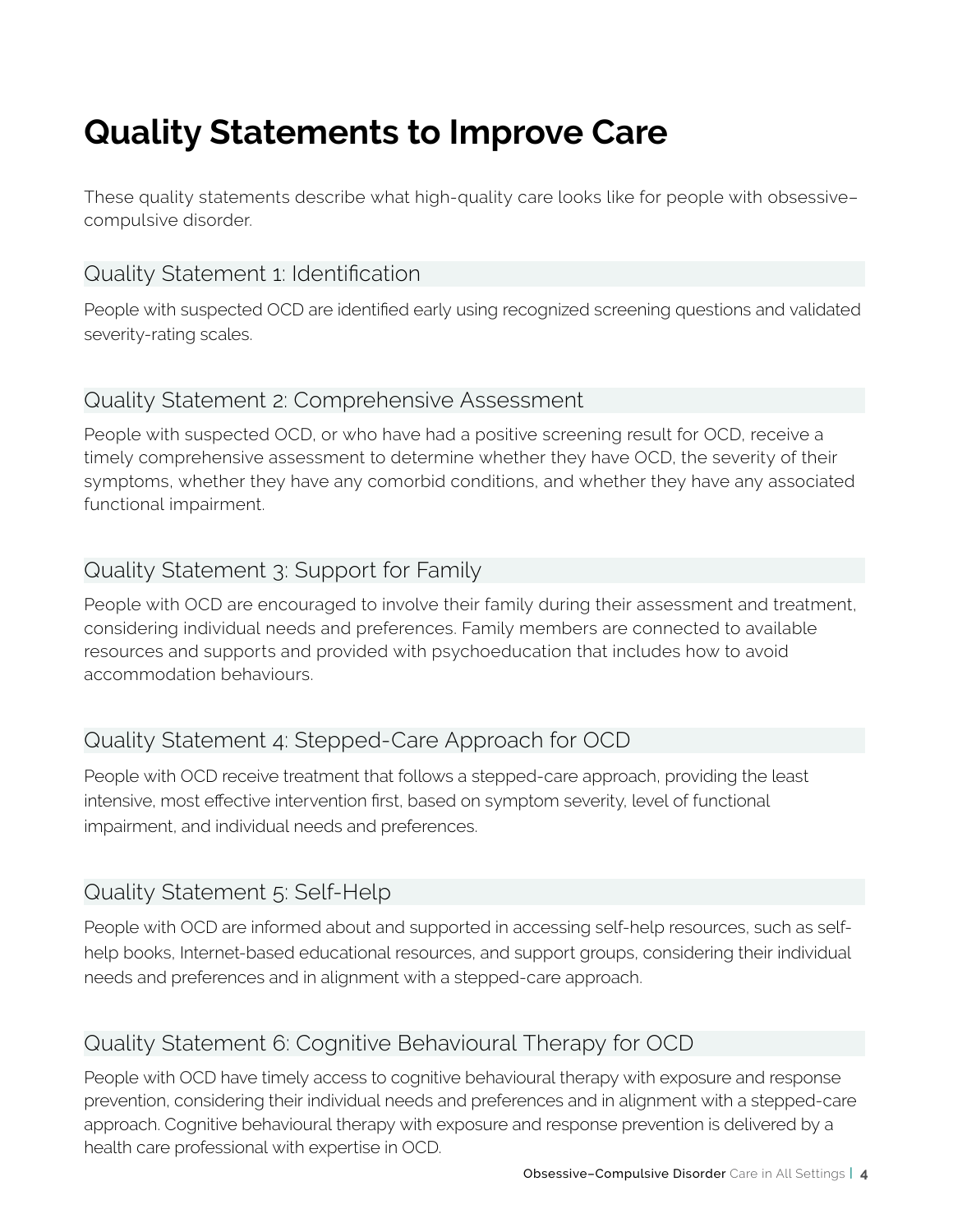# Quality Statements to Improve Care

These quality statements describe what high-quality care looks like for people with obsessive–compulsive disorder.

## Quality Statement 1: Identification

People with suspected OCD are identified early using recognized screening questions and validated severity-rating scales.

## Quality Statement 2: Comprehensive Assessment

People with suspected OCD, or who have had a positive screening result for OCD, receive a timely comprehensive assessment to determine whether they have OCD, the severity of their symptoms, whether they have any comorbid conditions, and whether they have any associated functional impairment.

## Quality Statement 3: Support for Family

People with OCD are encouraged to involve their family during their assessment and treatment, considering individual needs and preferences. Family members are connected to available resources and supports and provided with psychoeducation that includes how to avoid accommodation behaviours.

## Quality Statement 4: Stepped-Care Approach for OCD

People with OCD receive treatment that follows a stepped-care approach, providing the least intensive, most effective intervention first, based on symptom severity, level of functional impairment, and individual needs and preferences.

## Quality Statement 5: Self-Help

People with OCD are informed about and supported in accessing self-help resources, such as self-help books, Internet-based educational resources, and support groups, considering their individual needs and preferences and in alignment with a stepped-care approach.

## Quality Statement 6: Cognitive Behavioural Therapy for OCD

People with OCD have timely access to cognitive behavioural therapy with exposure and response prevention, considering their individual needs and preferences and in alignment with a stepped-care approach. Cognitive behavioural therapy with exposure and response prevention is delivered by a health care professional with expertise in OCD.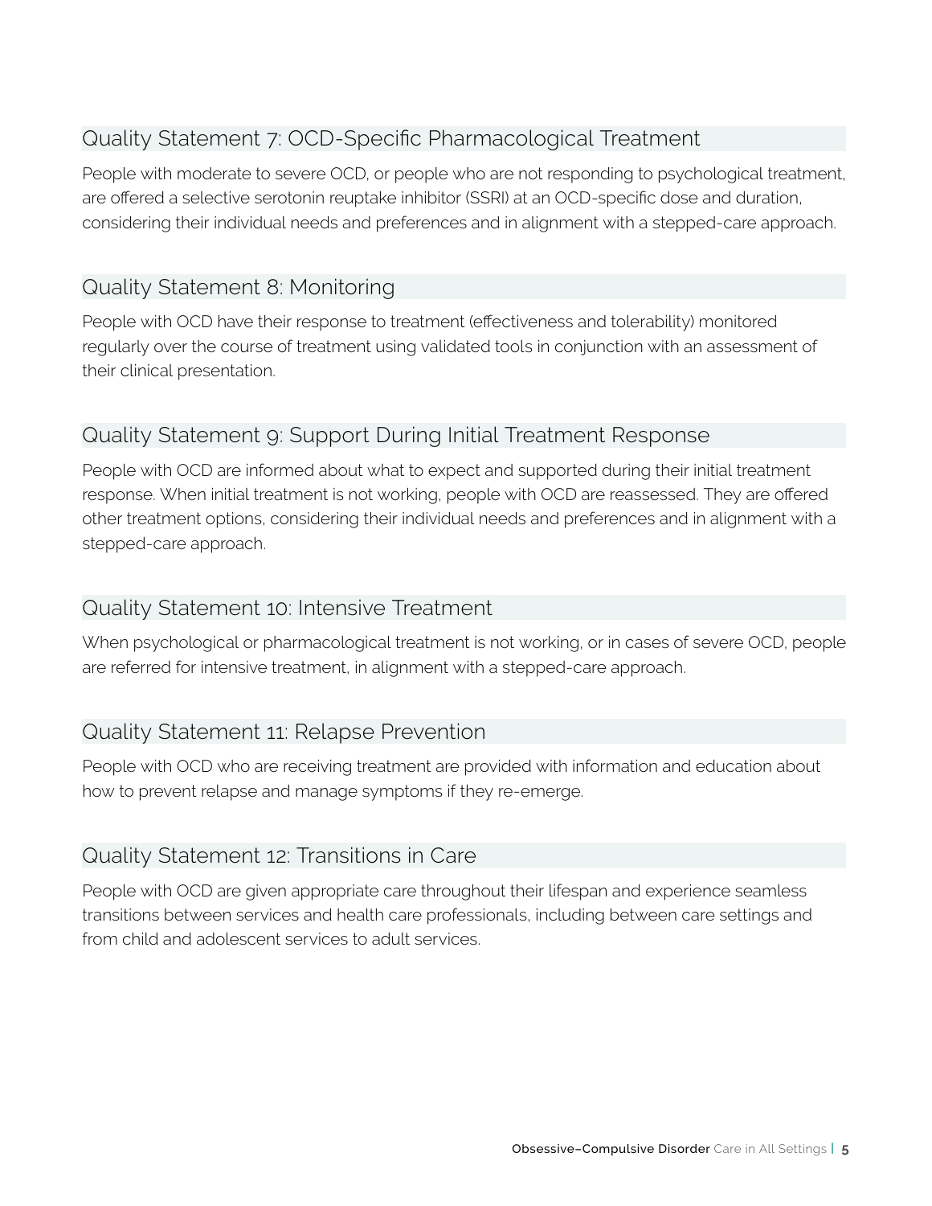## Quality Statement 7: OCD-Specific Pharmacological Treatment

People with moderate to severe OCD, or people who are not responding to psychological treatment, are offered a selective serotonin reuptake inhibitor (SSRI) at an OCD-specific dose and duration, considering their individual needs and preferences and in alignment with a stepped-care approach.

## Quality Statement 8: Monitoring

People with OCD have their response to treatment (effectiveness and tolerability) monitored regularly over the course of treatment using validated tools in conjunction with an assessment of their clinical presentation.

## Quality Statement 9: Support During Initial Treatment Response

People with OCD are informed about what to expect and supported during their initial treatment response. When initial treatment is not working, people with OCD are reassessed. They are offered other treatment options, considering their individual needs and preferences and in alignment with a stepped-care approach.

## Quality Statement 10: Intensive Treatment

When psychological or pharmacological treatment is not working, or in cases of severe OCD, people are referred for intensive treatment, in alignment with a stepped-care approach.

## Quality Statement 11: Relapse Prevention

People with OCD who are receiving treatment are provided with information and education about how to prevent relapse and manage symptoms if they re-emerge.

## Quality Statement 12: Transitions in Care

People with OCD are given appropriate care throughout their lifespan and experience seamless transitions between services and health care professionals, including between care settings and from child and adolescent services to adult services.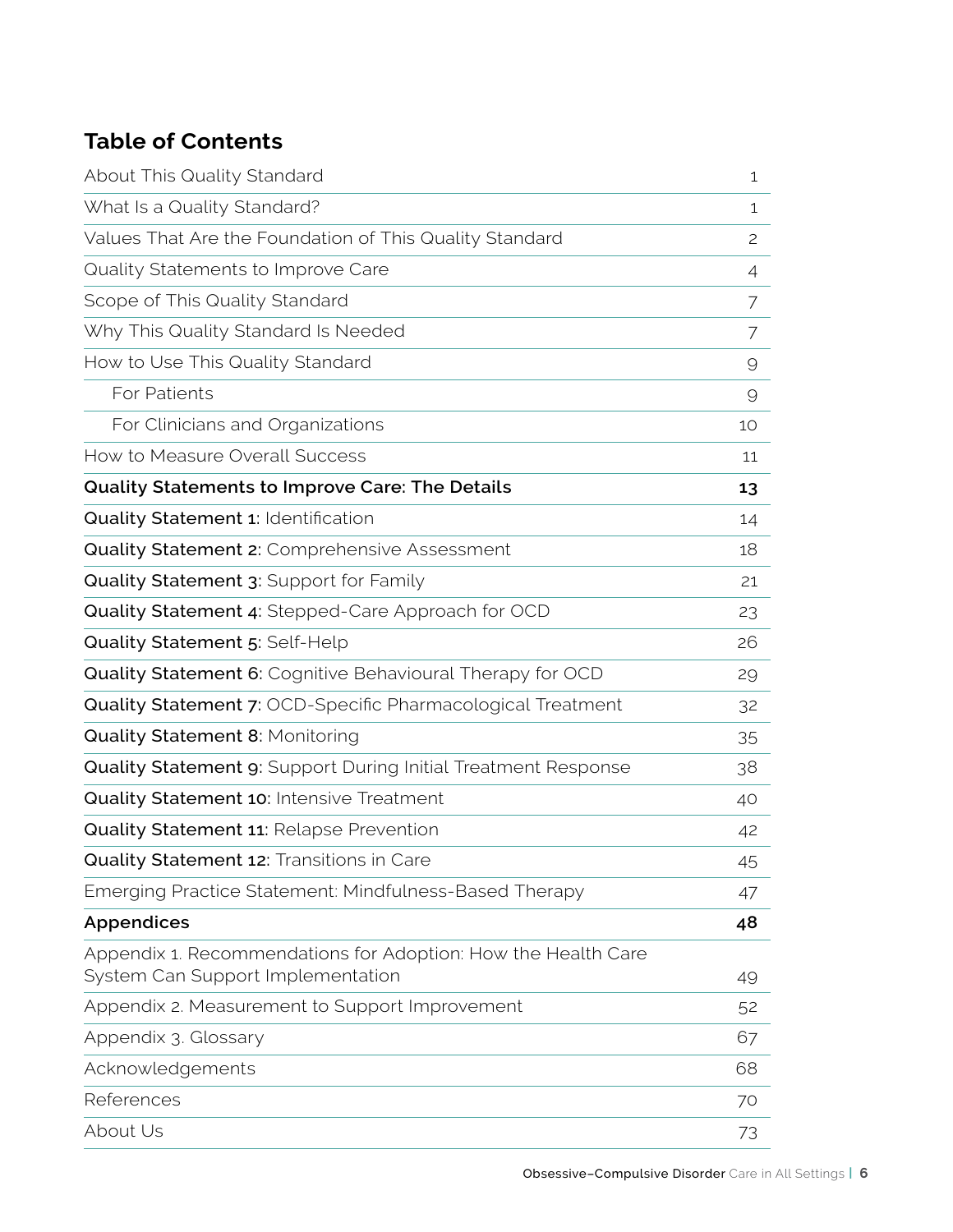## Table of Contents

| | |
|---|---|
| About This Quality Standard | 1 |
| What Is a Quality Standard? | 1 |
| Values That Are the Foundation of This Quality Standard | 2 |
| Quality Statements to Improve Care | 4 |
| Scope of This Quality Standard | 7 |
| Why This Quality Standard Is Needed | 7 |
| How to Use This Quality Standard | 9 |
| For Patients | 9 |
| For Clinicians and Organizations | 10 |
| How to Measure Overall Success | 11 |
| **Quality Statements to Improve Care: The Details** | **13** |
| **Quality Statement 1**: Identification | 14 |
| **Quality Statement 2**: Comprehensive Assessment | 18 |
| **Quality Statement 3**: Support for Family | 21 |
| **Quality Statement 4**: Stepped-Care Approach for OCD | 23 |
| **Quality Statement 5**: Self-Help | 26 |
| **Quality Statement 6**: Cognitive Behavioural Therapy for OCD | 29 |
| **Quality Statement 7**: OCD-Specific Pharmacological Treatment | 32 |
| **Quality Statement 8**: Monitoring | 35 |
| **Quality Statement 9**: Support During Initial Treatment Response | 38 |
| **Quality Statement 10**: Intensive Treatment | 40 |
| **Quality Statement 11**: Relapse Prevention | 42 |
| **Quality Statement 12**: Transitions in Care | 45 |
| Emerging Practice Statement: Mindfulness-Based Therapy | 47 |
| **Appendices** | **48** |
| Appendix 1. Recommendations for Adoption: How the Health Care System Can Support Implementation | 49 |
| Appendix 2. Measurement to Support Improvement | 52 |
| Appendix 3. Glossary | 67 |
| Acknowledgements | 68 |
| References | 70 |
| About Us | 73 |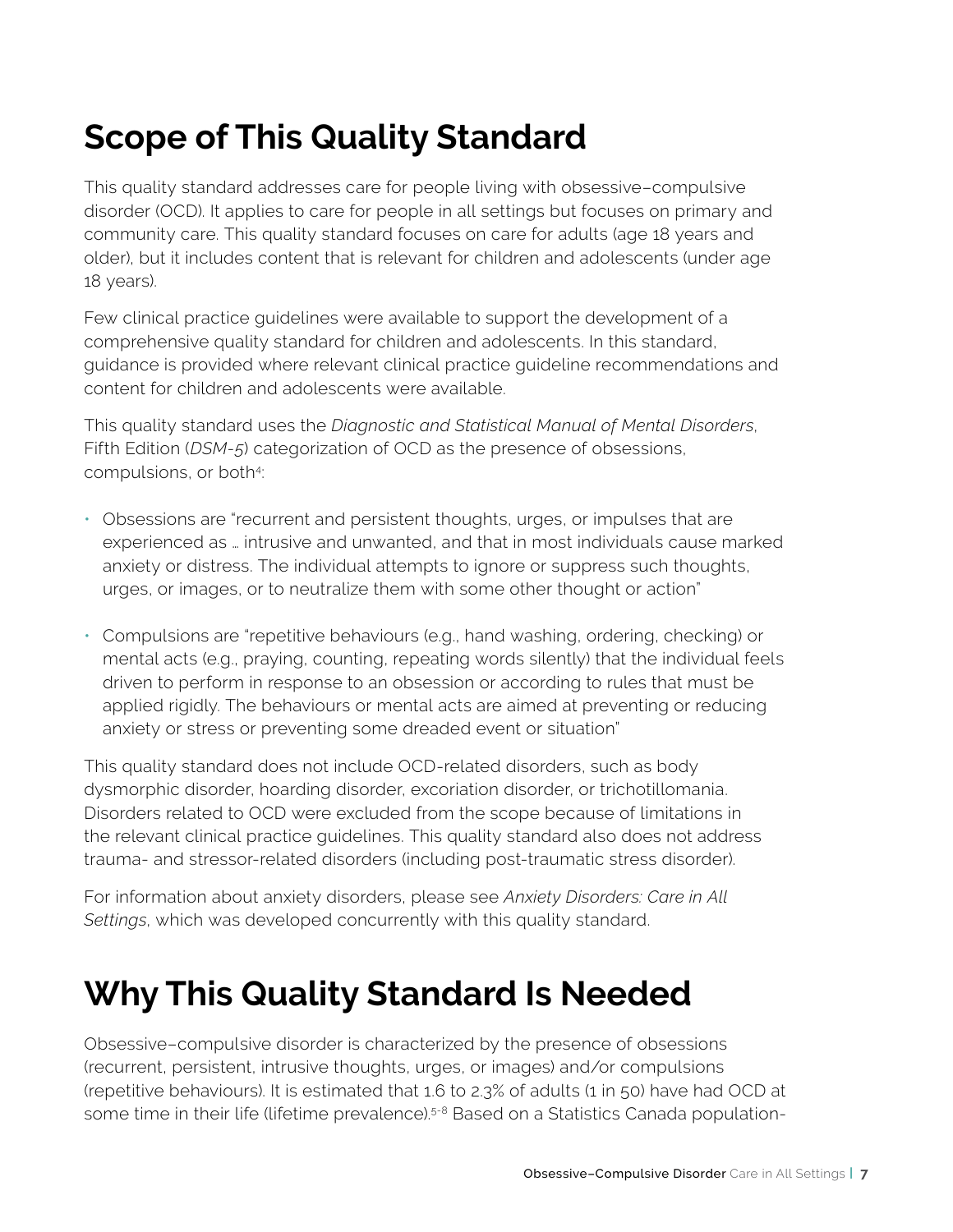# Scope of This Quality Standard

This quality standard addresses care for people living with obsessive–compulsive disorder (OCD). It applies to care for people in all settings but focuses on primary and community care. This quality standard focuses on care for adults (age 18 years and older), but it includes content that is relevant for children and adolescents (under age 18 years).

Few clinical practice guidelines were available to support the development of a comprehensive quality standard for children and adolescents. In this standard, guidance is provided where relevant clinical practice guideline recommendations and content for children and adolescents were available.

This quality standard uses the *Diagnostic and Statistical Manual of Mental Disorders*, Fifth Edition (*DSM-5*) categorization of OCD as the presence of obsessions, compulsions, or both[4]:

- Obsessions are "recurrent and persistent thoughts, urges, or impulses that are experienced as … intrusive and unwanted, and that in most individuals cause marked anxiety or distress. The individual attempts to ignore or suppress such thoughts, urges, or images, or to neutralize them with some other thought or action"
- Compulsions are "repetitive behaviours (e.g., hand washing, ordering, checking) or mental acts (e.g., praying, counting, repeating words silently) that the individual feels driven to perform in response to an obsession or according to rules that must be applied rigidly. The behaviours or mental acts are aimed at preventing or reducing anxiety or stress or preventing some dreaded event or situation"

This quality standard does not include OCD-related disorders, such as body dysmorphic disorder, hoarding disorder, excoriation disorder, or trichotillomania. Disorders related to OCD were excluded from the scope because of limitations in the relevant clinical practice guidelines. This quality standard also does not address trauma- and stressor-related disorders (including post-traumatic stress disorder).

For information about anxiety disorders, please see *Anxiety Disorders: Care in All Settings*, which was developed concurrently with this quality standard.

# Why This Quality Standard Is Needed

Obsessive–compulsive disorder is characterized by the presence of obsessions (recurrent, persistent, intrusive thoughts, urges, or images) and/or compulsions (repetitive behaviours). It is estimated that 1.6 to 2.3% of adults (1 in 50) have had OCD at some time in their life (lifetime prevalence).[5-8] Based on a Statistics Canada population-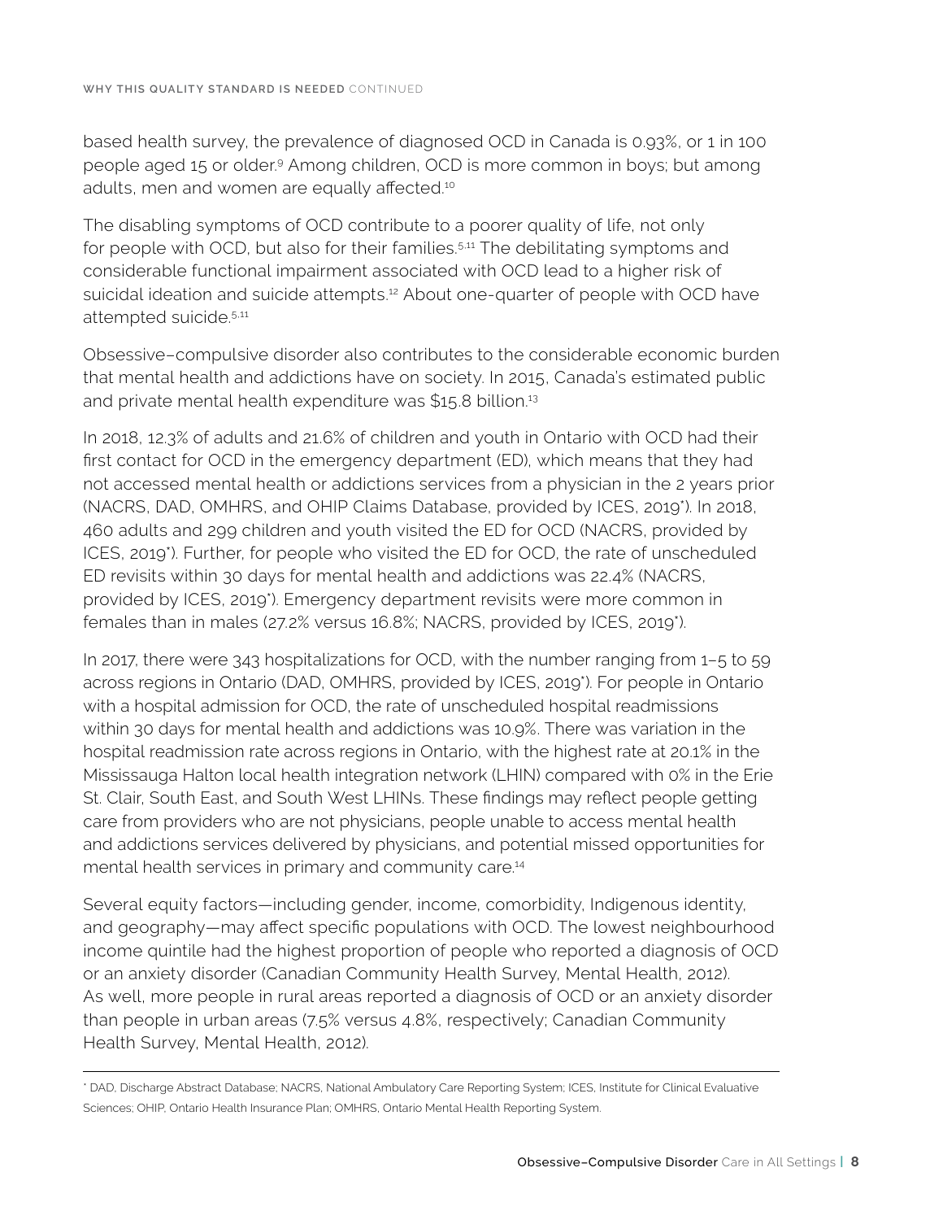based health survey, the prevalence of diagnosed OCD in Canada is 0.93%, or 1 in 100 people aged 15 or older.[9] Among children, OCD is more common in boys; but among adults, men and women are equally affected.[10]

The disabling symptoms of OCD contribute to a poorer quality of life, not only for people with OCD, but also for their families.[5,11] The debilitating symptoms and considerable functional impairment associated with OCD lead to a higher risk of suicidal ideation and suicide attempts.[12] About one-quarter of people with OCD have attempted suicide.[5,11]

Obsessive–compulsive disorder also contributes to the considerable economic burden that mental health and addictions have on society. In 2015, Canada's estimated public and private mental health expenditure was $15.8 billion.[13]

In 2018, 12.3% of adults and 21.6% of children and youth in Ontario with OCD had their first contact for OCD in the emergency department (ED), which means that they had not accessed mental health or addictions services from a physician in the 2 years prior (NACRS, DAD, OMHRS, and OHIP Claims Database, provided by ICES, 2019*). In 2018, 460 adults and 299 children and youth visited the ED for OCD (NACRS, provided by ICES, 2019*). Further, for people who visited the ED for OCD, the rate of unscheduled ED revisits within 30 days for mental health and addictions was 22.4% (NACRS, provided by ICES, 2019*). Emergency department revisits were more common in females than in males (27.2% versus 16.8%; NACRS, provided by ICES, 2019*).

In 2017, there were 343 hospitalizations for OCD, with the number ranging from 1–5 to 59 across regions in Ontario (DAD, OMHRS, provided by ICES, 2019*). For people in Ontario with a hospital admission for OCD, the rate of unscheduled hospital readmissions within 30 days for mental health and addictions was 10.9%. There was variation in the hospital readmission rate across regions in Ontario, with the highest rate at 20.1% in the Mississauga Halton local health integration network (LHIN) compared with 0% in the Erie St. Clair, South East, and South West LHINs. These findings may reflect people getting care from providers who are not physicians, people unable to access mental health and addictions services delivered by physicians, and potential missed opportunities for mental health services in primary and community care.[14]

Several equity factors—including gender, income, comorbidity, Indigenous identity, and geography—may affect specific populations with OCD. The lowest neighbourhood income quintile had the highest proportion of people who reported a diagnosis of OCD or an anxiety disorder (Canadian Community Health Survey, Mental Health, 2012). As well, more people in rural areas reported a diagnosis of OCD or an anxiety disorder than people in urban areas (7.5% versus 4.8%, respectively; Canadian Community Health Survey, Mental Health, 2012).

---

* DAD, Discharge Abstract Database; NACRS, National Ambulatory Care Reporting System; ICES, Institute for Clinical Evaluative Sciences; OHIP, Ontario Health Insurance Plan; OMHRS, Ontario Mental Health Reporting System.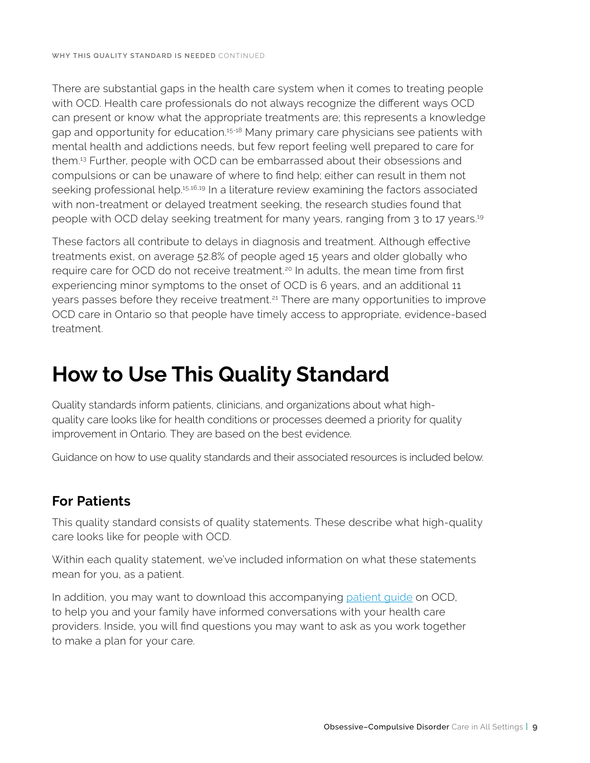There are substantial gaps in the health care system when it comes to treating people with OCD. Health care professionals do not always recognize the different ways OCD can present or know what the appropriate treatments are; this represents a knowledge gap and opportunity for education.[15-18] Many primary care physicians see patients with mental health and addictions needs, but few report feeling well prepared to care for them.[13] Further, people with OCD can be embarrassed about their obsessions and compulsions or can be unaware of where to find help; either can result in them not seeking professional help.[15,16,19] In a literature review examining the factors associated with non-treatment or delayed treatment seeking, the research studies found that people with OCD delay seeking treatment for many years, ranging from 3 to 17 years.[19]

These factors all contribute to delays in diagnosis and treatment. Although effective treatments exist, on average 52.8% of people aged 15 years and older globally who require care for OCD do not receive treatment.[20] In adults, the mean time from first experiencing minor symptoms to the onset of OCD is 6 years, and an additional 11 years passes before they receive treatment.[21] There are many opportunities to improve OCD care in Ontario so that people have timely access to appropriate, evidence-based treatment.

# How to Use This Quality Standard

Quality standards inform patients, clinicians, and organizations about what high-quality care looks like for health conditions or processes deemed a priority for quality improvement in Ontario. They are based on the best evidence.

Guidance on how to use quality standards and their associated resources is included below.

## For Patients

This quality standard consists of quality statements. These describe what high-quality care looks like for people with OCD.

Within each quality statement, we've included information on what these statements mean for you, as a patient.

In addition, you may want to download this accompanying patient guide on OCD, to help you and your family have informed conversations with your health care providers. Inside, you will find questions you may want to ask as you work together to make a plan for your care.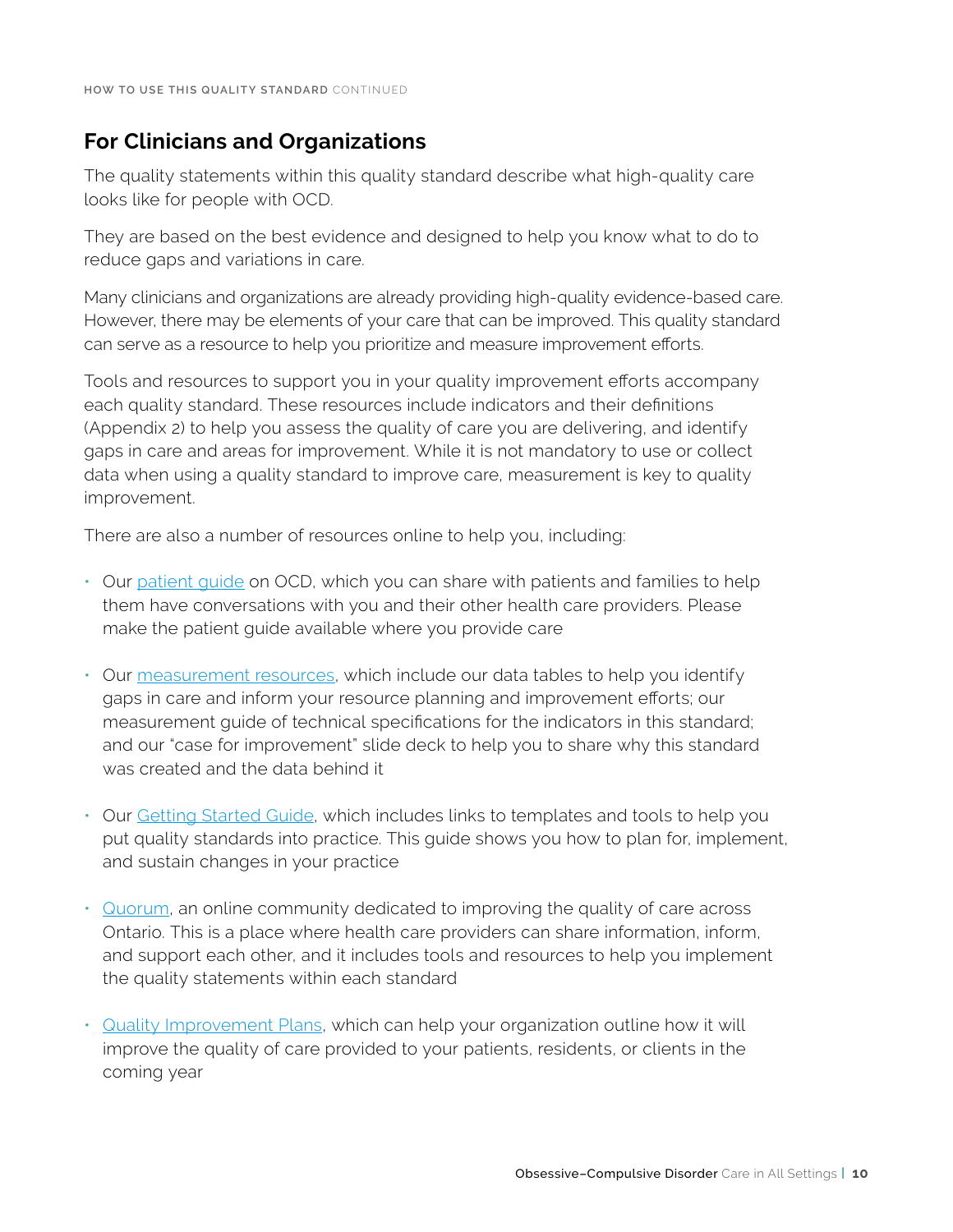## For Clinicians and Organizations

The quality statements within this quality standard describe what high-quality care looks like for people with OCD.

They are based on the best evidence and designed to help you know what to do to reduce gaps and variations in care.

Many clinicians and organizations are already providing high-quality evidence-based care. However, there may be elements of your care that can be improved. This quality standard can serve as a resource to help you prioritize and measure improvement efforts.

Tools and resources to support you in your quality improvement efforts accompany each quality standard. These resources include indicators and their definitions (Appendix 2) to help you assess the quality of care you are delivering, and identify gaps in care and areas for improvement. While it is not mandatory to use or collect data when using a quality standard to improve care, measurement is key to quality improvement.

There are also a number of resources online to help you, including:

- Our patient guide on OCD, which you can share with patients and families to help them have conversations with you and their other health care providers. Please make the patient guide available where you provide care
- Our measurement resources, which include our data tables to help you identify gaps in care and inform your resource planning and improvement efforts; our measurement guide of technical specifications for the indicators in this standard; and our "case for improvement" slide deck to help you to share why this standard was created and the data behind it
- Our Getting Started Guide, which includes links to templates and tools to help you put quality standards into practice. This guide shows you how to plan for, implement, and sustain changes in your practice
- Quorum, an online community dedicated to improving the quality of care across Ontario. This is a place where health care providers can share information, inform, and support each other, and it includes tools and resources to help you implement the quality statements within each standard
- Quality Improvement Plans, which can help your organization outline how it will improve the quality of care provided to your patients, residents, or clients in the coming year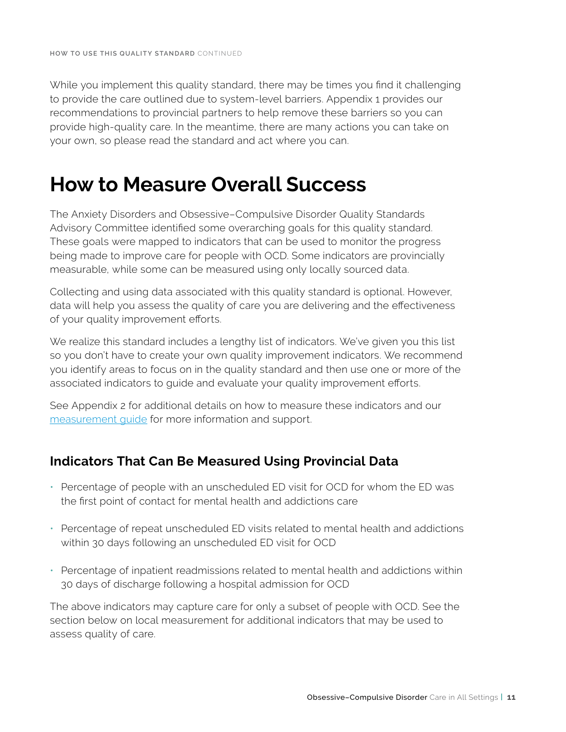While you implement this quality standard, there may be times you find it challenging to provide the care outlined due to system-level barriers. Appendix 1 provides our recommendations to provincial partners to help remove these barriers so you can provide high-quality care. In the meantime, there are many actions you can take on your own, so please read the standard and act where you can.

# How to Measure Overall Success

The Anxiety Disorders and Obsessive–Compulsive Disorder Quality Standards Advisory Committee identified some overarching goals for this quality standard. These goals were mapped to indicators that can be used to monitor the progress being made to improve care for people with OCD. Some indicators are provincially measurable, while some can be measured using only locally sourced data.

Collecting and using data associated with this quality standard is optional. However, data will help you assess the quality of care you are delivering and the effectiveness of your quality improvement efforts.

We realize this standard includes a lengthy list of indicators. We've given you this list so you don't have to create your own quality improvement indicators. We recommend you identify areas to focus on in the quality standard and then use one or more of the associated indicators to guide and evaluate your quality improvement efforts.

See Appendix 2 for additional details on how to measure these indicators and our measurement guide for more information and support.

## Indicators That Can Be Measured Using Provincial Data

- Percentage of people with an unscheduled ED visit for OCD for whom the ED was the first point of contact for mental health and addictions care
- Percentage of repeat unscheduled ED visits related to mental health and addictions within 30 days following an unscheduled ED visit for OCD
- Percentage of inpatient readmissions related to mental health and addictions within 30 days of discharge following a hospital admission for OCD

The above indicators may capture care for only a subset of people with OCD. See the section below on local measurement for additional indicators that may be used to assess quality of care.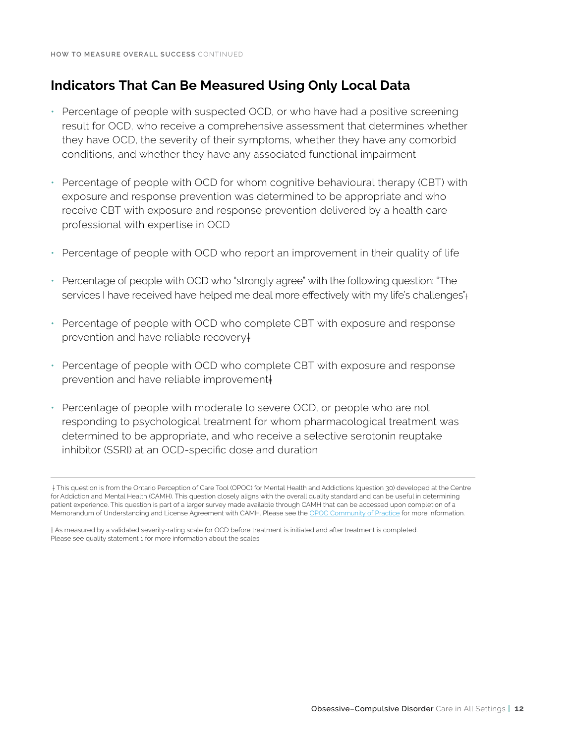HOW TO MEASURE OVERALL SUCCESS CONTINUED

## Indicators That Can Be Measured Using Only Local Data

- Percentage of people with suspected OCD, or who have had a positive screening result for OCD, who receive a comprehensive assessment that determines whether they have OCD, the severity of their symptoms, whether they have any comorbid conditions, and whether they have any associated functional impairment
- Percentage of people with OCD for whom cognitive behavioural therapy (CBT) with exposure and response prevention was determined to be appropriate and who receive CBT with exposure and response prevention delivered by a health care professional with expertise in OCD
- Percentage of people with OCD who report an improvement in their quality of life
- Percentage of people with OCD who "strongly agree" with the following question: "The services I have received have helped me deal more effectively with my life's challenges"†
- Percentage of people with OCD who complete CBT with exposure and response prevention and have reliable recovery‡
- Percentage of people with OCD who complete CBT with exposure and response prevention and have reliable improvement‡
- Percentage of people with moderate to severe OCD, or people who are not responding to psychological treatment for whom pharmacological treatment was determined to be appropriate, and who receive a selective serotonin reuptake inhibitor (SSRI) at an OCD-specific dose and duration

---

† This question is from the Ontario Perception of Care Tool (OPOC) for Mental Health and Addictions (question 30) developed at the Centre for Addiction and Mental Health (CAMH). This question closely aligns with the overall quality standard and can be useful in determining patient experience. This question is part of a larger survey made available through CAMH that can be accessed upon completion of a Memorandum of Understanding and License Agreement with CAMH. Please see the OPOC Community of Practice for more information.

‡ As measured by a validated severity-rating scale for OCD before treatment is initiated and after treatment is completed. Please see quality statement 1 for more information about the scales.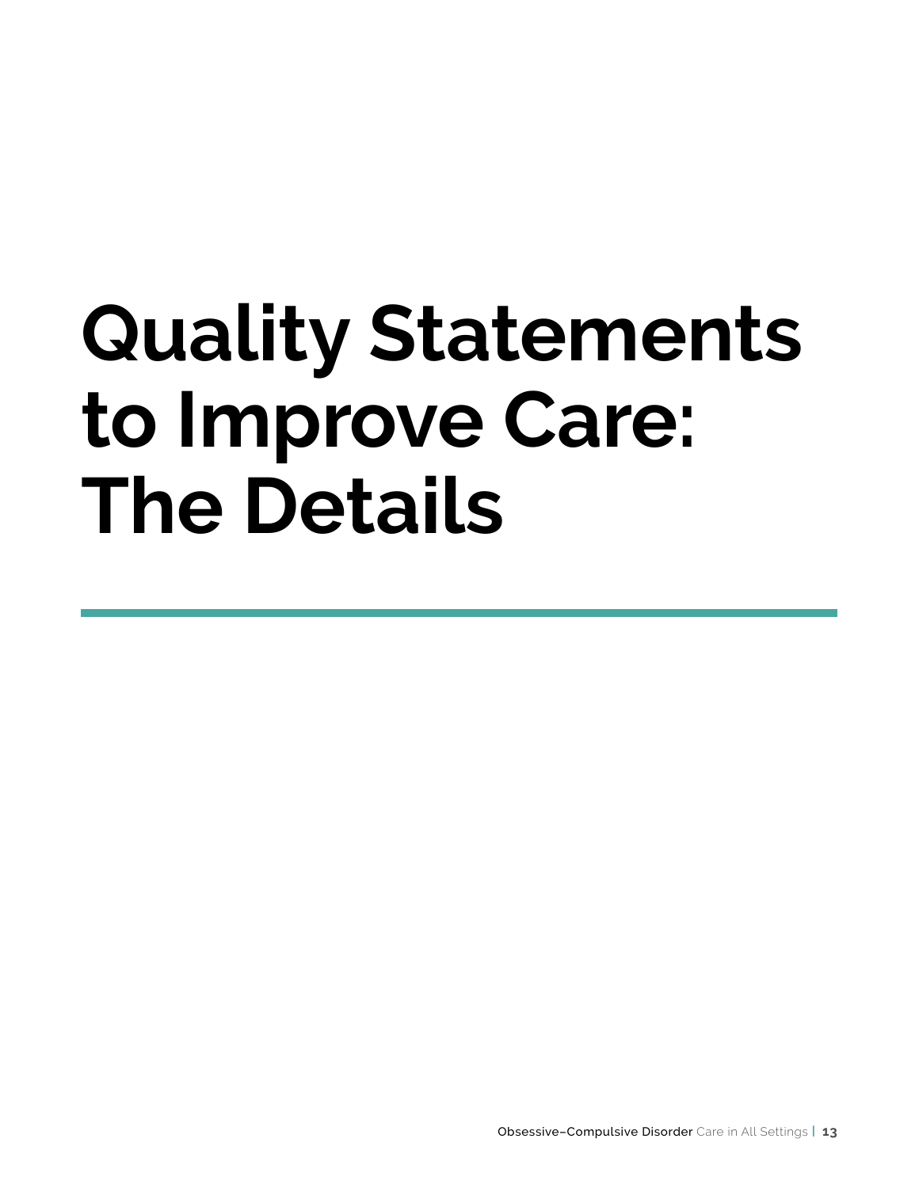# Quality Statements to Improve Care: The Details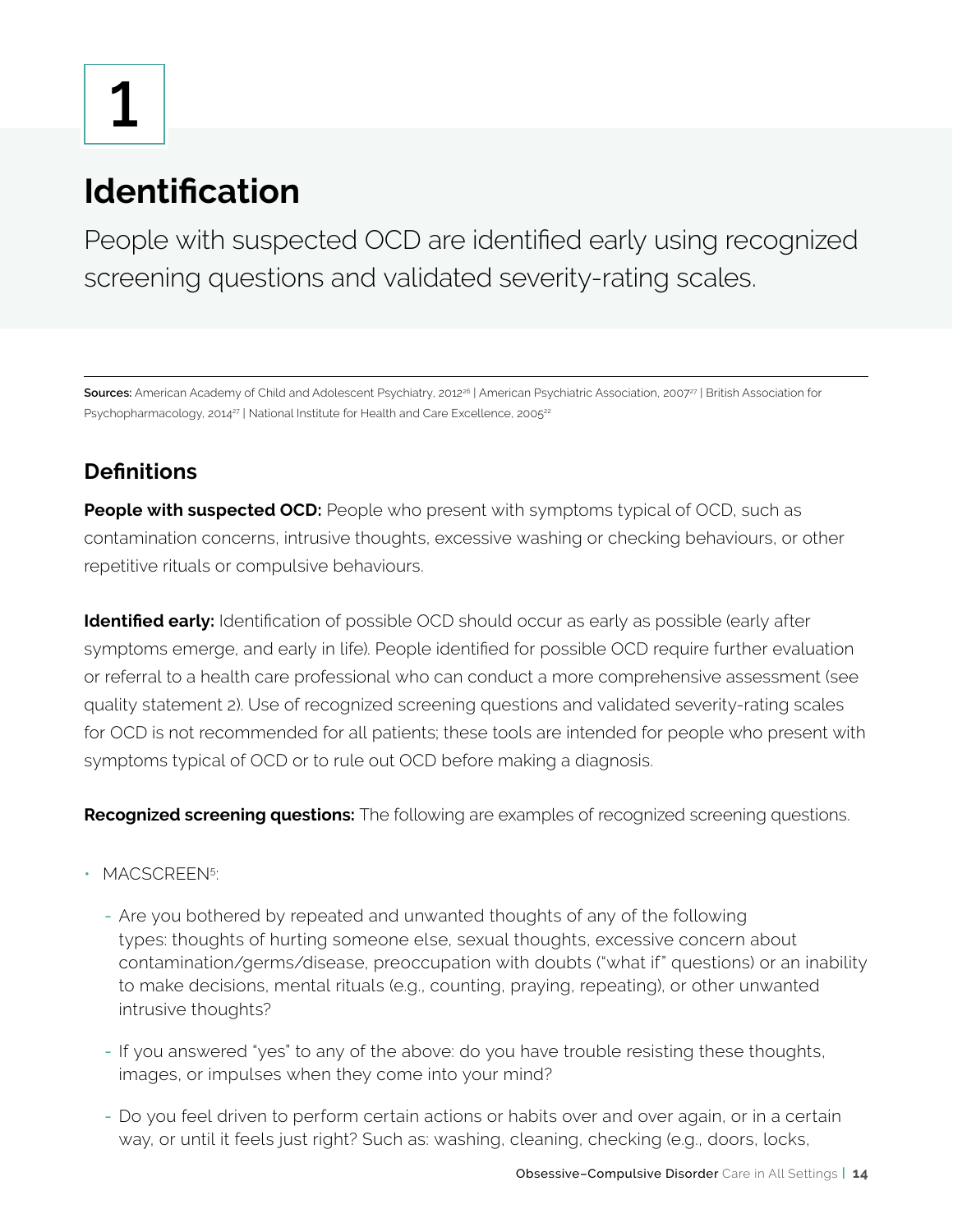# 1

# Identification

People with suspected OCD are identified early using recognized screening questions and validated severity-rating scales.

**Sources:** American Academy of Child and Adolescent Psychiatry, 2012[26] | American Psychiatric Association, 2007[27] | British Association for Psychopharmacology, 2014[27] | National Institute for Health and Care Excellence, 2005[22]

## Definitions

**People with suspected OCD:** People who present with symptoms typical of OCD, such as contamination concerns, intrusive thoughts, excessive washing or checking behaviours, or other repetitive rituals or compulsive behaviours.

**Identified early:** Identification of possible OCD should occur as early as possible (early after symptoms emerge, and early in life). People identified for possible OCD require further evaluation or referral to a health care professional who can conduct a more comprehensive assessment (see quality statement 2). Use of recognized screening questions and validated severity-rating scales for OCD is not recommended for all patients; these tools are intended for people who present with symptoms typical of OCD or to rule out OCD before making a diagnosis.

**Recognized screening questions:** The following are examples of recognized screening questions.

- MACSCREEN[5]:
  - Are you bothered by repeated and unwanted thoughts of any of the following types: thoughts of hurting someone else, sexual thoughts, excessive concern about contamination/germs/disease, preoccupation with doubts ("what if" questions) or an inability to make decisions, mental rituals (e.g., counting, praying, repeating), or other unwanted intrusive thoughts?
  - If you answered "yes" to any of the above: do you have trouble resisting these thoughts, images, or impulses when they come into your mind?
  - Do you feel driven to perform certain actions or habits over and over again, or in a certain way, or until it feels just right? Such as: washing, cleaning, checking (e.g., doors, locks,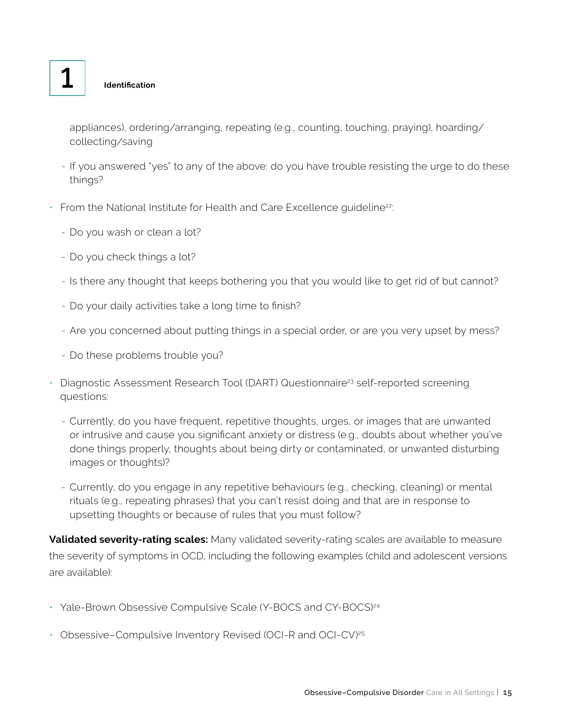appliances), ordering/arranging, repeating (e.g., counting, touching, praying), hoarding/collecting/saving

  - If you answered "yes" to any of the above: do you have trouble resisting the urge to do these things?

- From the National Institute for Health and Care Excellence guideline[22]:
  - Do you wash or clean a lot?
  - Do you check things a lot?
  - Is there any thought that keeps bothering you that you would like to get rid of but cannot?
  - Do your daily activities take a long time to finish?
  - Are you concerned about putting things in a special order, or are you very upset by mess?
  - Do these problems trouble you?

- Diagnostic Assessment Research Tool (DART) Questionnaire[23] self-reported screening questions:
  - Currently, do you have frequent, repetitive thoughts, urges, or images that are unwanted or intrusive and cause you significant anxiety or distress (e.g., doubts about whether you've done things properly, thoughts about being dirty or contaminated, or unwanted disturbing images or thoughts)?
  - Currently, do you engage in any repetitive behaviours (e.g., checking, cleaning) or mental rituals (e.g., repeating phrases) that you can't resist doing and that are in response to upsetting thoughts or because of rules that you must follow?

**Validated severity-rating scales:** Many validated severity-rating scales are available to measure the severity of symptoms in OCD, including the following examples (child and adolescent versions are available):

- Yale-Brown Obsessive Compulsive Scale (Y-BOCS and CY-BOCS)[24]
- Obsessive–Compulsive Inventory Revised (OCI-R and OCI-CV)[25]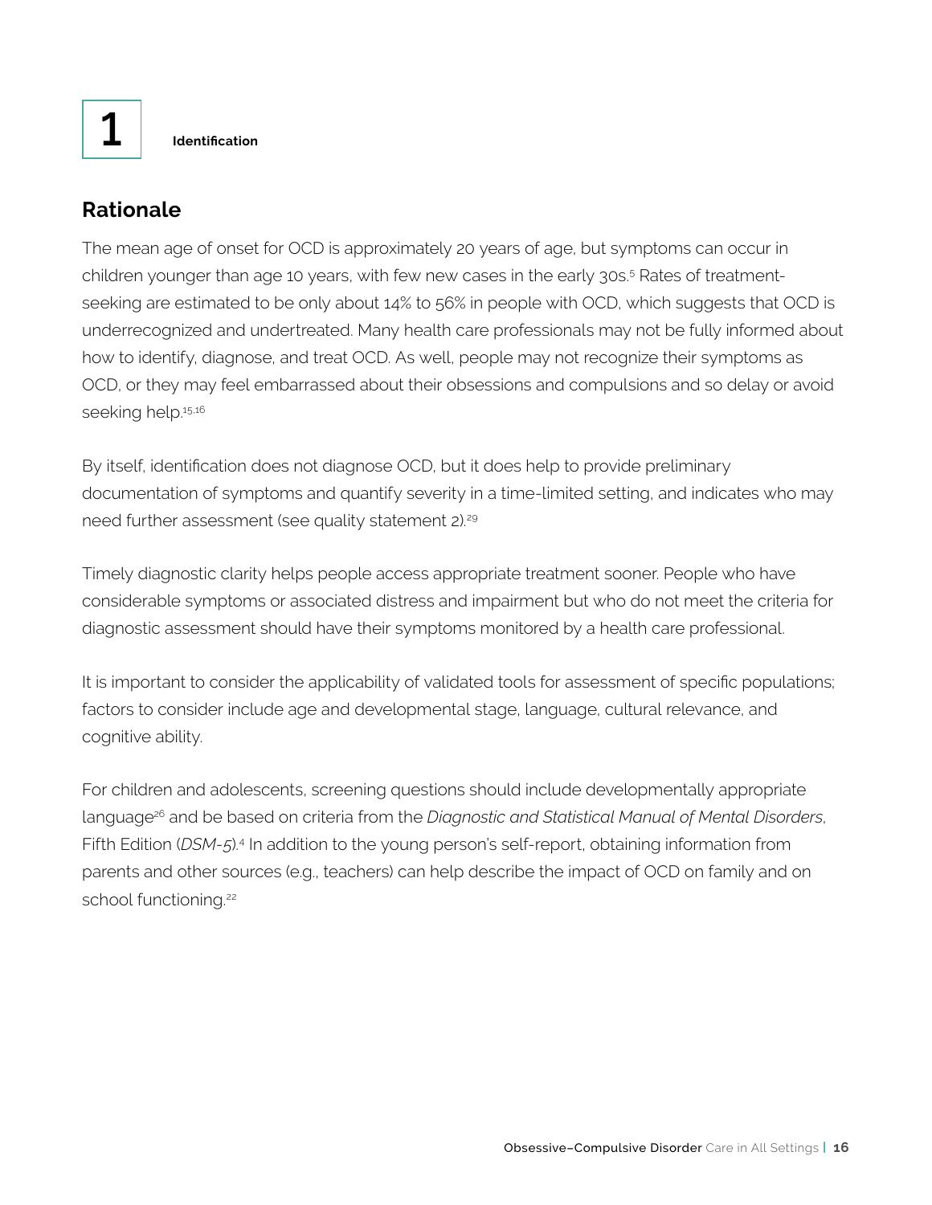# 1

**Identification**

## Rationale

The mean age of onset for OCD is approximately 20 years of age, but symptoms can occur in children younger than age 10 years, with few new cases in the early 30s.[5] Rates of treatment-seeking are estimated to be only about 14% to 56% in people with OCD, which suggests that OCD is underrecognized and undertreated. Many health care professionals may not be fully informed about how to identify, diagnose, and treat OCD. As well, people may not recognize their symptoms as OCD, or they may feel embarrassed about their obsessions and compulsions and so delay or avoid seeking help.[15,16]

By itself, identification does not diagnose OCD, but it does help to provide preliminary documentation of symptoms and quantify severity in a time-limited setting, and indicates who may need further assessment (see quality statement 2).[29]

Timely diagnostic clarity helps people access appropriate treatment sooner. People who have considerable symptoms or associated distress and impairment but who do not meet the criteria for diagnostic assessment should have their symptoms monitored by a health care professional.

It is important to consider the applicability of validated tools for assessment of specific populations; factors to consider include age and developmental stage, language, cultural relevance, and cognitive ability.

For children and adolescents, screening questions should include developmentally appropriate language[26] and be based on criteria from the *Diagnostic and Statistical Manual of Mental Disorders*, Fifth Edition (*DSM-5*).[4] In addition to the young person's self-report, obtaining information from parents and other sources (e.g., teachers) can help describe the impact of OCD on family and on school functioning.[22]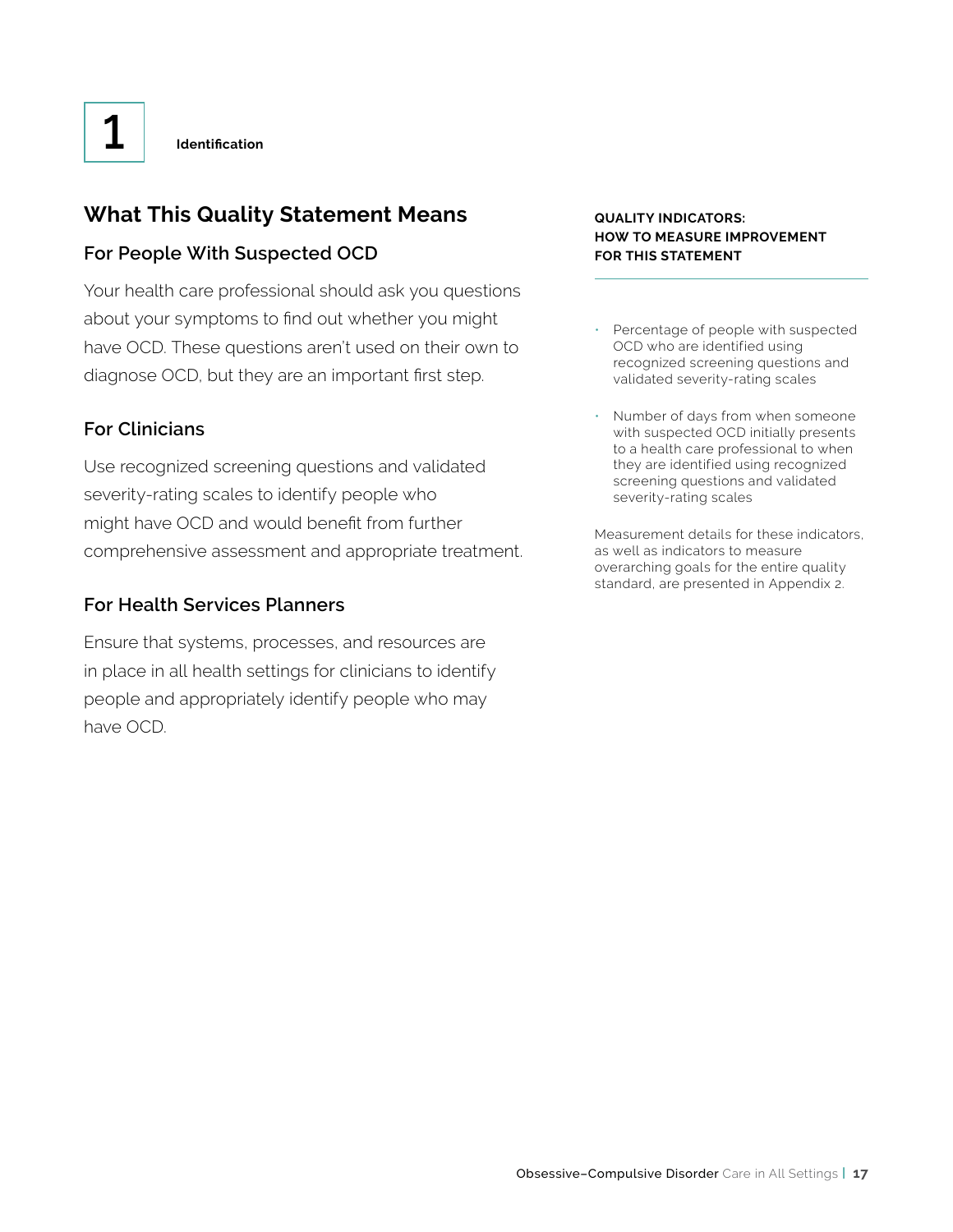1

**Identification**

## What This Quality Statement Means

### For People With Suspected OCD

Your health care professional should ask you questions about your symptoms to find out whether you might have OCD. These questions aren't used on their own to diagnose OCD, but they are an important first step.

### For Clinicians

Use recognized screening questions and validated severity-rating scales to identify people who might have OCD and would benefit from further comprehensive assessment and appropriate treatment.

### For Health Services Planners

Ensure that systems, processes, and resources are in place in all health settings for clinicians to identify people and appropriately identify people who may have OCD.

**QUALITY INDICATORS: HOW TO MEASURE IMPROVEMENT FOR THIS STATEMENT**

- Percentage of people with suspected OCD who are identified using recognized screening questions and validated severity-rating scales
- Number of days from when someone with suspected OCD initially presents to a health care professional to when they are identified using recognized screening questions and validated severity-rating scales

Measurement details for these indicators, as well as indicators to measure overarching goals for the entire quality standard, are presented in Appendix 2.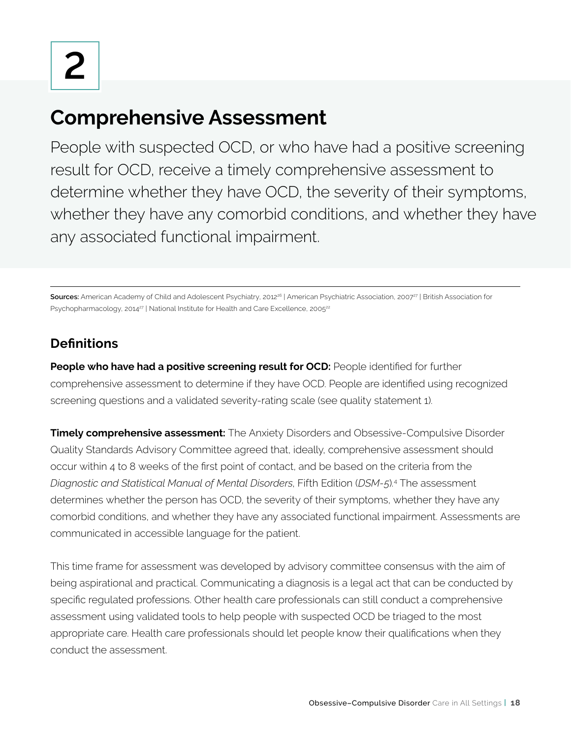# 2

## Comprehensive Assessment

People with suspected OCD, or who have had a positive screening result for OCD, receive a timely comprehensive assessment to determine whether they have OCD, the severity of their symptoms, whether they have any comorbid conditions, and whether they have any associated functional impairment.

**Sources:** American Academy of Child and Adolescent Psychiatry, 2012[26] | American Psychiatric Association, 2007[27] | British Association for Psychopharmacology, 2014[27] | National Institute for Health and Care Excellence, 2005[22]

### Definitions

**People who have had a positive screening result for OCD:** People identified for further comprehensive assessment to determine if they have OCD. People are identified using recognized screening questions and a validated severity-rating scale (see quality statement 1).

**Timely comprehensive assessment:** The Anxiety Disorders and Obsessive-Compulsive Disorder Quality Standards Advisory Committee agreed that, ideally, comprehensive assessment should occur within 4 to 8 weeks of the first point of contact, and be based on the criteria from the *Diagnostic and Statistical Manual of Mental Disorders*, Fifth Edition (*DSM-5*).[4] The assessment determines whether the person has OCD, the severity of their symptoms, whether they have any comorbid conditions, and whether they have any associated functional impairment. Assessments are communicated in accessible language for the patient.

This time frame for assessment was developed by advisory committee consensus with the aim of being aspirational and practical. Communicating a diagnosis is a legal act that can be conducted by specific regulated professions. Other health care professionals can still conduct a comprehensive assessment using validated tools to help people with suspected OCD be triaged to the most appropriate care. Health care professionals should let people know their qualifications when they conduct the assessment.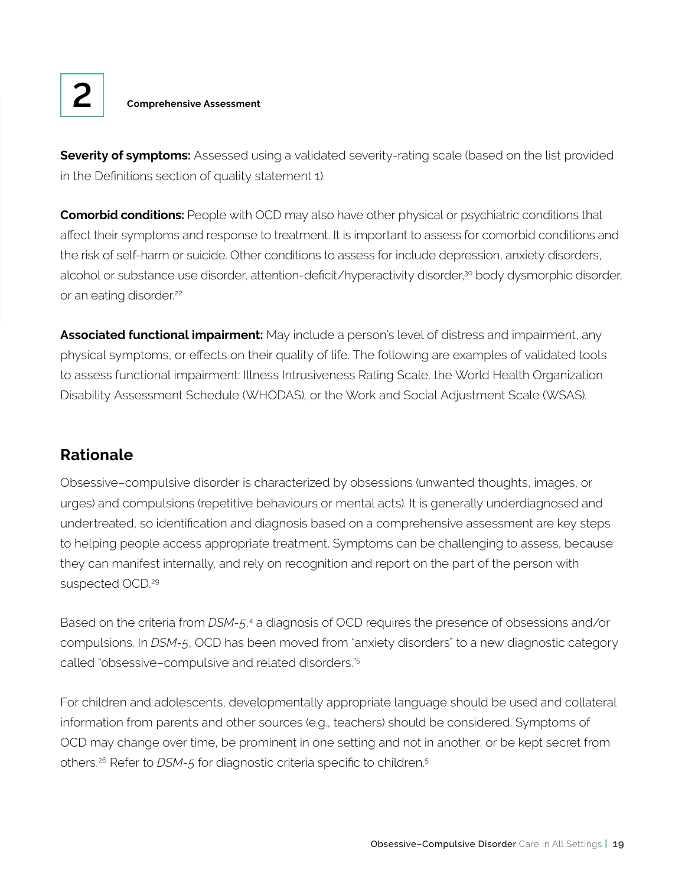**Severity of symptoms:** Assessed using a validated severity-rating scale (based on the list provided in the Definitions section of quality statement 1).

**Comorbid conditions:** People with OCD may also have other physical or psychiatric conditions that affect their symptoms and response to treatment. It is important to assess for comorbid conditions and the risk of self-harm or suicide. Other conditions to assess for include depression, anxiety disorders, alcohol or substance use disorder, attention-deficit/hyperactivity disorder,[30] body dysmorphic disorder, or an eating disorder.[22]

**Associated functional impairment:** May include a person's level of distress and impairment, any physical symptoms, or effects on their quality of life. The following are examples of validated tools to assess functional impairment: Illness Intrusiveness Rating Scale, the World Health Organization Disability Assessment Schedule (WHODAS), or the Work and Social Adjustment Scale (WSAS).

## Rationale

Obsessive–compulsive disorder is characterized by obsessions (unwanted thoughts, images, or urges) and compulsions (repetitive behaviours or mental acts). It is generally underdiagnosed and undertreated, so identification and diagnosis based on a comprehensive assessment are key steps to helping people access appropriate treatment. Symptoms can be challenging to assess, because they can manifest internally, and rely on recognition and report on the part of the person with suspected OCD.[29]

Based on the criteria from *DSM-5*,[4] a diagnosis of OCD requires the presence of obsessions and/or compulsions. In *DSM-5*, OCD has been moved from "anxiety disorders" to a new diagnostic category called "obsessive–compulsive and related disorders."[5]

For children and adolescents, developmentally appropriate language should be used and collateral information from parents and other sources (e.g., teachers) should be considered. Symptoms of OCD may change over time, be prominent in one setting and not in another, or be kept secret from others.[26] Refer to *DSM-5* for diagnostic criteria specific to children.[5]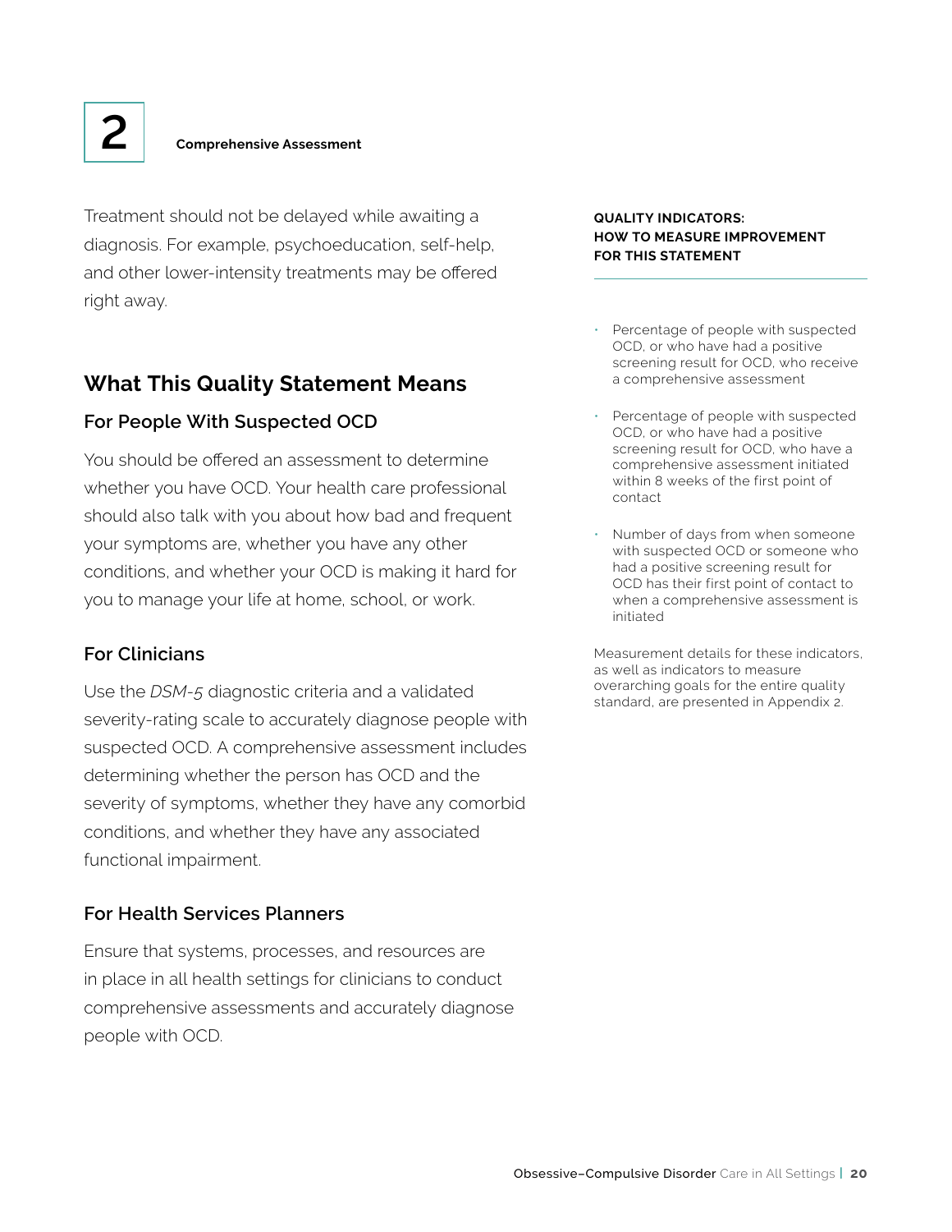# 2 Comprehensive Assessment

Treatment should not be delayed while awaiting a diagnosis. For example, psychoeducation, self-help, and other lower-intensity treatments may be offered right away.

## What This Quality Statement Means

### For People With Suspected OCD

You should be offered an assessment to determine whether you have OCD. Your health care professional should also talk with you about how bad and frequent your symptoms are, whether you have any other conditions, and whether your OCD is making it hard for you to manage your life at home, school, or work.

### For Clinicians

Use the *DSM-5* diagnostic criteria and a validated severity-rating scale to accurately diagnose people with suspected OCD. A comprehensive assessment includes determining whether the person has OCD and the severity of symptoms, whether they have any comorbid conditions, and whether they have any associated functional impairment.

### For Health Services Planners

Ensure that systems, processes, and resources are in place in all health settings for clinicians to conduct comprehensive assessments and accurately diagnose people with OCD.

**QUALITY INDICATORS: HOW TO MEASURE IMPROVEMENT FOR THIS STATEMENT**

- Percentage of people with suspected OCD, or who have had a positive screening result for OCD, who receive a comprehensive assessment
- Percentage of people with suspected OCD, or who have had a positive screening result for OCD, who have a comprehensive assessment initiated within 8 weeks of the first point of contact
- Number of days from when someone with suspected OCD or someone who had a positive screening result for OCD has their first point of contact to when a comprehensive assessment is initiated

Measurement details for these indicators, as well as indicators to measure overarching goals for the entire quality standard, are presented in Appendix 2.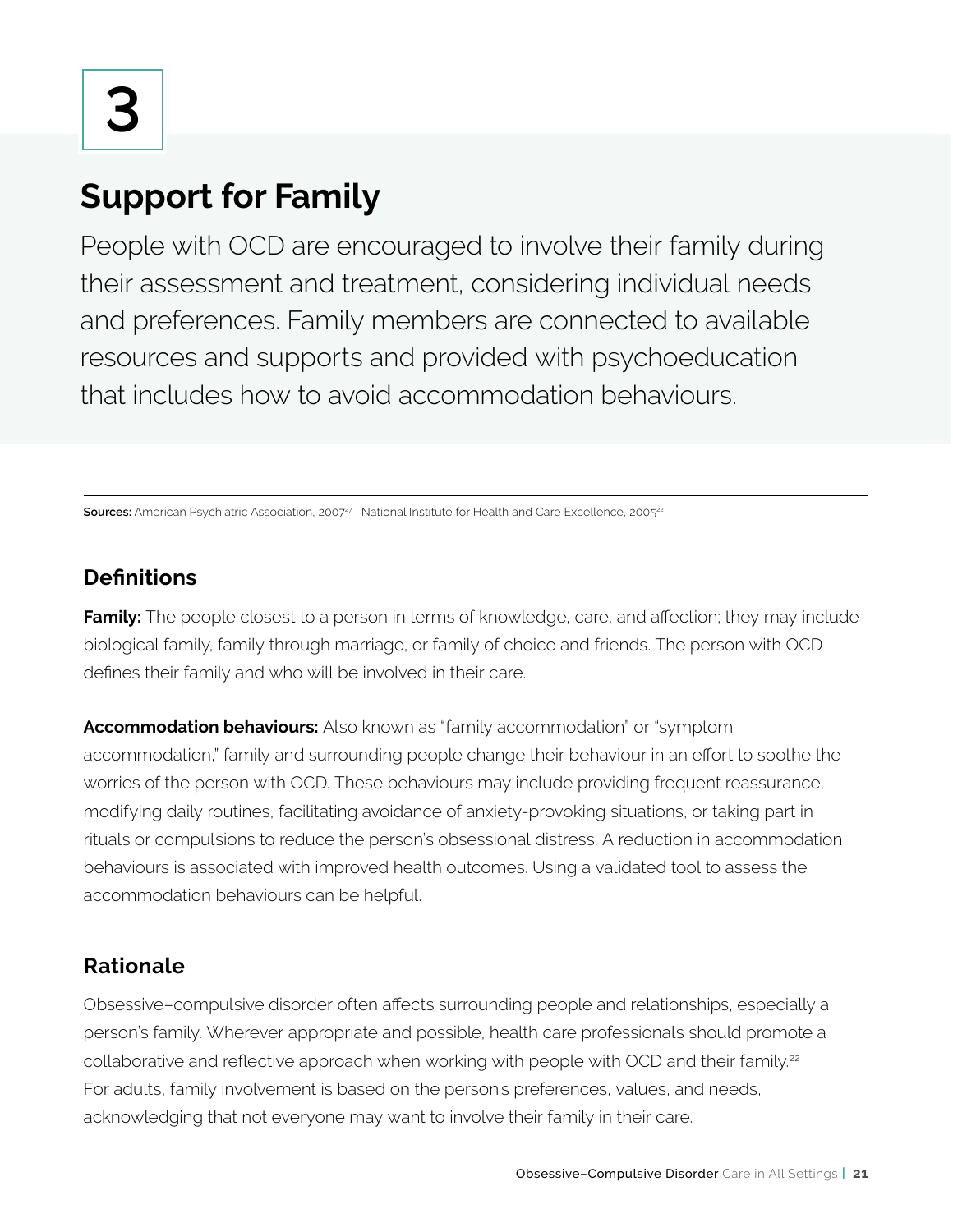3

# Support for Family

People with OCD are encouraged to involve their family during their assessment and treatment, considering individual needs and preferences. Family members are connected to available resources and supports and provided with psychoeducation that includes how to avoid accommodation behaviours.

---

**Sources:** American Psychiatric Association, 2007[27] | National Institute for Health and Care Excellence, 2005[22]

## Definitions

**Family:** The people closest to a person in terms of knowledge, care, and affection; they may include biological family, family through marriage, or family of choice and friends. The person with OCD defines their family and who will be involved in their care.

**Accommodation behaviours:** Also known as "family accommodation" or "symptom accommodation," family and surrounding people change their behaviour in an effort to soothe the worries of the person with OCD. These behaviours may include providing frequent reassurance, modifying daily routines, facilitating avoidance of anxiety-provoking situations, or taking part in rituals or compulsions to reduce the person's obsessional distress. A reduction in accommodation behaviours is associated with improved health outcomes. Using a validated tool to assess the accommodation behaviours can be helpful.

## Rationale

Obsessive–compulsive disorder often affects surrounding people and relationships, especially a person's family. Wherever appropriate and possible, health care professionals should promote a collaborative and reflective approach when working with people with OCD and their family.[22] For adults, family involvement is based on the person's preferences, values, and needs, acknowledging that not everyone may want to involve their family in their care.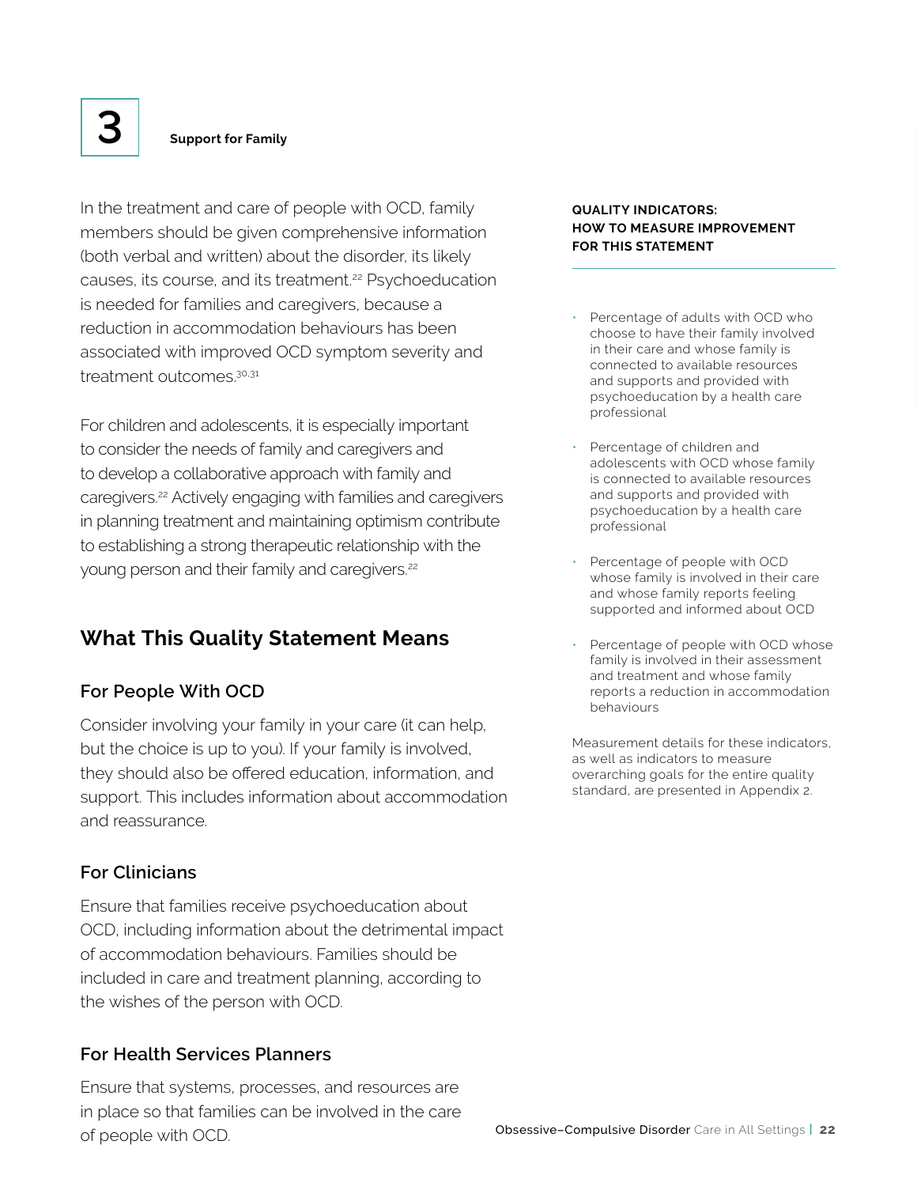# 3 Support for Family

In the treatment and care of people with OCD, family members should be given comprehensive information (both verbal and written) about the disorder, its likely causes, its course, and its treatment.[22] Psychoeducation is needed for families and caregivers, because a reduction in accommodation behaviours has been associated with improved OCD symptom severity and treatment outcomes.[30,31]

For children and adolescents, it is especially important to consider the needs of family and caregivers and to develop a collaborative approach with family and caregivers.[22] Actively engaging with families and caregivers in planning treatment and maintaining optimism contribute to establishing a strong therapeutic relationship with the young person and their family and caregivers.[22]

## What This Quality Statement Means

### For People With OCD

Consider involving your family in your care (it can help, but the choice is up to you). If your family is involved, they should also be offered education, information, and support. This includes information about accommodation and reassurance.

### For Clinicians

Ensure that families receive psychoeducation about OCD, including information about the detrimental impact of accommodation behaviours. Families should be included in care and treatment planning, according to the wishes of the person with OCD.

### For Health Services Planners

Ensure that systems, processes, and resources are in place so that families can be involved in the care of people with OCD.

**QUALITY INDICATORS: HOW TO MEASURE IMPROVEMENT FOR THIS STATEMENT**

- Percentage of adults with OCD who choose to have their family involved in their care and whose family is connected to available resources and supports and provided with psychoeducation by a health care professional
- Percentage of children and adolescents with OCD whose family is connected to available resources and supports and provided with psychoeducation by a health care professional
- Percentage of people with OCD whose family is involved in their care and whose family reports feeling supported and informed about OCD
- Percentage of people with OCD whose family is involved in their assessment and treatment and whose family reports a reduction in accommodation behaviours

Measurement details for these indicators, as well as indicators to measure overarching goals for the entire quality standard, are presented in Appendix 2.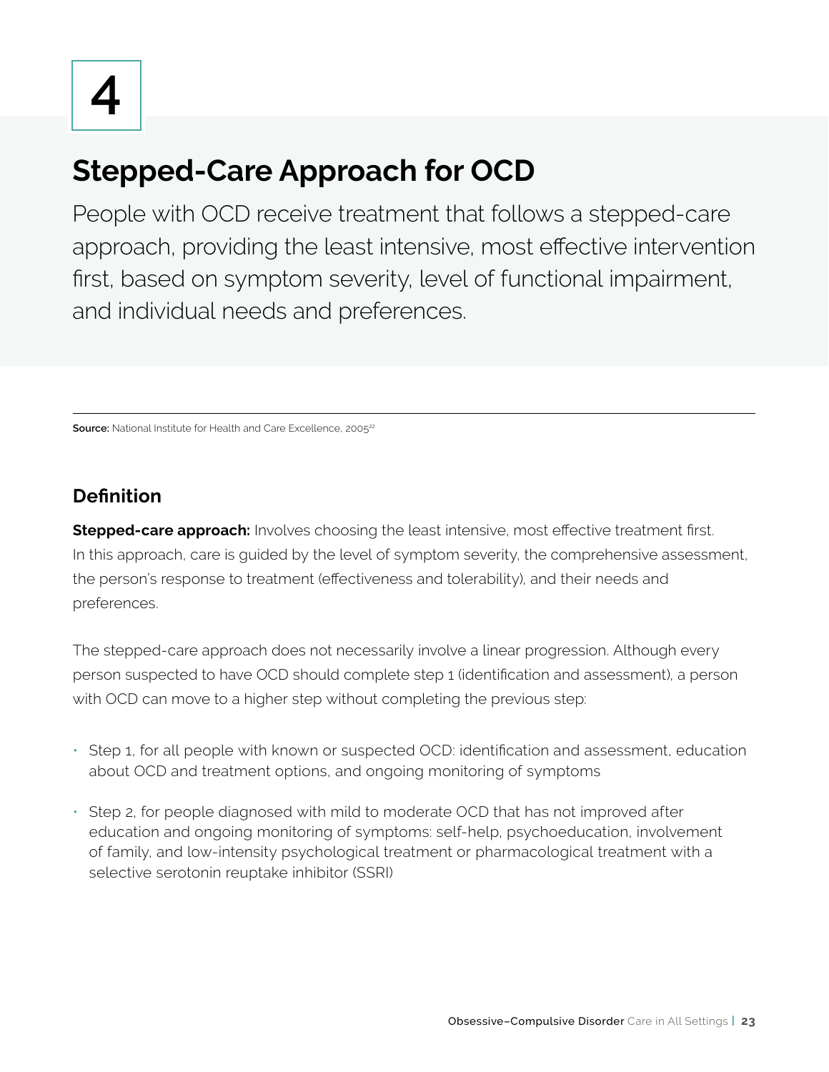4

# Stepped-Care Approach for OCD

People with OCD receive treatment that follows a stepped-care approach, providing the least intensive, most effective intervention first, based on symptom severity, level of functional impairment, and individual needs and preferences.

**Source:** National Institute for Health and Care Excellence, 2005[22]

## Definition

**Stepped-care approach:** Involves choosing the least intensive, most effective treatment first. In this approach, care is guided by the level of symptom severity, the comprehensive assessment, the person's response to treatment (effectiveness and tolerability), and their needs and preferences.

The stepped-care approach does not necessarily involve a linear progression. Although every person suspected to have OCD should complete step 1 (identification and assessment), a person with OCD can move to a higher step without completing the previous step:

- Step 1, for all people with known or suspected OCD: identification and assessment, education about OCD and treatment options, and ongoing monitoring of symptoms
- Step 2, for people diagnosed with mild to moderate OCD that has not improved after education and ongoing monitoring of symptoms: self-help, psychoeducation, involvement of family, and low-intensity psychological treatment or pharmacological treatment with a selective serotonin reuptake inhibitor (SSRI)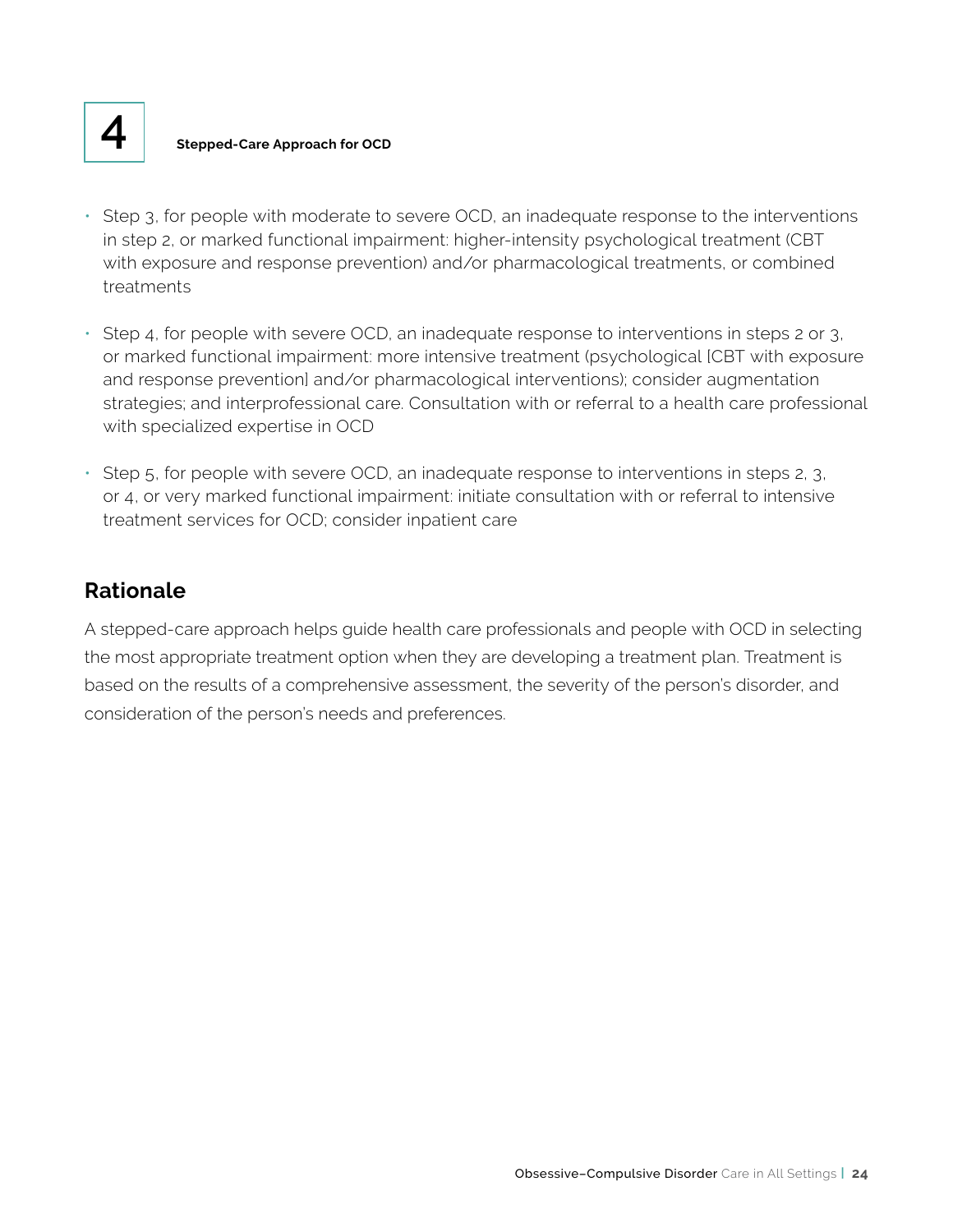- Step 3, for people with moderate to severe OCD, an inadequate response to the interventions in step 2, or marked functional impairment: higher-intensity psychological treatment (CBT with exposure and response prevention) and/or pharmacological treatments, or combined treatments
- Step 4, for people with severe OCD, an inadequate response to interventions in steps 2 or 3, or marked functional impairment: more intensive treatment (psychological [CBT with exposure and response prevention] and/or pharmacological interventions); consider augmentation strategies; and interprofessional care. Consultation with or referral to a health care professional with specialized expertise in OCD
- Step 5, for people with severe OCD, an inadequate response to interventions in steps 2, 3, or 4, or very marked functional impairment: initiate consultation with or referral to intensive treatment services for OCD; consider inpatient care

## Rationale

A stepped-care approach helps guide health care professionals and people with OCD in selecting the most appropriate treatment option when they are developing a treatment plan. Treatment is based on the results of a comprehensive assessment, the severity of the person's disorder, and consideration of the person's needs and preferences.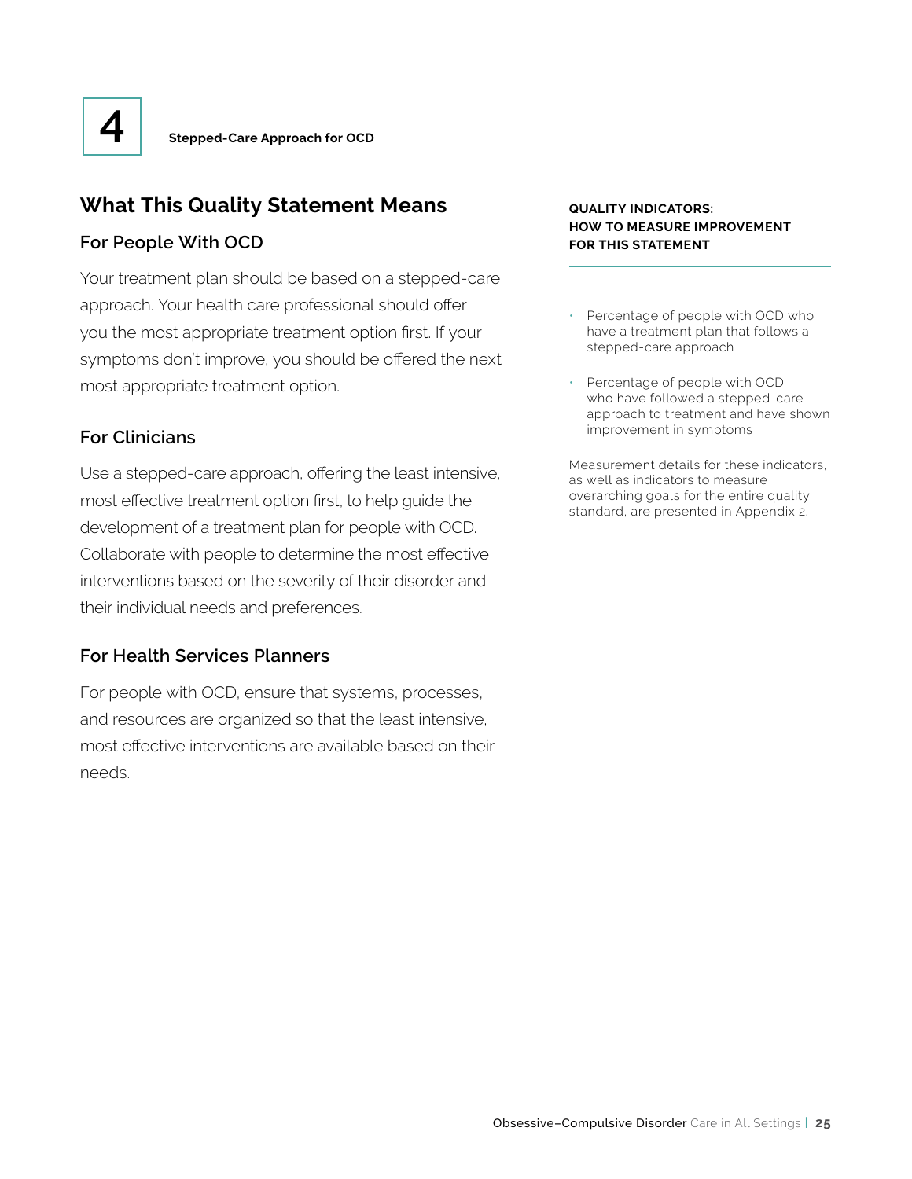4

**Stepped-Care Approach for OCD**

## What This Quality Statement Means

### For People With OCD

Your treatment plan should be based on a stepped-care approach. Your health care professional should offer you the most appropriate treatment option first. If your symptoms don't improve, you should be offered the next most appropriate treatment option.

### For Clinicians

Use a stepped-care approach, offering the least intensive, most effective treatment option first, to help guide the development of a treatment plan for people with OCD. Collaborate with people to determine the most effective interventions based on the severity of their disorder and their individual needs and preferences.

### For Health Services Planners

For people with OCD, ensure that systems, processes, and resources are organized so that the least intensive, most effective interventions are available based on their needs.

**QUALITY INDICATORS: HOW TO MEASURE IMPROVEMENT FOR THIS STATEMENT**

- Percentage of people with OCD who have a treatment plan that follows a stepped-care approach
- Percentage of people with OCD who have followed a stepped-care approach to treatment and have shown improvement in symptoms

Measurement details for these indicators, as well as indicators to measure overarching goals for the entire quality standard, are presented in Appendix 2.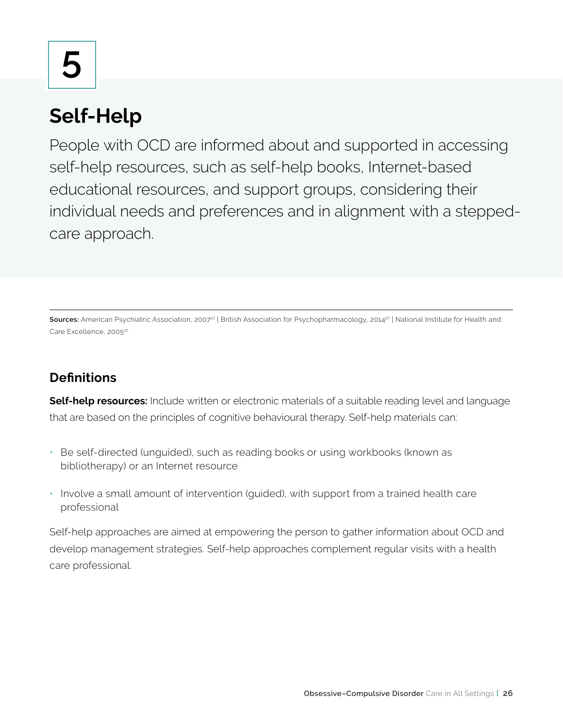# 5

## Self-Help

People with OCD are informed about and supported in accessing self-help resources, such as self-help books, Internet-based educational resources, and support groups, considering their individual needs and preferences and in alignment with a stepped-care approach.

**Sources:** American Psychiatric Association, 2007[27] | British Association for Psychopharmacology, 2014[27] | National Institute for Health and Care Excellence, 2005[22]

### Definitions

**Self-help resources:** Include written or electronic materials of a suitable reading level and language that are based on the principles of cognitive behavioural therapy. Self-help materials can:

- Be self-directed (unguided), such as reading books or using workbooks (known as bibliotherapy) or an Internet resource
- Involve a small amount of intervention (guided), with support from a trained health care professional

Self-help approaches are aimed at empowering the person to gather information about OCD and develop management strategies. Self-help approaches complement regular visits with a health care professional.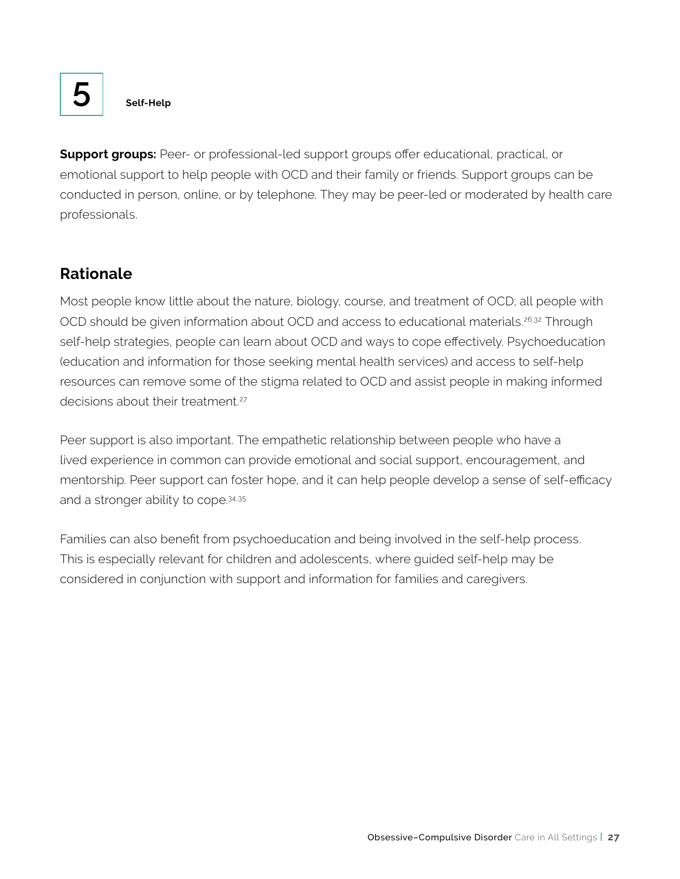# 5 Self-Help

**Support groups:** Peer- or professional-led support groups offer educational, practical, or emotional support to help people with OCD and their family or friends. Support groups can be conducted in person, online, or by telephone. They may be peer-led or moderated by health care professionals.

## Rationale

Most people know little about the nature, biology, course, and treatment of OCD; all people with OCD should be given information about OCD and access to educational materials.[26,32] Through self-help strategies, people can learn about OCD and ways to cope effectively. Psychoeducation (education and information for those seeking mental health services) and access to self-help resources can remove some of the stigma related to OCD and assist people in making informed decisions about their treatment.[27]

Peer support is also important. The empathetic relationship between people who have a lived experience in common can provide emotional and social support, encouragement, and mentorship. Peer support can foster hope, and it can help people develop a sense of self-efficacy and a stronger ability to cope.[34,35]

Families can also benefit from psychoeducation and being involved in the self-help process. This is especially relevant for children and adolescents, where guided self-help may be considered in conjunction with support and information for families and caregivers.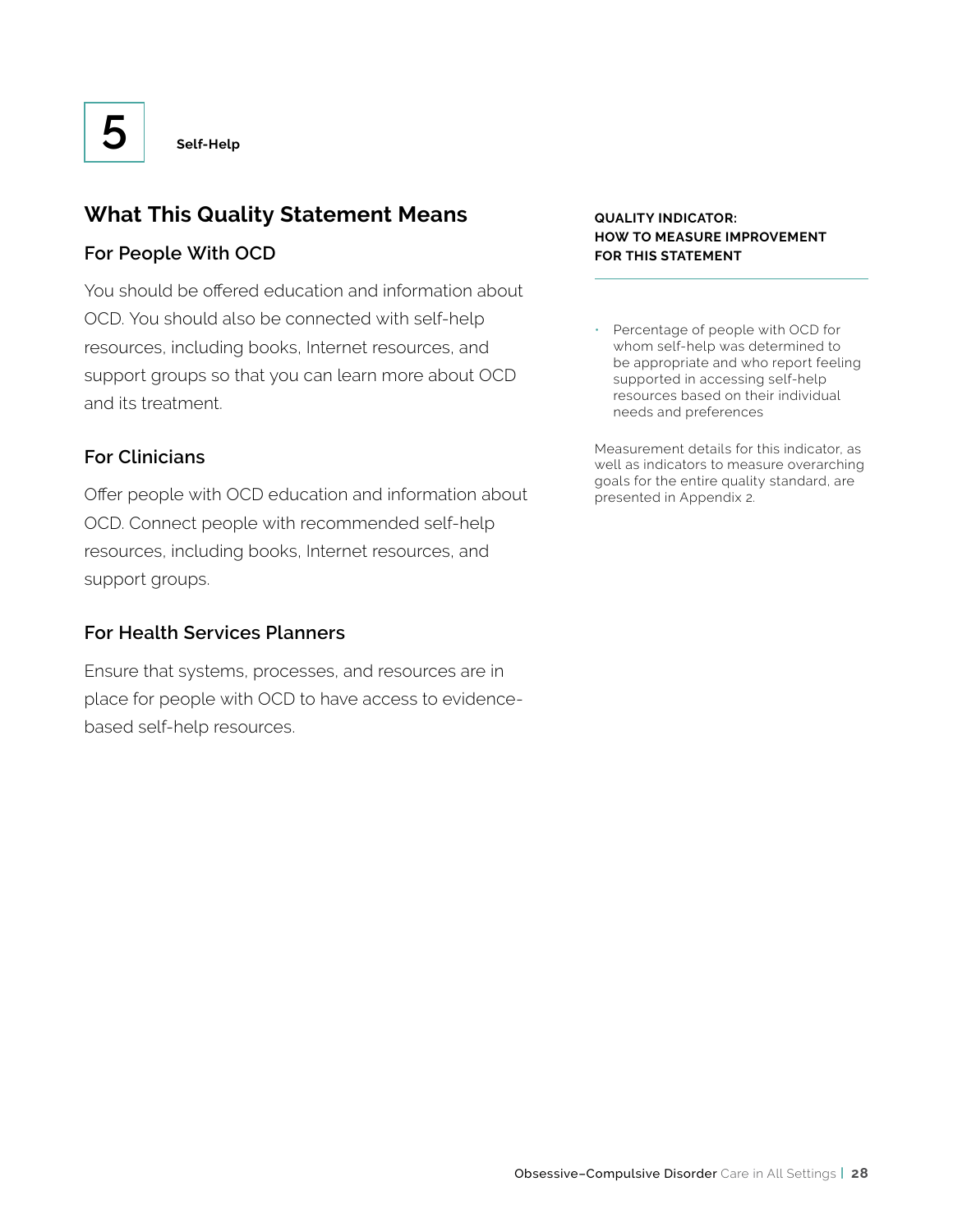# 5 Self-Help

## What This Quality Statement Means

### For People With OCD

You should be offered education and information about OCD. You should also be connected with self-help resources, including books, Internet resources, and support groups so that you can learn more about OCD and its treatment.

### For Clinicians

Offer people with OCD education and information about OCD. Connect people with recommended self-help resources, including books, Internet resources, and support groups.

### For Health Services Planners

Ensure that systems, processes, and resources are in place for people with OCD to have access to evidence-based self-help resources.

**QUALITY INDICATOR: HOW TO MEASURE IMPROVEMENT FOR THIS STATEMENT**

- Percentage of people with OCD for whom self-help was determined to be appropriate and who report feeling supported in accessing self-help resources based on their individual needs and preferences

Measurement details for this indicator, as well as indicators to measure overarching goals for the entire quality standard, are presented in Appendix 2.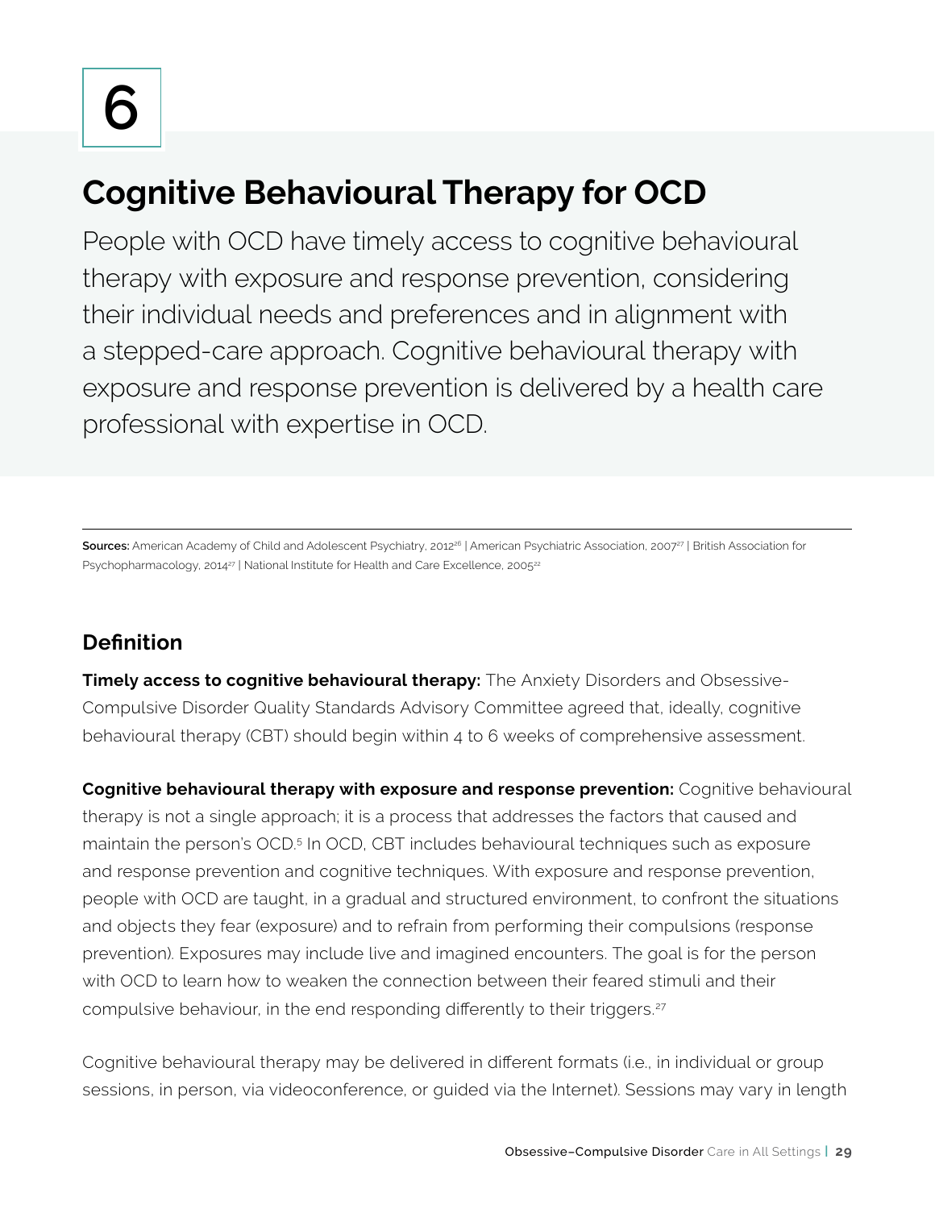# 6

## Cognitive Behavioural Therapy for OCD

People with OCD have timely access to cognitive behavioural therapy with exposure and response prevention, considering their individual needs and preferences and in alignment with a stepped-care approach. Cognitive behavioural therapy with exposure and response prevention is delivered by a health care professional with expertise in OCD.

**Sources:** American Academy of Child and Adolescent Psychiatry, 2012[26] | American Psychiatric Association, 2007[27] | British Association for Psychopharmacology, 2014[27] | National Institute for Health and Care Excellence, 2005[22]

### Definition

**Timely access to cognitive behavioural therapy:** The Anxiety Disorders and Obsessive-Compulsive Disorder Quality Standards Advisory Committee agreed that, ideally, cognitive behavioural therapy (CBT) should begin within 4 to 6 weeks of comprehensive assessment.

**Cognitive behavioural therapy with exposure and response prevention:** Cognitive behavioural therapy is not a single approach; it is a process that addresses the factors that caused and maintain the person's OCD.[5] In OCD, CBT includes behavioural techniques such as exposure and response prevention and cognitive techniques. With exposure and response prevention, people with OCD are taught, in a gradual and structured environment, to confront the situations and objects they fear (exposure) and to refrain from performing their compulsions (response prevention). Exposures may include live and imagined encounters. The goal is for the person with OCD to learn how to weaken the connection between their feared stimuli and their compulsive behaviour, in the end responding differently to their triggers.[27]

Cognitive behavioural therapy may be delivered in different formats (i.e., in individual or group sessions, in person, via videoconference, or guided via the Internet). Sessions may vary in length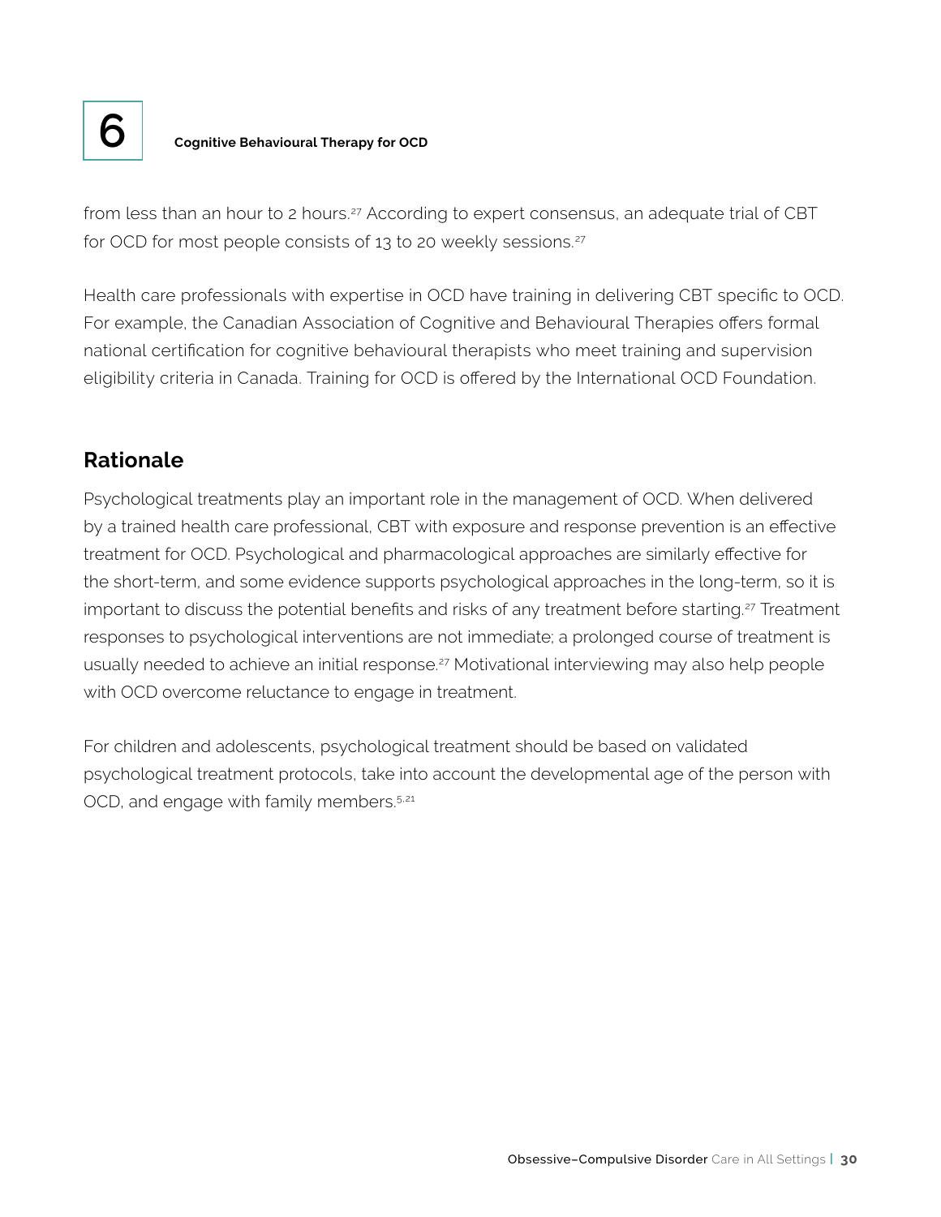from less than an hour to 2 hours.[27] According to expert consensus, an adequate trial of CBT for OCD for most people consists of 13 to 20 weekly sessions.[27]

Health care professionals with expertise in OCD have training in delivering CBT specific to OCD. For example, the Canadian Association of Cognitive and Behavioural Therapies offers formal national certification for cognitive behavioural therapists who meet training and supervision eligibility criteria in Canada. Training for OCD is offered by the International OCD Foundation.

## Rationale

Psychological treatments play an important role in the management of OCD. When delivered by a trained health care professional, CBT with exposure and response prevention is an effective treatment for OCD. Psychological and pharmacological approaches are similarly effective for the short-term, and some evidence supports psychological approaches in the long-term, so it is important to discuss the potential benefits and risks of any treatment before starting.[27] Treatment responses to psychological interventions are not immediate; a prolonged course of treatment is usually needed to achieve an initial response.[27] Motivational interviewing may also help people with OCD overcome reluctance to engage in treatment.

For children and adolescents, psychological treatment should be based on validated psychological treatment protocols, take into account the developmental age of the person with OCD, and engage with family members.[5,21]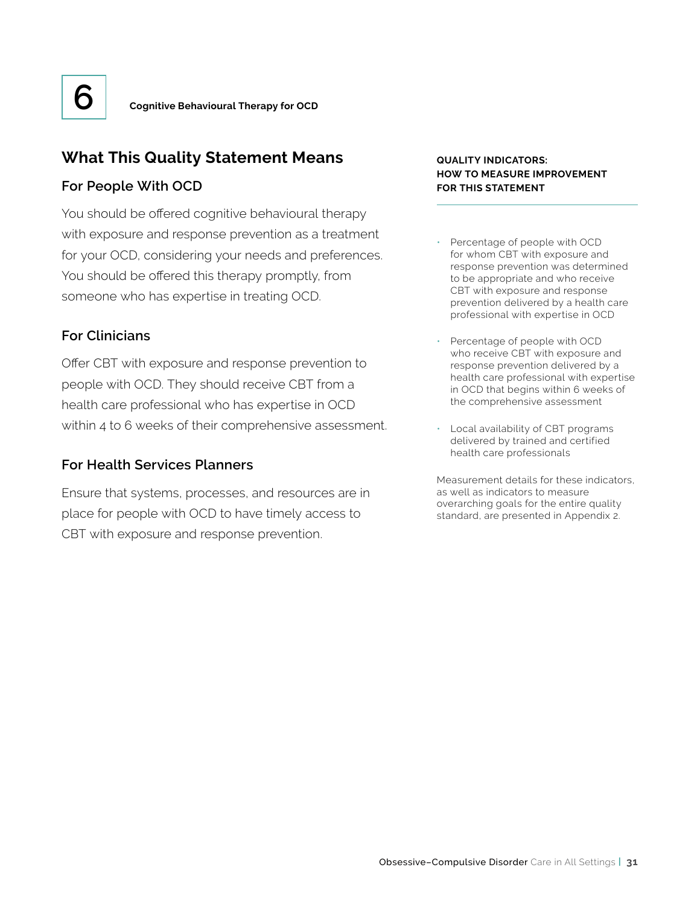# 6 Cognitive Behavioural Therapy for OCD

## What This Quality Statement Means

### For People With OCD

You should be offered cognitive behavioural therapy with exposure and response prevention as a treatment for your OCD, considering your needs and preferences. You should be offered this therapy promptly, from someone who has expertise in treating OCD.

### For Clinicians

Offer CBT with exposure and response prevention to people with OCD. They should receive CBT from a health care professional who has expertise in OCD within 4 to 6 weeks of their comprehensive assessment.

### For Health Services Planners

Ensure that systems, processes, and resources are in place for people with OCD to have timely access to CBT with exposure and response prevention.

**QUALITY INDICATORS: HOW TO MEASURE IMPROVEMENT FOR THIS STATEMENT**

- Percentage of people with OCD for whom CBT with exposure and response prevention was determined to be appropriate and who receive CBT with exposure and response prevention delivered by a health care professional with expertise in OCD
- Percentage of people with OCD who receive CBT with exposure and response prevention delivered by a health care professional with expertise in OCD that begins within 6 weeks of the comprehensive assessment
- Local availability of CBT programs delivered by trained and certified health care professionals

Measurement details for these indicators, as well as indicators to measure overarching goals for the entire quality standard, are presented in Appendix 2.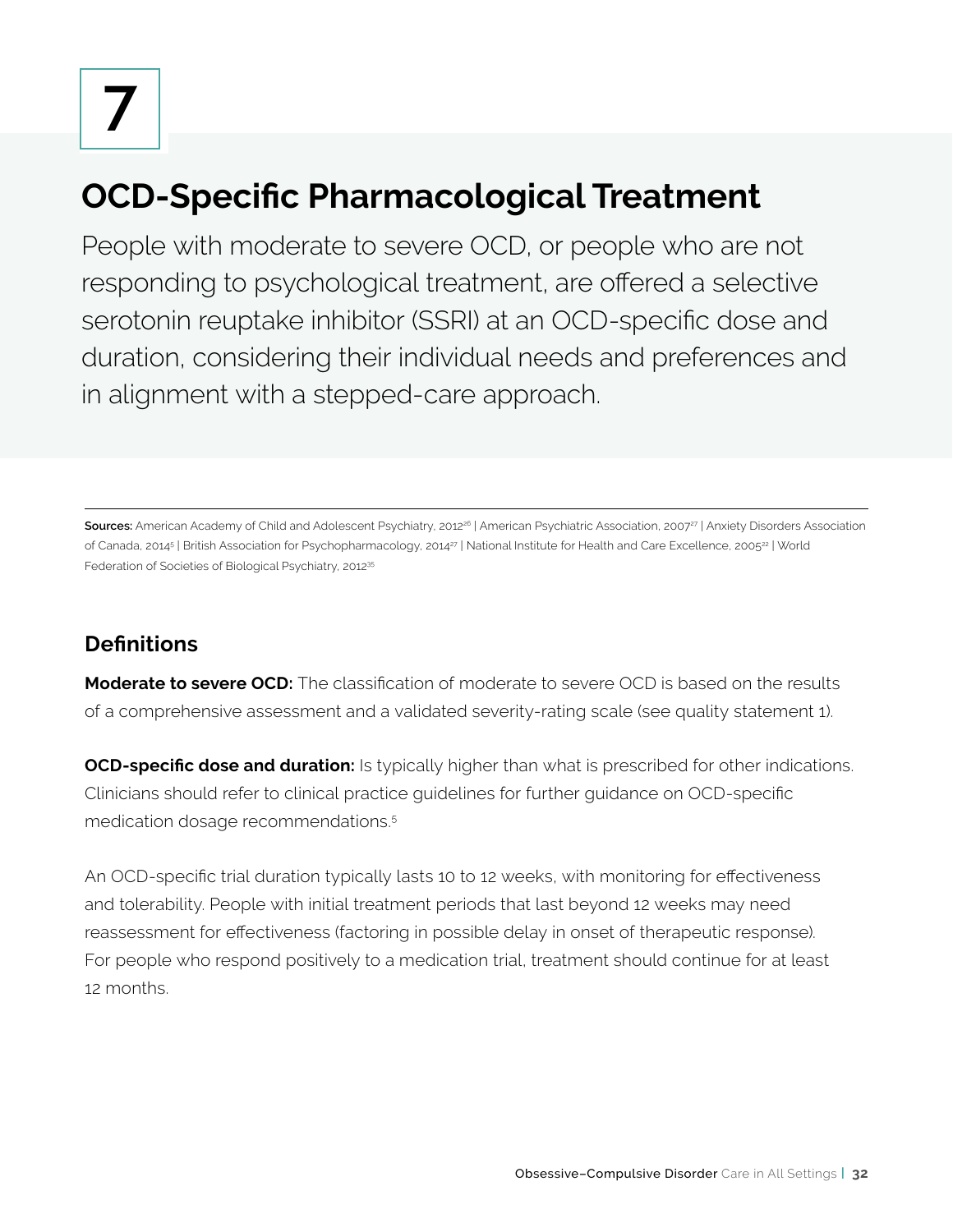# 7

## OCD-Specific Pharmacological Treatment

People with moderate to severe OCD, or people who are not responding to psychological treatment, are offered a selective serotonin reuptake inhibitor (SSRI) at an OCD-specific dose and duration, considering their individual needs and preferences and in alignment with a stepped-care approach.

**Sources:** American Academy of Child and Adolescent Psychiatry, 2012[26] | American Psychiatric Association, 2007[27] | Anxiety Disorders Association of Canada, 2014[5] | British Association for Psychopharmacology, 2014[27] | National Institute for Health and Care Excellence, 2005[22] | World Federation of Societies of Biological Psychiatry, 2012[35]

### Definitions

**Moderate to severe OCD:** The classification of moderate to severe OCD is based on the results of a comprehensive assessment and a validated severity-rating scale (see quality statement 1).

**OCD-specific dose and duration:** Is typically higher than what is prescribed for other indications. Clinicians should refer to clinical practice guidelines for further guidance on OCD-specific medication dosage recommendations.[5]

An OCD-specific trial duration typically lasts 10 to 12 weeks, with monitoring for effectiveness and tolerability. People with initial treatment periods that last beyond 12 weeks may need reassessment for effectiveness (factoring in possible delay in onset of therapeutic response). For people who respond positively to a medication trial, treatment should continue for at least 12 months.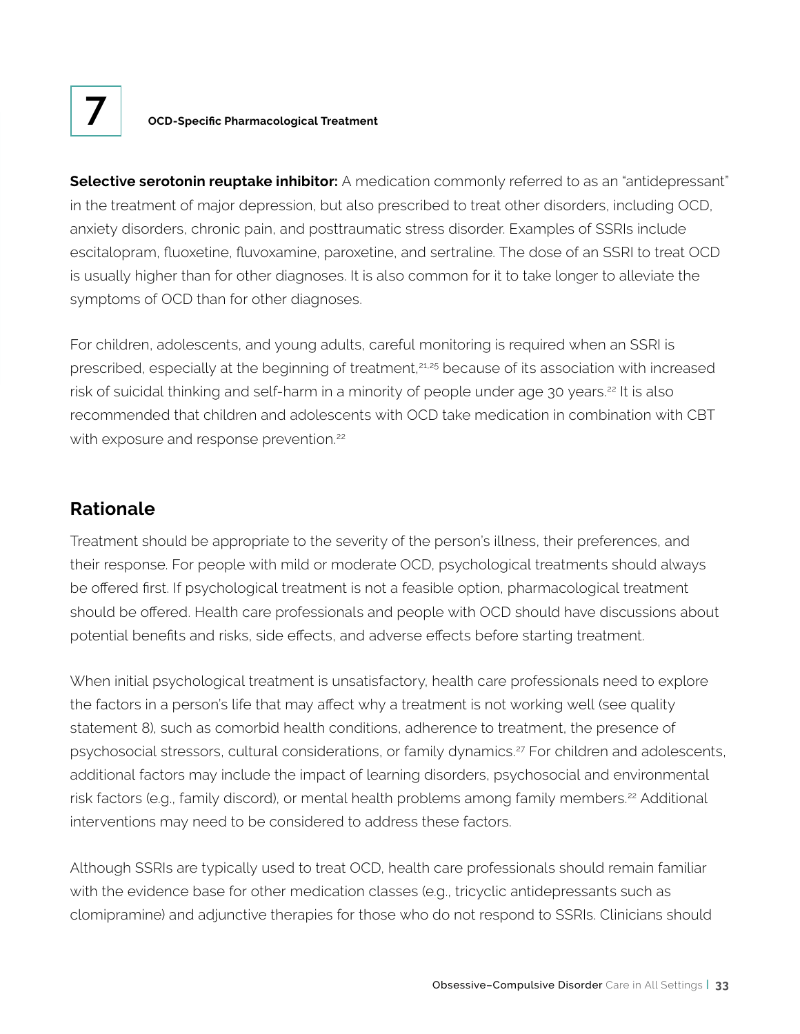7 **OCD-Specific Pharmacological Treatment**

**Selective serotonin reuptake inhibitor:** A medication commonly referred to as an "antidepressant" in the treatment of major depression, but also prescribed to treat other disorders, including OCD, anxiety disorders, chronic pain, and posttraumatic stress disorder. Examples of SSRIs include escitalopram, fluoxetine, fluvoxamine, paroxetine, and sertraline. The dose of an SSRI to treat OCD is usually higher than for other diagnoses. It is also common for it to take longer to alleviate the symptoms of OCD than for other diagnoses.

For children, adolescents, and young adults, careful monitoring is required when an SSRI is prescribed, especially at the beginning of treatment,[21,25] because of its association with increased risk of suicidal thinking and self-harm in a minority of people under age 30 years.[22] It is also recommended that children and adolescents with OCD take medication in combination with CBT with exposure and response prevention.[22]

## Rationale

Treatment should be appropriate to the severity of the person's illness, their preferences, and their response. For people with mild or moderate OCD, psychological treatments should always be offered first. If psychological treatment is not a feasible option, pharmacological treatment should be offered. Health care professionals and people with OCD should have discussions about potential benefits and risks, side effects, and adverse effects before starting treatment.

When initial psychological treatment is unsatisfactory, health care professionals need to explore the factors in a person's life that may affect why a treatment is not working well (see quality statement 8), such as comorbid health conditions, adherence to treatment, the presence of psychosocial stressors, cultural considerations, or family dynamics.[27] For children and adolescents, additional factors may include the impact of learning disorders, psychosocial and environmental risk factors (e.g., family discord), or mental health problems among family members.[22] Additional interventions may need to be considered to address these factors.

Although SSRIs are typically used to treat OCD, health care professionals should remain familiar with the evidence base for other medication classes (e.g., tricyclic antidepressants such as clomipramine) and adjunctive therapies for those who do not respond to SSRIs. Clinicians should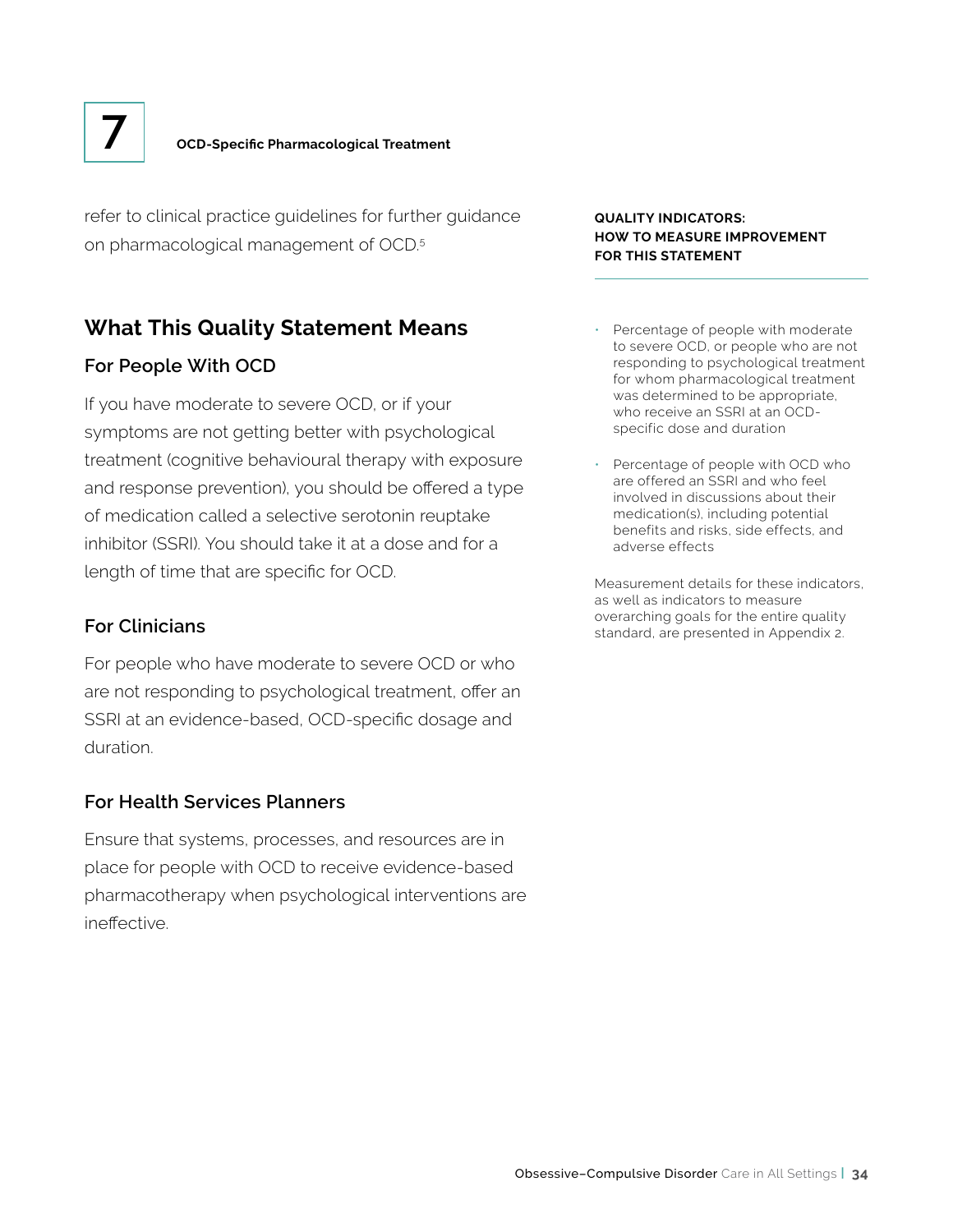refer to clinical practice guidelines for further guidance on pharmacological management of OCD.[5]

## What This Quality Statement Means

### For People With OCD

If you have moderate to severe OCD, or if your symptoms are not getting better with psychological treatment (cognitive behavioural therapy with exposure and response prevention), you should be offered a type of medication called a selective serotonin reuptake inhibitor (SSRI). You should take it at a dose and for a length of time that are specific for OCD.

### For Clinicians

For people who have moderate to severe OCD or who are not responding to psychological treatment, offer an SSRI at an evidence-based, OCD-specific dosage and duration.

### For Health Services Planners

Ensure that systems, processes, and resources are in place for people with OCD to receive evidence-based pharmacotherapy when psychological interventions are ineffective.

**QUALITY INDICATORS: HOW TO MEASURE IMPROVEMENT FOR THIS STATEMENT**

- Percentage of people with moderate to severe OCD, or people who are not responding to psychological treatment for whom pharmacological treatment was determined to be appropriate, who receive an SSRI at an OCD-specific dose and duration
- Percentage of people with OCD who are offered an SSRI and who feel involved in discussions about their medication(s), including potential benefits and risks, side effects, and adverse effects

Measurement details for these indicators, as well as indicators to measure overarching goals for the entire quality standard, are presented in Appendix 2.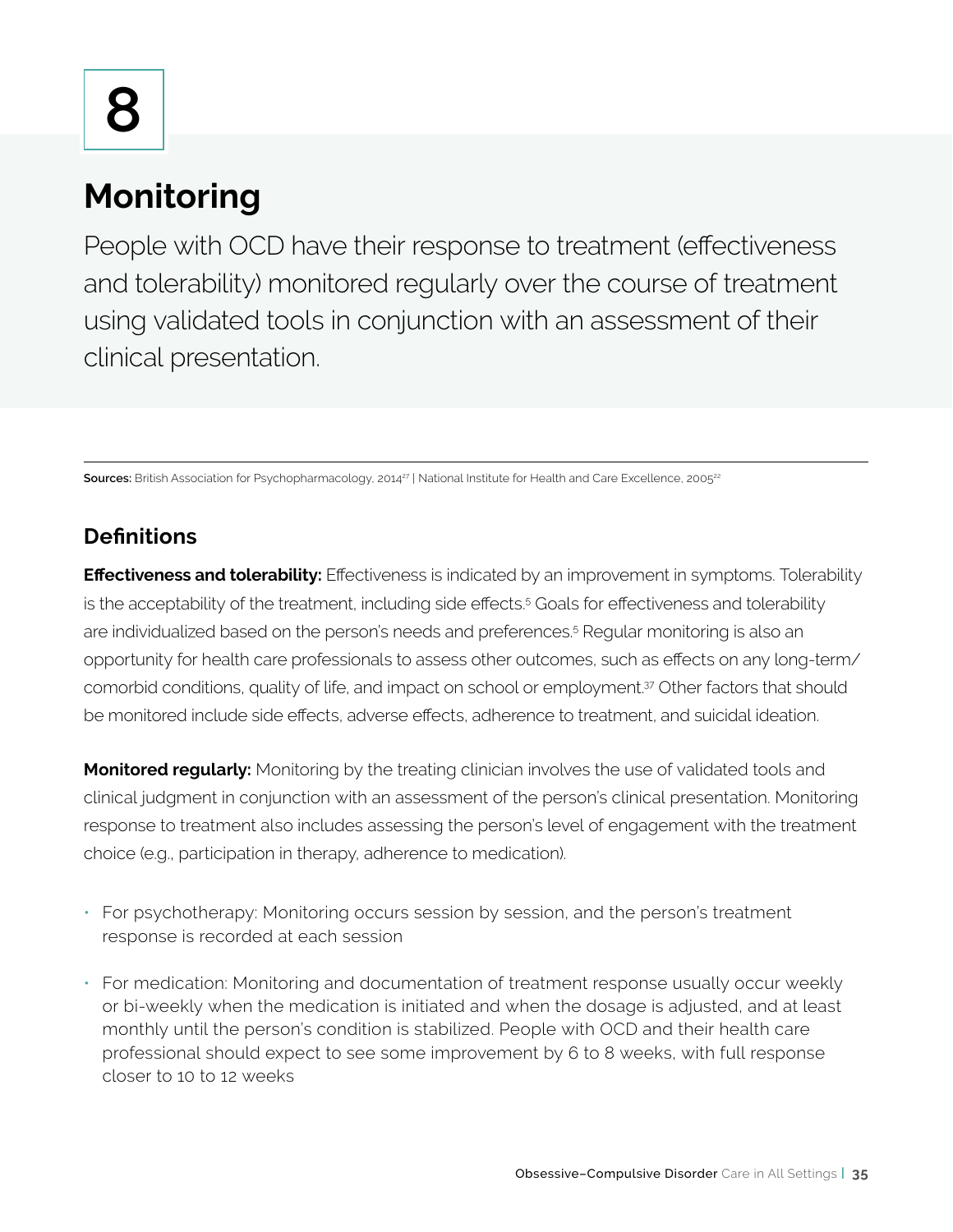# 8

## Monitoring

People with OCD have their response to treatment (effectiveness and tolerability) monitored regularly over the course of treatment using validated tools in conjunction with an assessment of their clinical presentation.

**Sources:** British Association for Psychopharmacology, 2014[27] | National Institute for Health and Care Excellence, 2005[22]

### Definitions

**Effectiveness and tolerability:** Effectiveness is indicated by an improvement in symptoms. Tolerability is the acceptability of the treatment, including side effects.[5] Goals for effectiveness and tolerability are individualized based on the person's needs and preferences.[5] Regular monitoring is also an opportunity for health care professionals to assess other outcomes, such as effects on any long-term/comorbid conditions, quality of life, and impact on school or employment.[37] Other factors that should be monitored include side effects, adverse effects, adherence to treatment, and suicidal ideation.

**Monitored regularly:** Monitoring by the treating clinician involves the use of validated tools and clinical judgment in conjunction with an assessment of the person's clinical presentation. Monitoring response to treatment also includes assessing the person's level of engagement with the treatment choice (e.g., participation in therapy, adherence to medication).

- For psychotherapy: Monitoring occurs session by session, and the person's treatment response is recorded at each session
- For medication: Monitoring and documentation of treatment response usually occur weekly or bi-weekly when the medication is initiated and when the dosage is adjusted, and at least monthly until the person's condition is stabilized. People with OCD and their health care professional should expect to see some improvement by 6 to 8 weeks, with full response closer to 10 to 12 weeks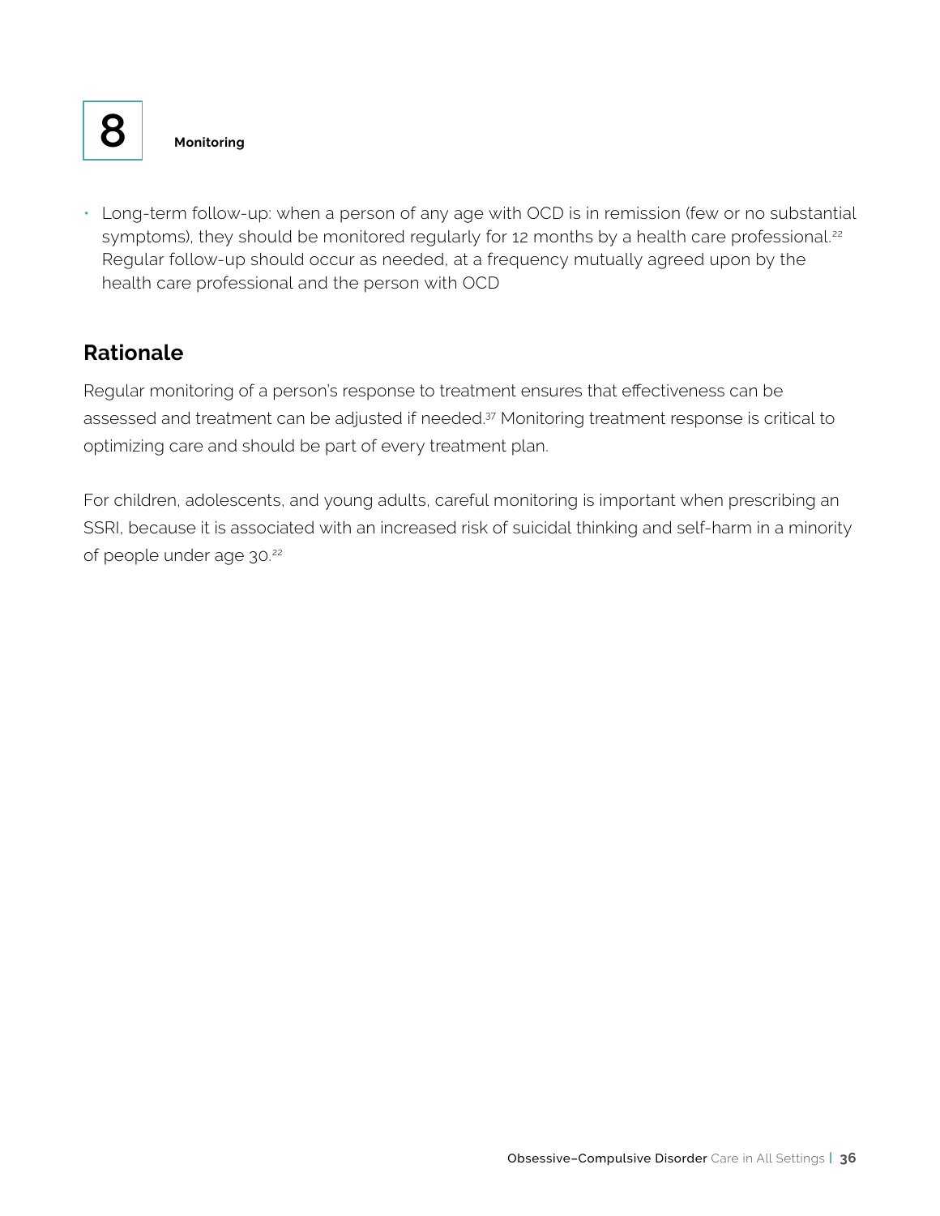8 **Monitoring**

- Long-term follow-up: when a person of any age with OCD is in remission (few or no substantial symptoms), they should be monitored regularly for 12 months by a health care professional.[22] Regular follow-up should occur as needed, at a frequency mutually agreed upon by the health care professional and the person with OCD

## Rationale

Regular monitoring of a person's response to treatment ensures that effectiveness can be assessed and treatment can be adjusted if needed.[37] Monitoring treatment response is critical to optimizing care and should be part of every treatment plan.

For children, adolescents, and young adults, careful monitoring is important when prescribing an SSRI, because it is associated with an increased risk of suicidal thinking and self-harm in a minority of people under age 30.[22]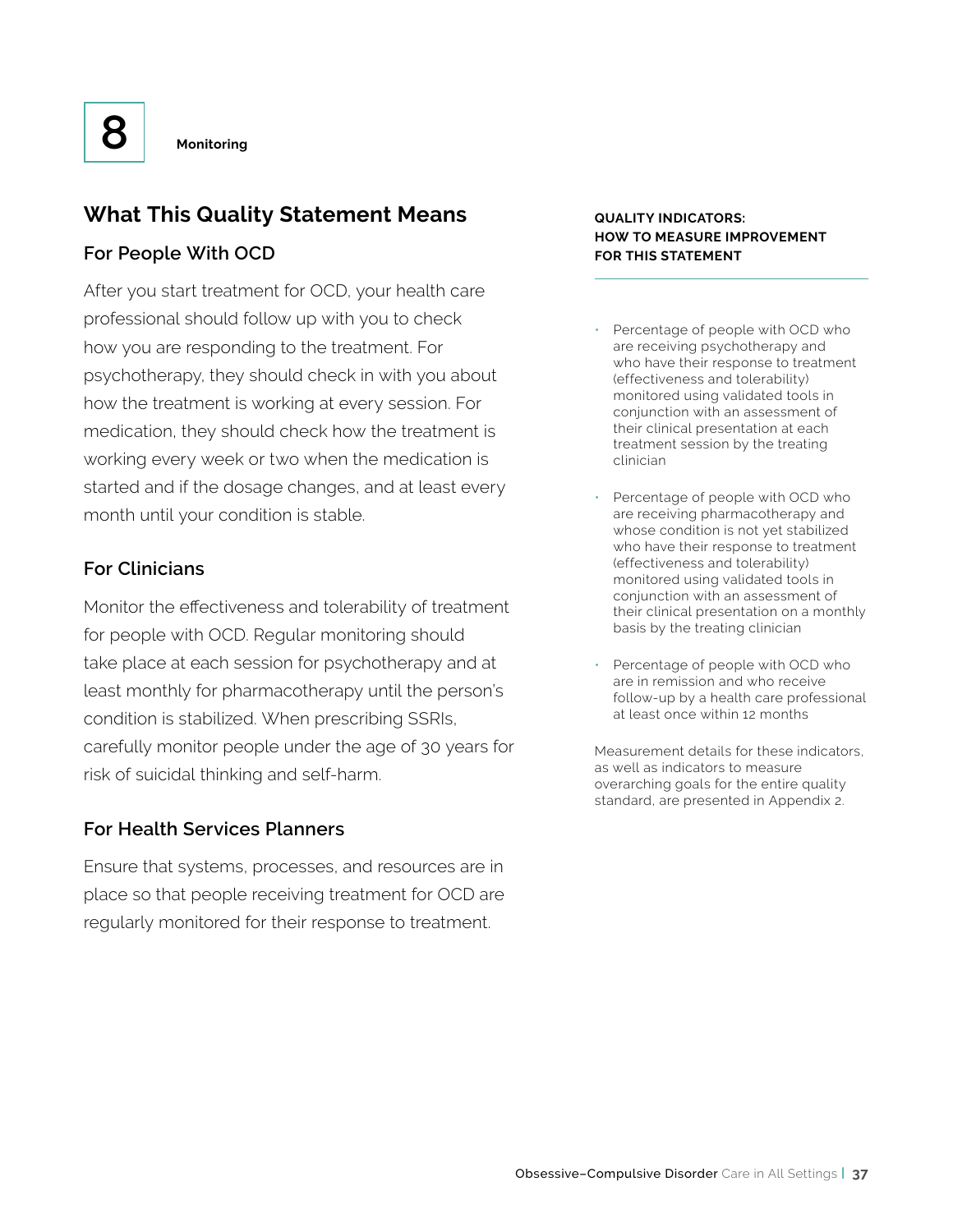# 8 Monitoring

## What This Quality Statement Means

### For People With OCD

After you start treatment for OCD, your health care professional should follow up with you to check how you are responding to the treatment. For psychotherapy, they should check in with you about how the treatment is working at every session. For medication, they should check how the treatment is working every week or two when the medication is started and if the dosage changes, and at least every month until your condition is stable.

### For Clinicians

Monitor the effectiveness and tolerability of treatment for people with OCD. Regular monitoring should take place at each session for psychotherapy and at least monthly for pharmacotherapy until the person's condition is stabilized. When prescribing SSRIs, carefully monitor people under the age of 30 years for risk of suicidal thinking and self-harm.

### For Health Services Planners

Ensure that systems, processes, and resources are in place so that people receiving treatment for OCD are regularly monitored for their response to treatment.

**QUALITY INDICATORS: HOW TO MEASURE IMPROVEMENT FOR THIS STATEMENT**

- Percentage of people with OCD who are receiving psychotherapy and who have their response to treatment (effectiveness and tolerability) monitored using validated tools in conjunction with an assessment of their clinical presentation at each treatment session by the treating clinician
- Percentage of people with OCD who are receiving pharmacotherapy and whose condition is not yet stabilized who have their response to treatment (effectiveness and tolerability) monitored using validated tools in conjunction with an assessment of their clinical presentation on a monthly basis by the treating clinician
- Percentage of people with OCD who are in remission and who receive follow-up by a health care professional at least once within 12 months

Measurement details for these indicators, as well as indicators to measure overarching goals for the entire quality standard, are presented in Appendix 2.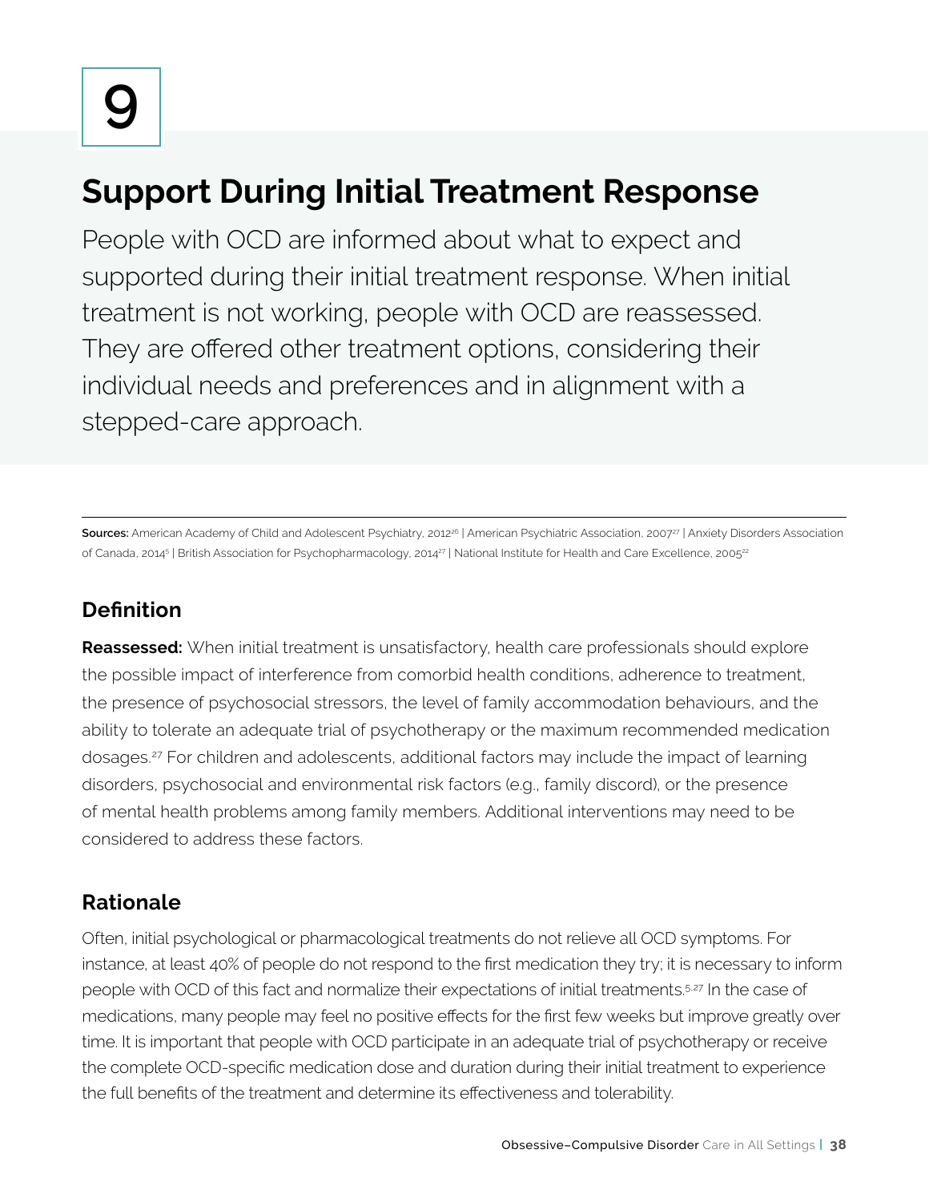# 9

## Support During Initial Treatment Response

People with OCD are informed about what to expect and supported during their initial treatment response. When initial treatment is not working, people with OCD are reassessed. They are offered other treatment options, considering their individual needs and preferences and in alignment with a stepped-care approach.

---

**Sources:** American Academy of Child and Adolescent Psychiatry, 2012[26] | American Psychiatric Association, 2007[27] | Anxiety Disorders Association of Canada, 2014[5] | British Association for Psychopharmacology, 2014[27] | National Institute for Health and Care Excellence, 2005[22]

### Definition

**Reassessed:** When initial treatment is unsatisfactory, health care professionals should explore the possible impact of interference from comorbid health conditions, adherence to treatment, the presence of psychosocial stressors, the level of family accommodation behaviours, and the ability to tolerate an adequate trial of psychotherapy or the maximum recommended medication dosages.[27] For children and adolescents, additional factors may include the impact of learning disorders, psychosocial and environmental risk factors (e.g., family discord), or the presence of mental health problems among family members. Additional interventions may need to be considered to address these factors.

### Rationale

Often, initial psychological or pharmacological treatments do not relieve all OCD symptoms. For instance, at least 40% of people do not respond to the first medication they try; it is necessary to inform people with OCD of this fact and normalize their expectations of initial treatments.[5,27] In the case of medications, many people may feel no positive effects for the first few weeks but improve greatly over time. It is important that people with OCD participate in an adequate trial of psychotherapy or receive the complete OCD-specific medication dose and duration during their initial treatment to experience the full benefits of the treatment and determine its effectiveness and tolerability.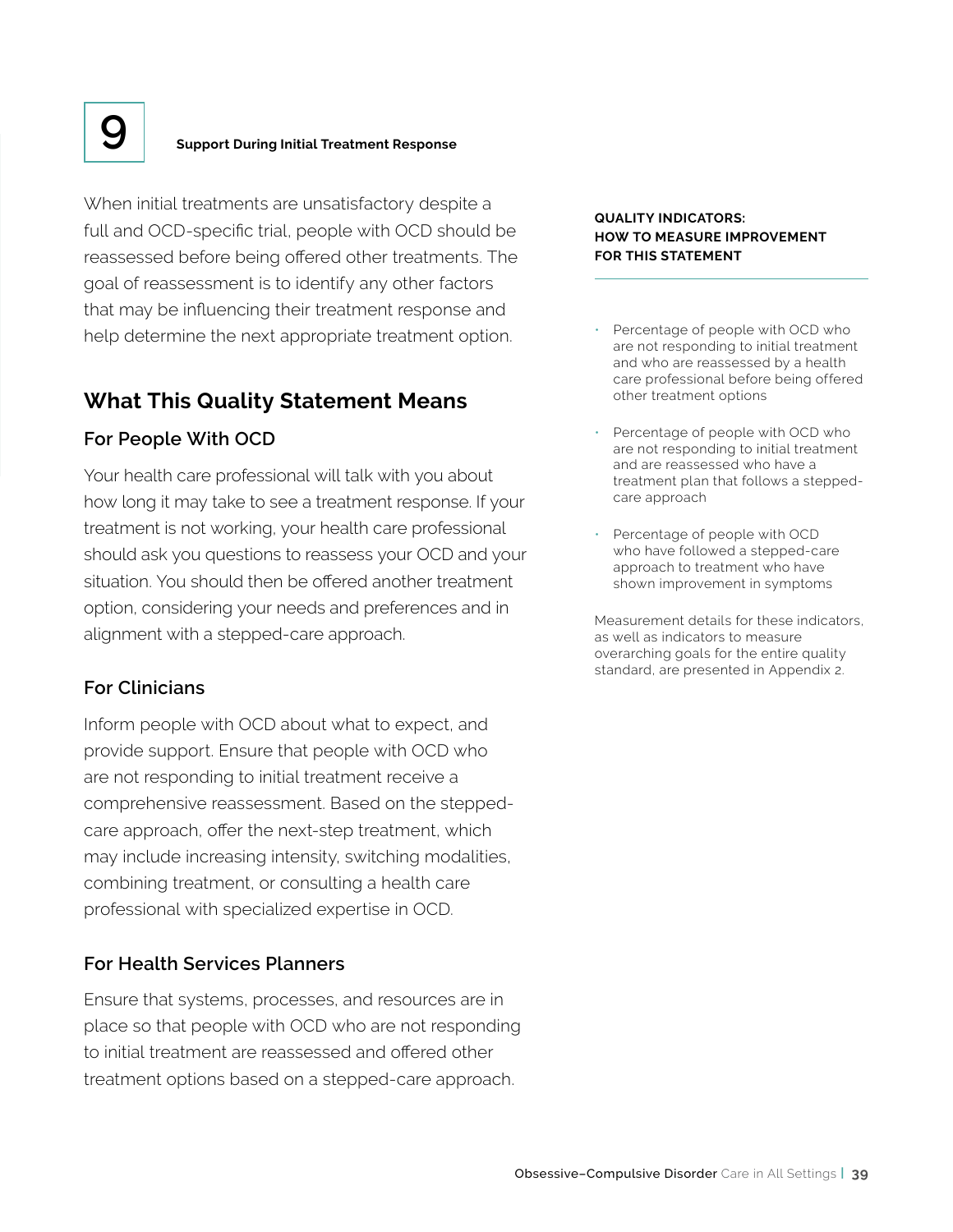# 9 Support During Initial Treatment Response

When initial treatments are unsatisfactory despite a full and OCD-specific trial, people with OCD should be reassessed before being offered other treatments. The goal of reassessment is to identify any other factors that may be influencing their treatment response and help determine the next appropriate treatment option.

## What This Quality Statement Means

### For People With OCD

Your health care professional will talk with you about how long it may take to see a treatment response. If your treatment is not working, your health care professional should ask you questions to reassess your OCD and your situation. You should then be offered another treatment option, considering your needs and preferences and in alignment with a stepped-care approach.

### For Clinicians

Inform people with OCD about what to expect, and provide support. Ensure that people with OCD who are not responding to initial treatment receive a comprehensive reassessment. Based on the stepped-care approach, offer the next-step treatment, which may include increasing intensity, switching modalities, combining treatment, or consulting a health care professional with specialized expertise in OCD.

### For Health Services Planners

Ensure that systems, processes, and resources are in place so that people with OCD who are not responding to initial treatment are reassessed and offered other treatment options based on a stepped-care approach.

**QUALITY INDICATORS: HOW TO MEASURE IMPROVEMENT FOR THIS STATEMENT**

- Percentage of people with OCD who are not responding to initial treatment and who are reassessed by a health care professional before being offered other treatment options
- Percentage of people with OCD who are not responding to initial treatment and are reassessed who have a treatment plan that follows a stepped-care approach
- Percentage of people with OCD who have followed a stepped-care approach to treatment who have shown improvement in symptoms

Measurement details for these indicators, as well as indicators to measure overarching goals for the entire quality standard, are presented in Appendix 2.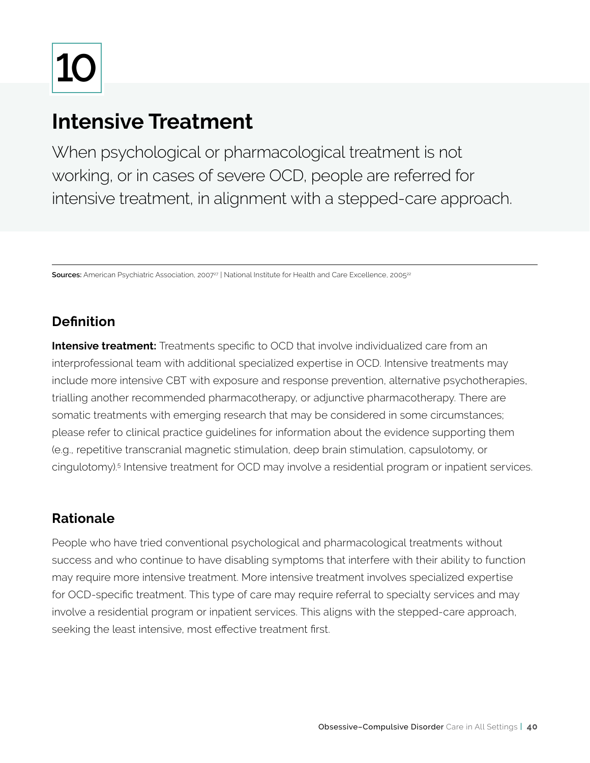# 10

## Intensive Treatment

When psychological or pharmacological treatment is not working, or in cases of severe OCD, people are referred for intensive treatment, in alignment with a stepped-care approach.

**Sources:** American Psychiatric Association, 2007[27] | National Institute for Health and Care Excellence, 2005[22]

### Definition

**Intensive treatment:** Treatments specific to OCD that involve individualized care from an interprofessional team with additional specialized expertise in OCD. Intensive treatments may include more intensive CBT with exposure and response prevention, alternative psychotherapies, trialling another recommended pharmacotherapy, or adjunctive pharmacotherapy. There are somatic treatments with emerging research that may be considered in some circumstances; please refer to clinical practice guidelines for information about the evidence supporting them (e.g., repetitive transcranial magnetic stimulation, deep brain stimulation, capsulotomy, or cingulotomy).[5] Intensive treatment for OCD may involve a residential program or inpatient services.

### Rationale

People who have tried conventional psychological and pharmacological treatments without success and who continue to have disabling symptoms that interfere with their ability to function may require more intensive treatment. More intensive treatment involves specialized expertise for OCD-specific treatment. This type of care may require referral to specialty services and may involve a residential program or inpatient services. This aligns with the stepped-care approach, seeking the least intensive, most effective treatment first.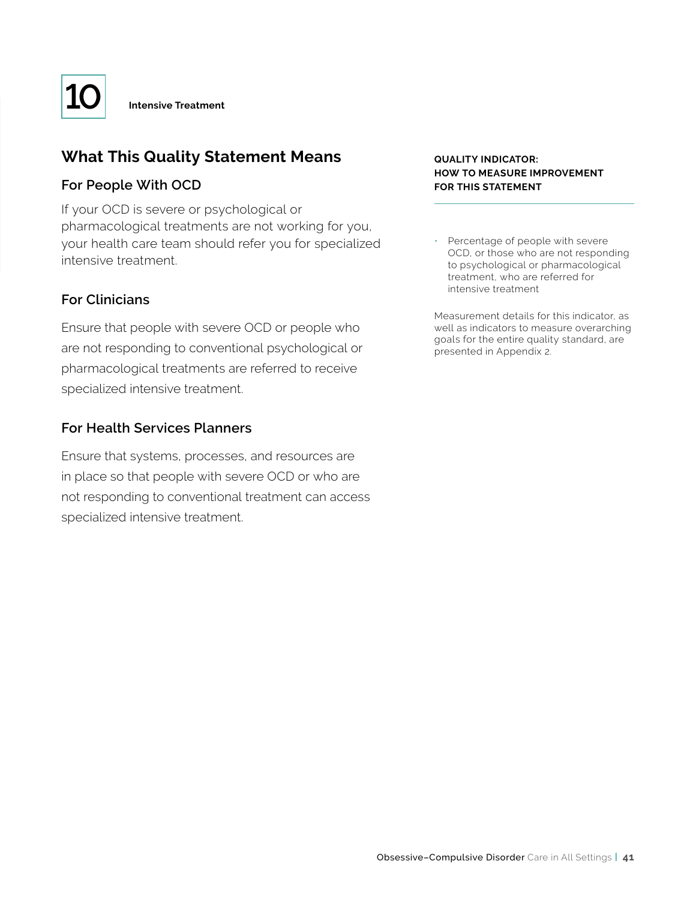# 10 Intensive Treatment

## What This Quality Statement Means

### For People With OCD

If your OCD is severe or psychological or pharmacological treatments are not working for you, your health care team should refer you for specialized intensive treatment.

### For Clinicians

Ensure that people with severe OCD or people who are not responding to conventional psychological or pharmacological treatments are referred to receive specialized intensive treatment.

### For Health Services Planners

Ensure that systems, processes, and resources are in place so that people with severe OCD or who are not responding to conventional treatment can access specialized intensive treatment.

**QUALITY INDICATOR: HOW TO MEASURE IMPROVEMENT FOR THIS STATEMENT**

- Percentage of people with severe OCD, or those who are not responding to psychological or pharmacological treatment, who are referred for intensive treatment

Measurement details for this indicator, as well as indicators to measure overarching goals for the entire quality standard, are presented in Appendix 2.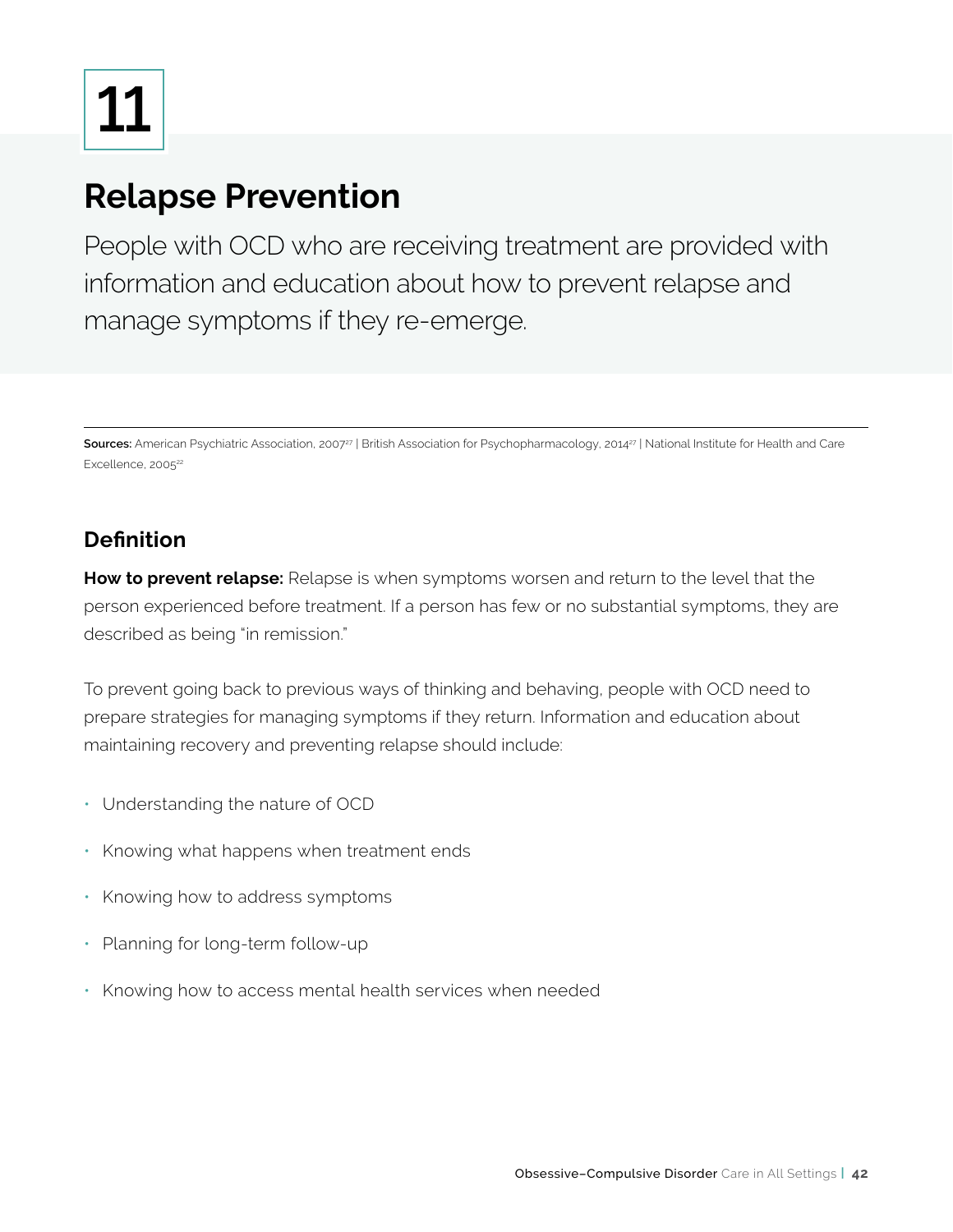# 11

## Relapse Prevention

People with OCD who are receiving treatment are provided with information and education about how to prevent relapse and manage symptoms if they re-emerge.

---

**Sources:** American Psychiatric Association, 2007[27] | British Association for Psychopharmacology, 2014[27] | National Institute for Health and Care Excellence, 2005[22]

### Definition

**How to prevent relapse:** Relapse is when symptoms worsen and return to the level that the person experienced before treatment. If a person has few or no substantial symptoms, they are described as being "in remission."

To prevent going back to previous ways of thinking and behaving, people with OCD need to prepare strategies for managing symptoms if they return. Information and education about maintaining recovery and preventing relapse should include:

- Understanding the nature of OCD
- Knowing what happens when treatment ends
- Knowing how to address symptoms
- Planning for long-term follow-up
- Knowing how to access mental health services when needed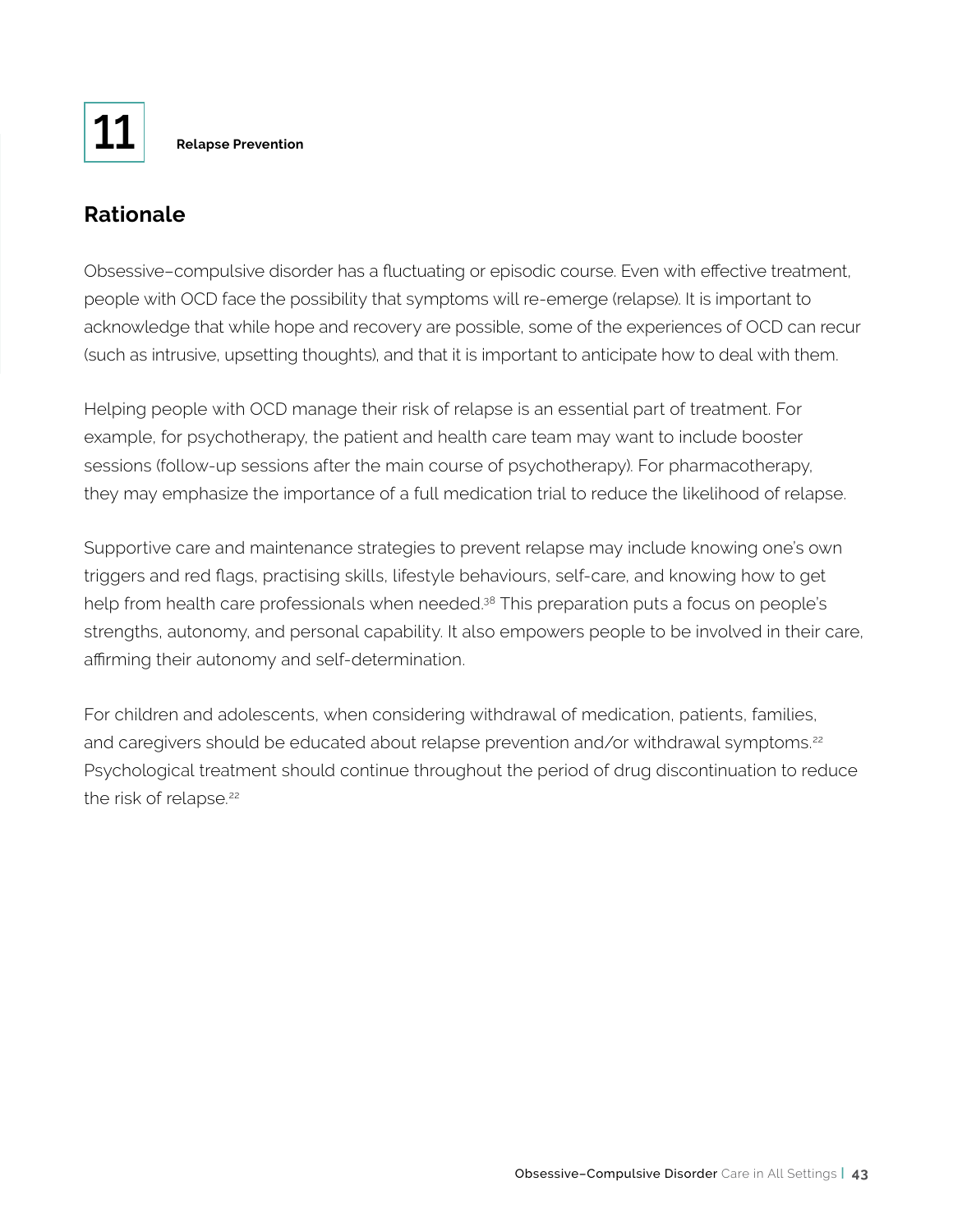**11** **Relapse Prevention**

## Rationale

Obsessive–compulsive disorder has a fluctuating or episodic course. Even with effective treatment, people with OCD face the possibility that symptoms will re-emerge (relapse). It is important to acknowledge that while hope and recovery are possible, some of the experiences of OCD can recur (such as intrusive, upsetting thoughts), and that it is important to anticipate how to deal with them.

Helping people with OCD manage their risk of relapse is an essential part of treatment. For example, for psychotherapy, the patient and health care team may want to include booster sessions (follow-up sessions after the main course of psychotherapy). For pharmacotherapy, they may emphasize the importance of a full medication trial to reduce the likelihood of relapse.

Supportive care and maintenance strategies to prevent relapse may include knowing one's own triggers and red flags, practising skills, lifestyle behaviours, self-care, and knowing how to get help from health care professionals when needed.[38] This preparation puts a focus on people's strengths, autonomy, and personal capability. It also empowers people to be involved in their care, affirming their autonomy and self-determination.

For children and adolescents, when considering withdrawal of medication, patients, families, and caregivers should be educated about relapse prevention and/or withdrawal symptoms.[22] Psychological treatment should continue throughout the period of drug discontinuation to reduce the risk of relapse.[22]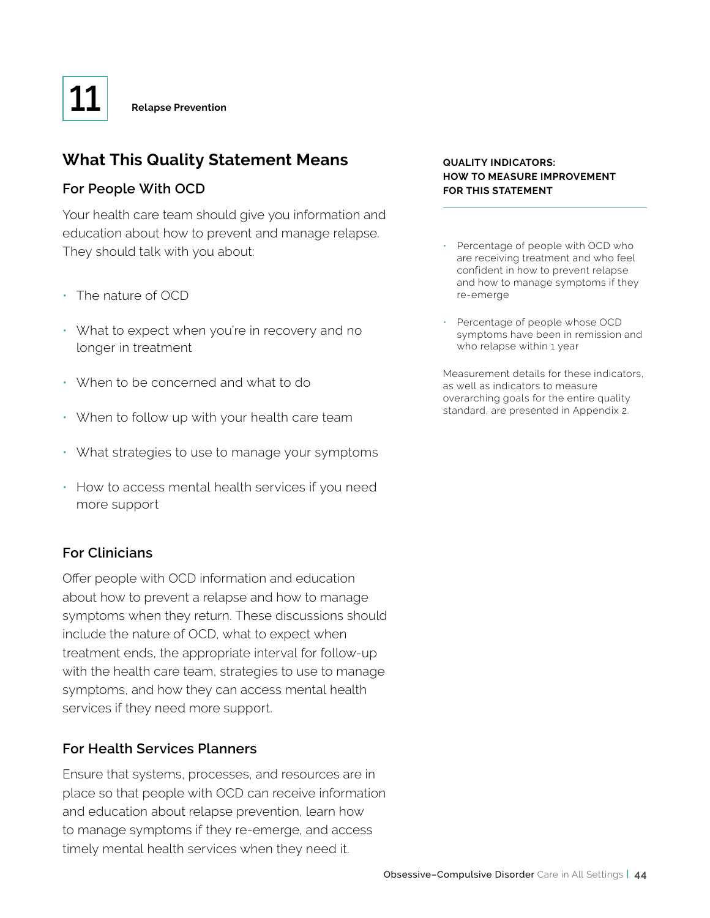# 11 Relapse Prevention

## What This Quality Statement Means

### For People With OCD

Your health care team should give you information and education about how to prevent and manage relapse. They should talk with you about:

- The nature of OCD
- What to expect when you're in recovery and no longer in treatment
- When to be concerned and what to do
- When to follow up with your health care team
- What strategies to use to manage your symptoms
- How to access mental health services if you need more support

### For Clinicians

Offer people with OCD information and education about how to prevent a relapse and how to manage symptoms when they return. These discussions should include the nature of OCD, what to expect when treatment ends, the appropriate interval for follow-up with the health care team, strategies to use to manage symptoms, and how they can access mental health services if they need more support.

### For Health Services Planners

Ensure that systems, processes, and resources are in place so that people with OCD can receive information and education about relapse prevention, learn how to manage symptoms if they re-emerge, and access timely mental health services when they need it.

**QUALITY INDICATORS: HOW TO MEASURE IMPROVEMENT FOR THIS STATEMENT**

- Percentage of people with OCD who are receiving treatment and who feel confident in how to prevent relapse and how to manage symptoms if they re-emerge
- Percentage of people whose OCD symptoms have been in remission and who relapse within 1 year

Measurement details for these indicators, as well as indicators to measure overarching goals for the entire quality standard, are presented in Appendix 2.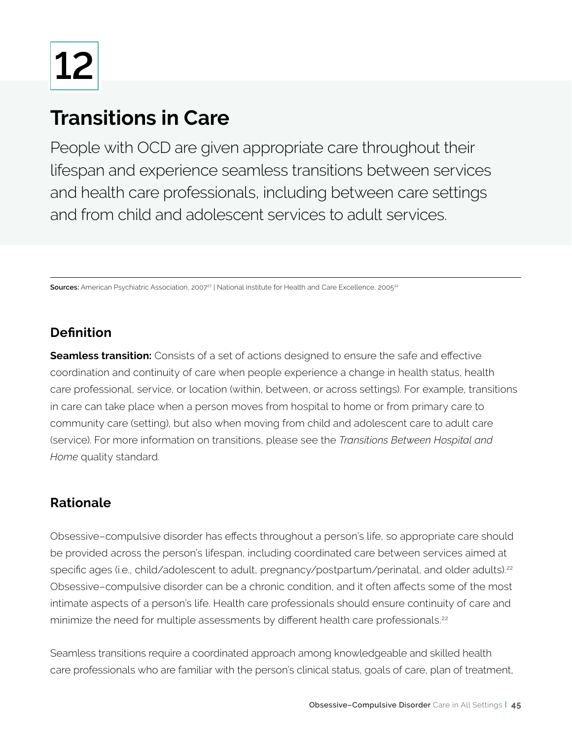# 12

## Transitions in Care

People with OCD are given appropriate care throughout their lifespan and experience seamless transitions between services and health care professionals, including between care settings and from child and adolescent services to adult services.

**Sources:** American Psychiatric Association, 2007[27] | National Institute for Health and Care Excellence, 2005[22]

### Definition

**Seamless transition:** Consists of a set of actions designed to ensure the safe and effective coordination and continuity of care when people experience a change in health status, health care professional, service, or location (within, between, or across settings). For example, transitions in care can take place when a person moves from hospital to home or from primary care to community care (setting), but also when moving from child and adolescent care to adult care (service). For more information on transitions, please see the *Transitions Between Hospital and Home* quality standard.

### Rationale

Obsessive–compulsive disorder has effects throughout a person's life, so appropriate care should be provided across the person's lifespan, including coordinated care between services aimed at specific ages (i.e., child/adolescent to adult, pregnancy/postpartum/perinatal, and older adults).[22] Obsessive–compulsive disorder can be a chronic condition, and it often affects some of the most intimate aspects of a person's life. Health care professionals should ensure continuity of care and minimize the need for multiple assessments by different health care professionals.[22]

Seamless transitions require a coordinated approach among knowledgeable and skilled health care professionals who are familiar with the person's clinical status, goals of care, plan of treatment,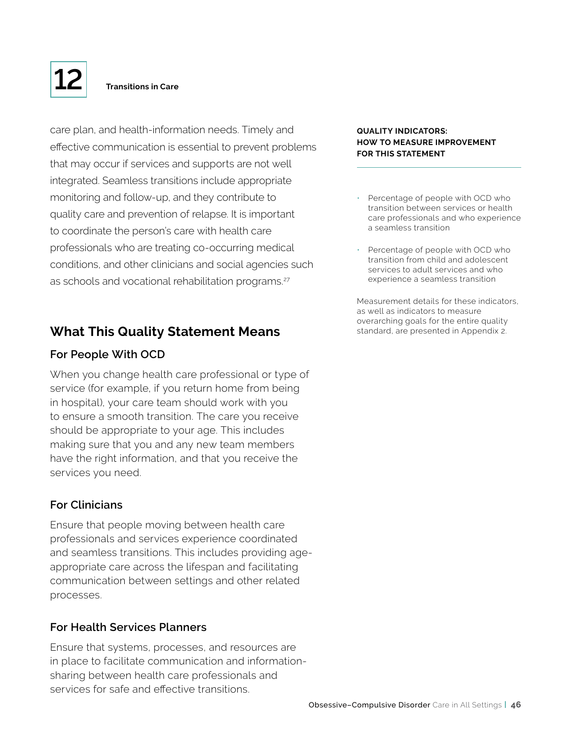care plan, and health-information needs. Timely and effective communication is essential to prevent problems that may occur if services and supports are not well integrated. Seamless transitions include appropriate monitoring and follow-up, and they contribute to quality care and prevention of relapse. It is important to coordinate the person's care with health care professionals who are treating co-occurring medical conditions, and other clinicians and social agencies such as schools and vocational rehabilitation programs.[27]

## What This Quality Statement Means

### For People With OCD

When you change health care professional or type of service (for example, if you return home from being in hospital), your care team should work with you to ensure a smooth transition. The care you receive should be appropriate to your age. This includes making sure that you and any new team members have the right information, and that you receive the services you need.

### For Clinicians

Ensure that people moving between health care professionals and services experience coordinated and seamless transitions. This includes providing age-appropriate care across the lifespan and facilitating communication between settings and other related processes.

### For Health Services Planners

Ensure that systems, processes, and resources are in place to facilitate communication and information-sharing between health care professionals and services for safe and effective transitions.

**QUALITY INDICATORS: HOW TO MEASURE IMPROVEMENT FOR THIS STATEMENT**

- Percentage of people with OCD who transition between services or health care professionals and who experience a seamless transition
- Percentage of people with OCD who transition from child and adolescent services to adult services and who experience a seamless transition

Measurement details for these indicators, as well as indicators to measure overarching goals for the entire quality standard, are presented in Appendix 2.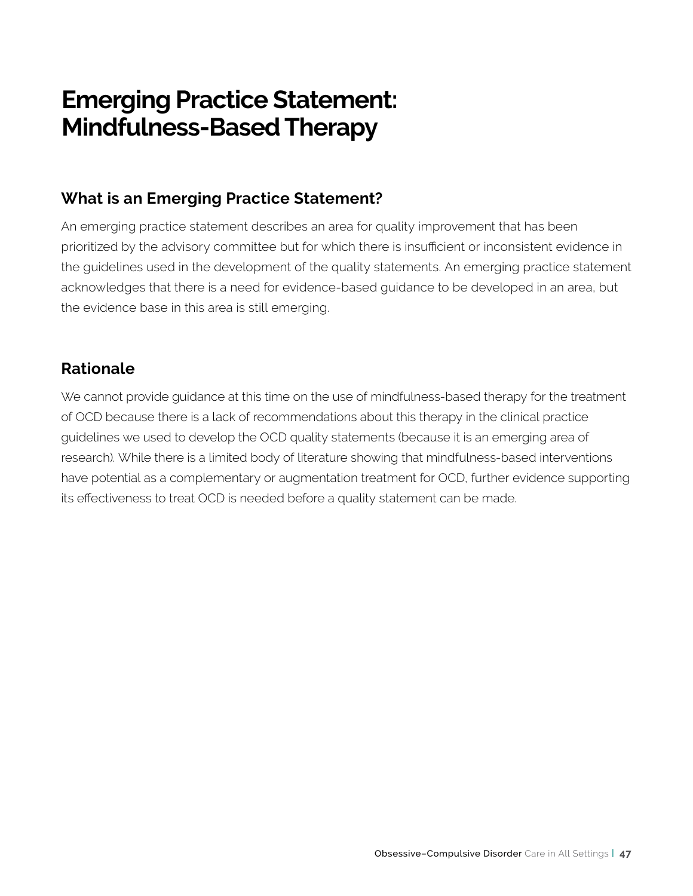# Emerging Practice Statement: Mindfulness-Based Therapy

## What is an Emerging Practice Statement?

An emerging practice statement describes an area for quality improvement that has been prioritized by the advisory committee but for which there is insufficient or inconsistent evidence in the guidelines used in the development of the quality statements. An emerging practice statement acknowledges that there is a need for evidence-based guidance to be developed in an area, but the evidence base in this area is still emerging.

## Rationale

We cannot provide guidance at this time on the use of mindfulness-based therapy for the treatment of OCD because there is a lack of recommendations about this therapy in the clinical practice guidelines we used to develop the OCD quality statements (because it is an emerging area of research). While there is a limited body of literature showing that mindfulness-based interventions have potential as a complementary or augmentation treatment for OCD, further evidence supporting its effectiveness to treat OCD is needed before a quality statement can be made.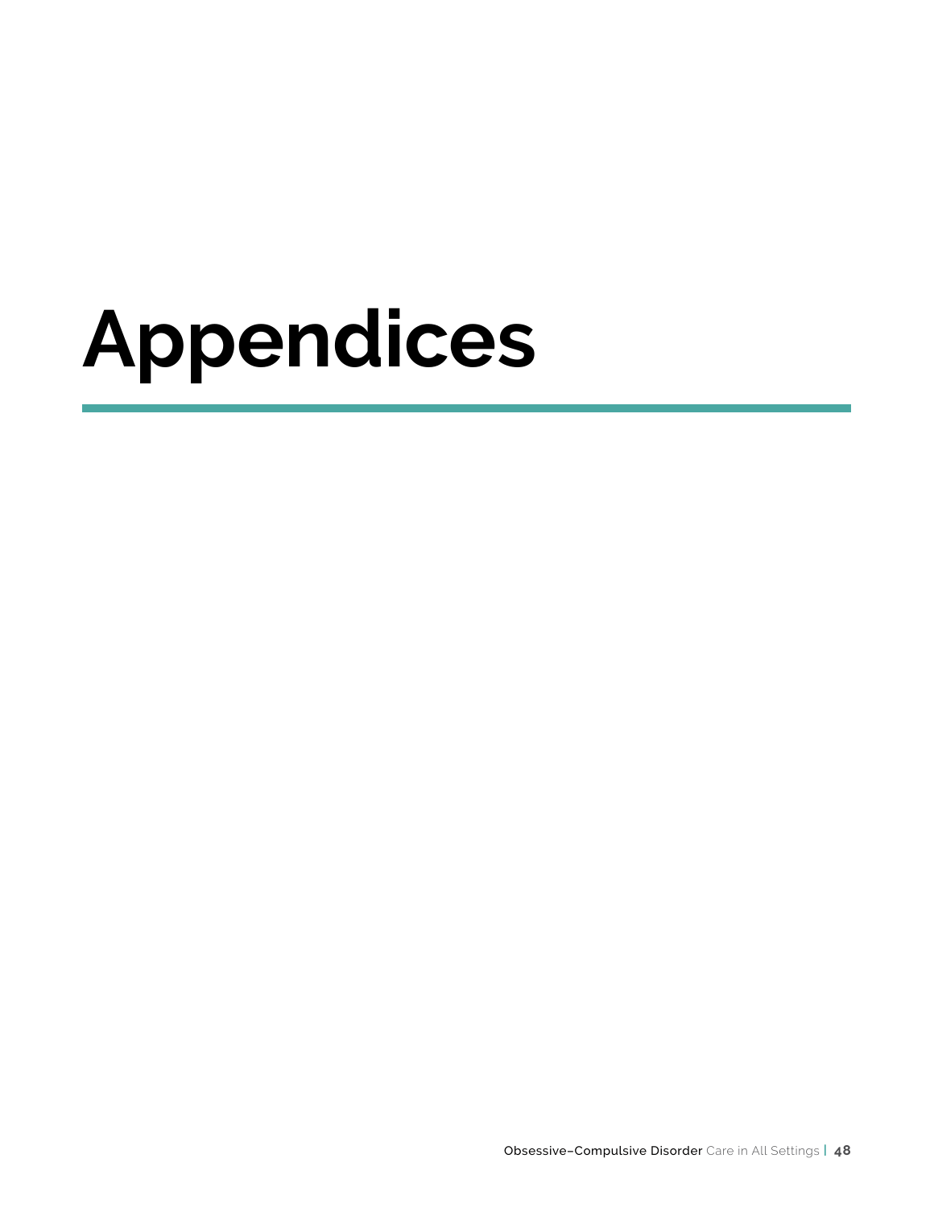# Appendices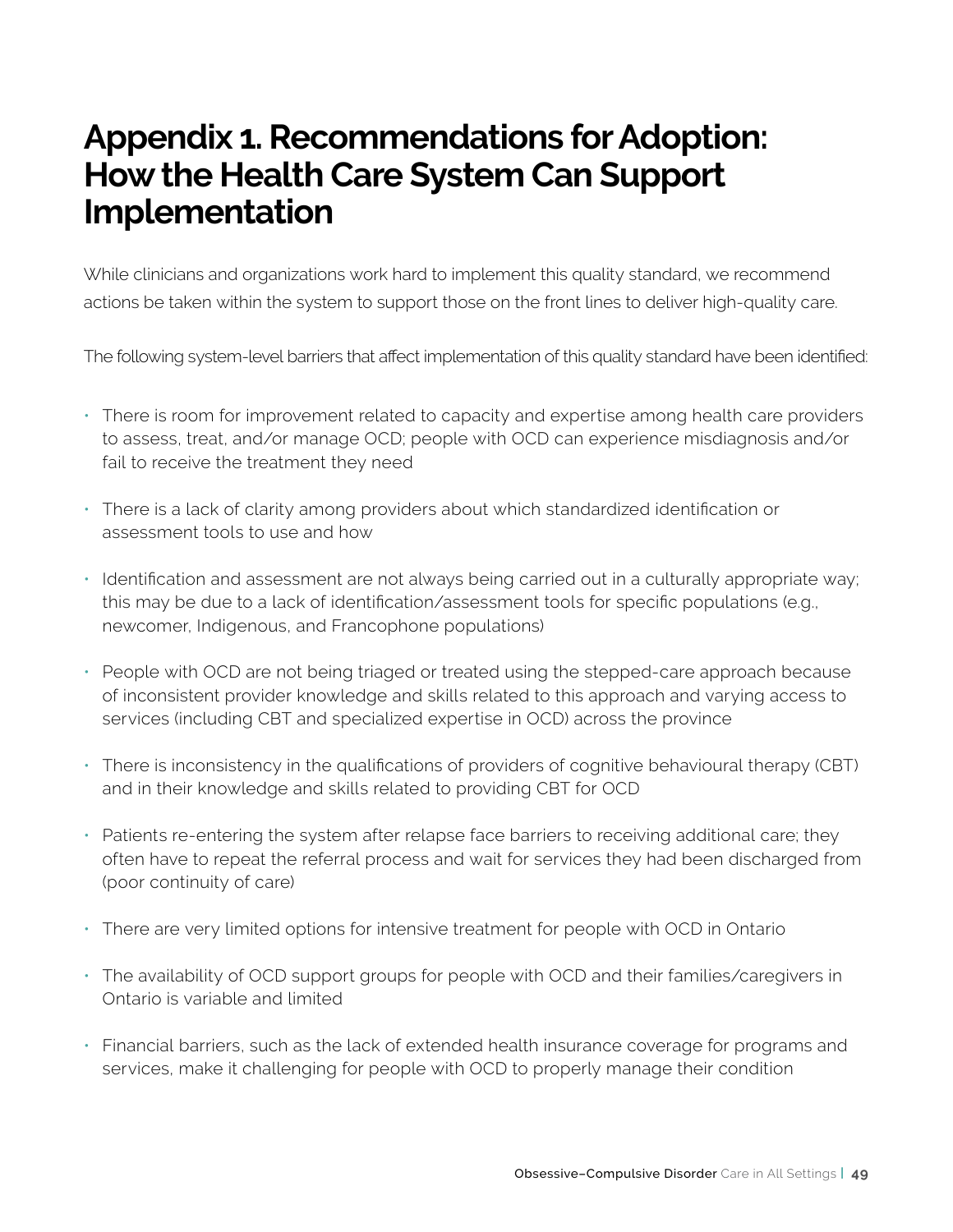# Appendix 1. Recommendations for Adoption: How the Health Care System Can Support Implementation

While clinicians and organizations work hard to implement this quality standard, we recommend actions be taken within the system to support those on the front lines to deliver high-quality care.

The following system-level barriers that affect implementation of this quality standard have been identified:

- There is room for improvement related to capacity and expertise among health care providers to assess, treat, and/or manage OCD; people with OCD can experience misdiagnosis and/or fail to receive the treatment they need
- There is a lack of clarity among providers about which standardized identification or assessment tools to use and how
- Identification and assessment are not always being carried out in a culturally appropriate way; this may be due to a lack of identification/assessment tools for specific populations (e.g., newcomer, Indigenous, and Francophone populations)
- People with OCD are not being triaged or treated using the stepped-care approach because of inconsistent provider knowledge and skills related to this approach and varying access to services (including CBT and specialized expertise in OCD) across the province
- There is inconsistency in the qualifications of providers of cognitive behavioural therapy (CBT) and in their knowledge and skills related to providing CBT for OCD
- Patients re-entering the system after relapse face barriers to receiving additional care; they often have to repeat the referral process and wait for services they had been discharged from (poor continuity of care)
- There are very limited options for intensive treatment for people with OCD in Ontario
- The availability of OCD support groups for people with OCD and their families/caregivers in Ontario is variable and limited
- Financial barriers, such as the lack of extended health insurance coverage for programs and services, make it challenging for people with OCD to properly manage their condition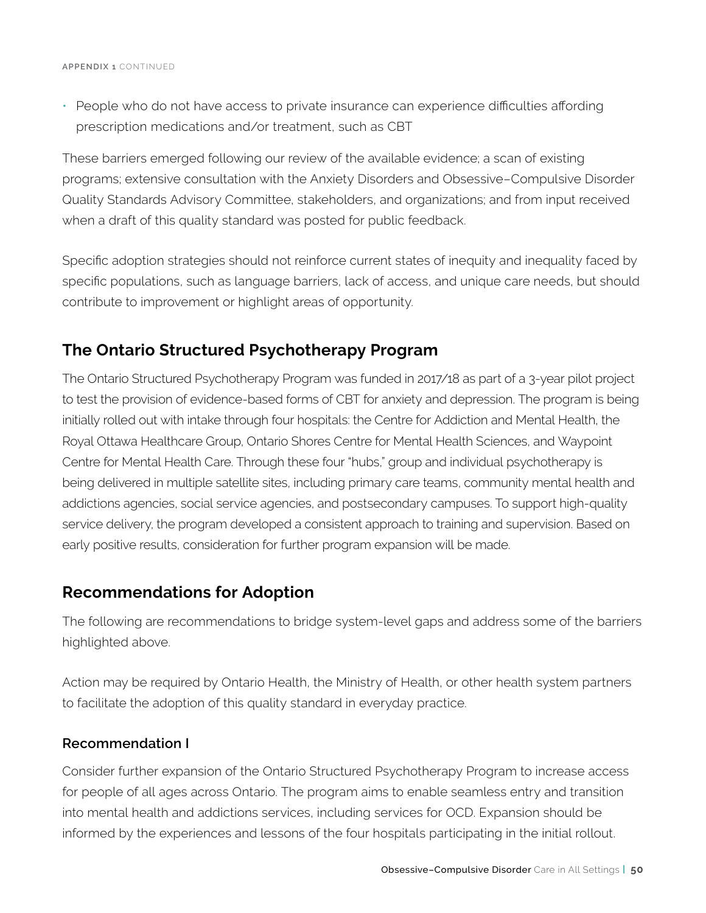- People who do not have access to private insurance can experience difficulties affording prescription medications and/or treatment, such as CBT

These barriers emerged following our review of the available evidence; a scan of existing programs; extensive consultation with the Anxiety Disorders and Obsessive–Compulsive Disorder Quality Standards Advisory Committee, stakeholders, and organizations; and from input received when a draft of this quality standard was posted for public feedback.

Specific adoption strategies should not reinforce current states of inequity and inequality faced by specific populations, such as language barriers, lack of access, and unique care needs, but should contribute to improvement or highlight areas of opportunity.

## The Ontario Structured Psychotherapy Program

The Ontario Structured Psychotherapy Program was funded in 2017/18 as part of a 3-year pilot project to test the provision of evidence-based forms of CBT for anxiety and depression. The program is being initially rolled out with intake through four hospitals: the Centre for Addiction and Mental Health, the Royal Ottawa Healthcare Group, Ontario Shores Centre for Mental Health Sciences, and Waypoint Centre for Mental Health Care. Through these four "hubs," group and individual psychotherapy is being delivered in multiple satellite sites, including primary care teams, community mental health and addictions agencies, social service agencies, and postsecondary campuses. To support high-quality service delivery, the program developed a consistent approach to training and supervision. Based on early positive results, consideration for further program expansion will be made.

## Recommendations for Adoption

The following are recommendations to bridge system-level gaps and address some of the barriers highlighted above.

Action may be required by Ontario Health, the Ministry of Health, or other health system partners to facilitate the adoption of this quality standard in everyday practice.

### Recommendation I

Consider further expansion of the Ontario Structured Psychotherapy Program to increase access for people of all ages across Ontario. The program aims to enable seamless entry and transition into mental health and addictions services, including services for OCD. Expansion should be informed by the experiences and lessons of the four hospitals participating in the initial rollout.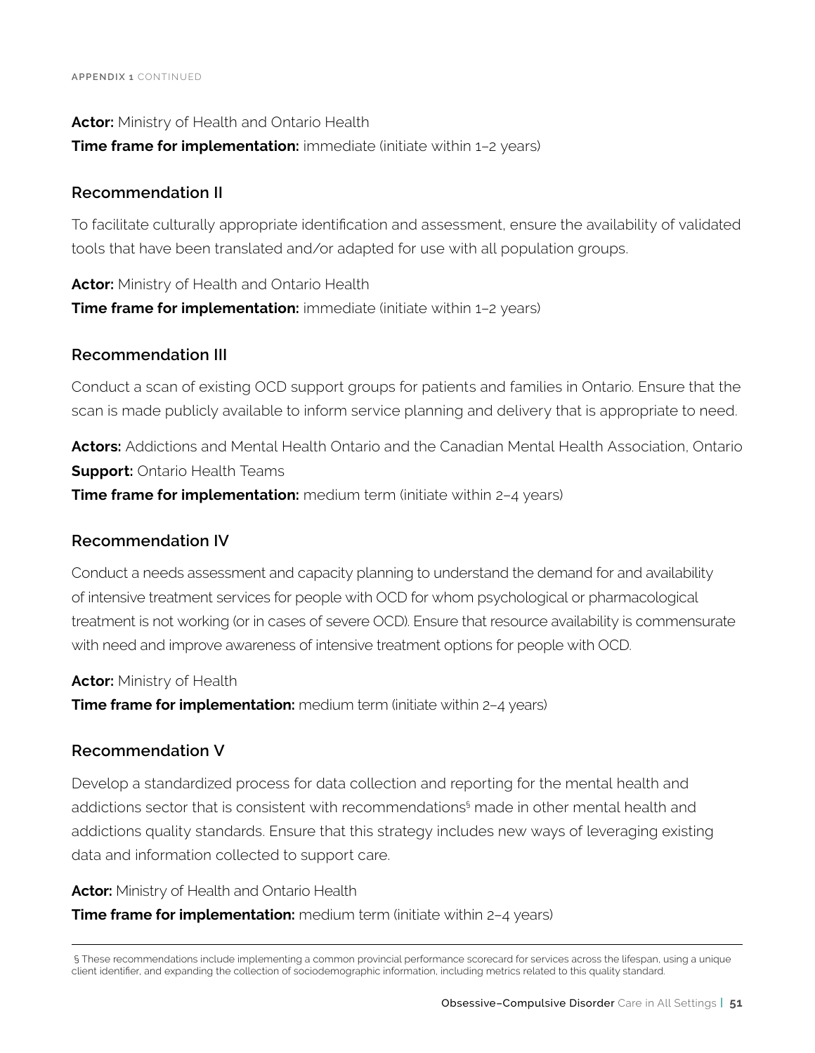**Actor:** Ministry of Health and Ontario Health
**Time frame for implementation:** immediate (initiate within 1–2 years)

### Recommendation II

To facilitate culturally appropriate identification and assessment, ensure the availability of validated tools that have been translated and/or adapted for use with all population groups.

**Actor:** Ministry of Health and Ontario Health
**Time frame for implementation:** immediate (initiate within 1–2 years)

### Recommendation III

Conduct a scan of existing OCD support groups for patients and families in Ontario. Ensure that the scan is made publicly available to inform service planning and delivery that is appropriate to need.

**Actors:** Addictions and Mental Health Ontario and the Canadian Mental Health Association, Ontario
**Support:** Ontario Health Teams
**Time frame for implementation:** medium term (initiate within 2–4 years)

### Recommendation IV

Conduct a needs assessment and capacity planning to understand the demand for and availability of intensive treatment services for people with OCD for whom psychological or pharmacological treatment is not working (or in cases of severe OCD). Ensure that resource availability is commensurate with need and improve awareness of intensive treatment options for people with OCD.

**Actor:** Ministry of Health
**Time frame for implementation:** medium term (initiate within 2–4 years)

### Recommendation V

Develop a standardized process for data collection and reporting for the mental health and addictions sector that is consistent with recommendations[§] made in other mental health and addictions quality standards. Ensure that this strategy includes new ways of leveraging existing data and information collected to support care.

**Actor:** Ministry of Health and Ontario Health
**Time frame for implementation:** medium term (initiate within 2–4 years)

---

§ These recommendations include implementing a common provincial performance scorecard for services across the lifespan, using a unique client identifier, and expanding the collection of sociodemographic information, including metrics related to this quality standard.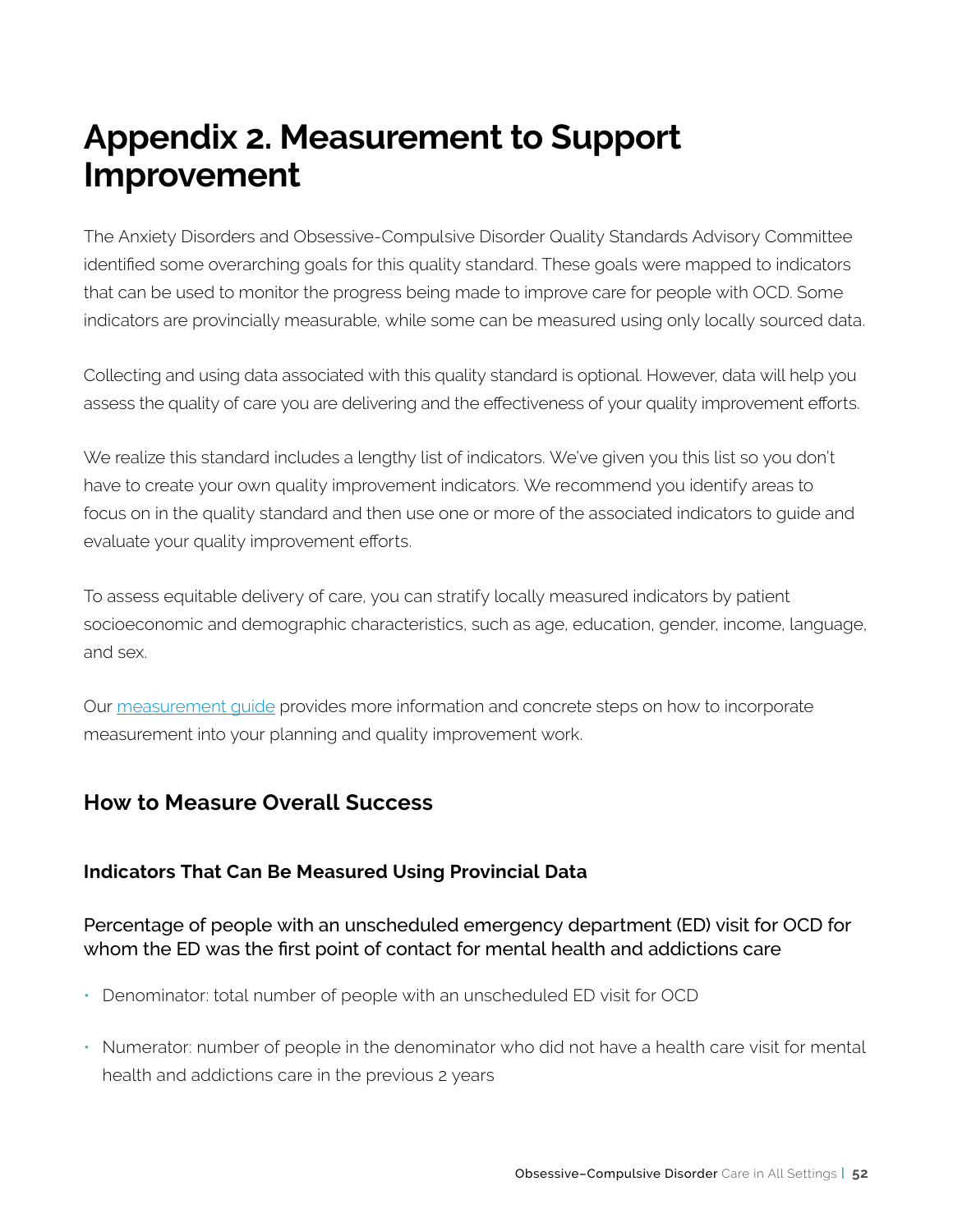# Appendix 2. Measurement to Support Improvement

The Anxiety Disorders and Obsessive-Compulsive Disorder Quality Standards Advisory Committee identified some overarching goals for this quality standard. These goals were mapped to indicators that can be used to monitor the progress being made to improve care for people with OCD. Some indicators are provincially measurable, while some can be measured using only locally sourced data.

Collecting and using data associated with this quality standard is optional. However, data will help you assess the quality of care you are delivering and the effectiveness of your quality improvement efforts.

We realize this standard includes a lengthy list of indicators. We've given you this list so you don't have to create your own quality improvement indicators. We recommend you identify areas to focus on in the quality standard and then use one or more of the associated indicators to guide and evaluate your quality improvement efforts.

To assess equitable delivery of care, you can stratify locally measured indicators by patient socioeconomic and demographic characteristics, such as age, education, gender, income, language, and sex.

Our measurement guide provides more information and concrete steps on how to incorporate measurement into your planning and quality improvement work.

## How to Measure Overall Success

### Indicators That Can Be Measured Using Provincial Data

#### Percentage of people with an unscheduled emergency department (ED) visit for OCD for whom the ED was the first point of contact for mental health and addictions care

- Denominator: total number of people with an unscheduled ED visit for OCD
- Numerator: number of people in the denominator who did not have a health care visit for mental health and addictions care in the previous 2 years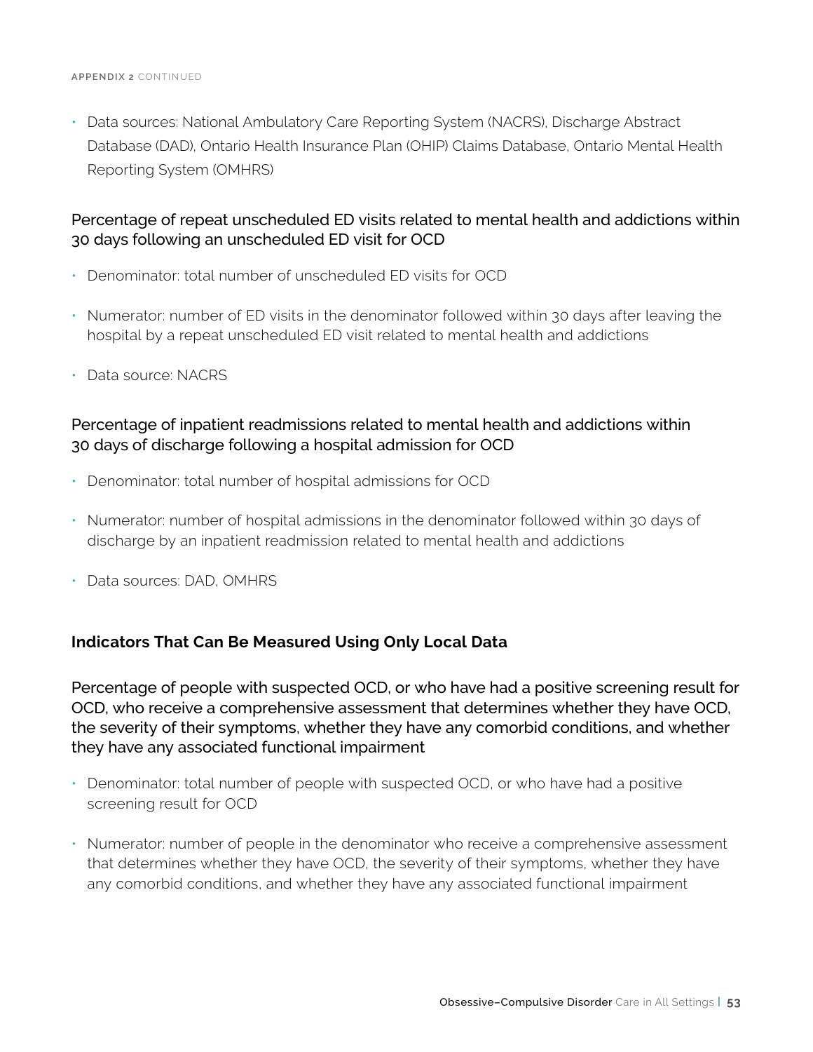- Data sources: National Ambulatory Care Reporting System (NACRS), Discharge Abstract Database (DAD), Ontario Health Insurance Plan (OHIP) Claims Database, Ontario Mental Health Reporting System (OMHRS)

### Percentage of repeat unscheduled ED visits related to mental health and addictions within 30 days following an unscheduled ED visit for OCD

- Denominator: total number of unscheduled ED visits for OCD
- Numerator: number of ED visits in the denominator followed within 30 days after leaving the hospital by a repeat unscheduled ED visit related to mental health and addictions
- Data source: NACRS

### Percentage of inpatient readmissions related to mental health and addictions within 30 days of discharge following a hospital admission for OCD

- Denominator: total number of hospital admissions for OCD
- Numerator: number of hospital admissions in the denominator followed within 30 days of discharge by an inpatient readmission related to mental health and addictions
- Data sources: DAD, OMHRS

## Indicators That Can Be Measured Using Only Local Data

### Percentage of people with suspected OCD, or who have had a positive screening result for OCD, who receive a comprehensive assessment that determines whether they have OCD, the severity of their symptoms, whether they have any comorbid conditions, and whether they have any associated functional impairment

- Denominator: total number of people with suspected OCD, or who have had a positive screening result for OCD
- Numerator: number of people in the denominator who receive a comprehensive assessment that determines whether they have OCD, the severity of their symptoms, whether they have any comorbid conditions, and whether they have any associated functional impairment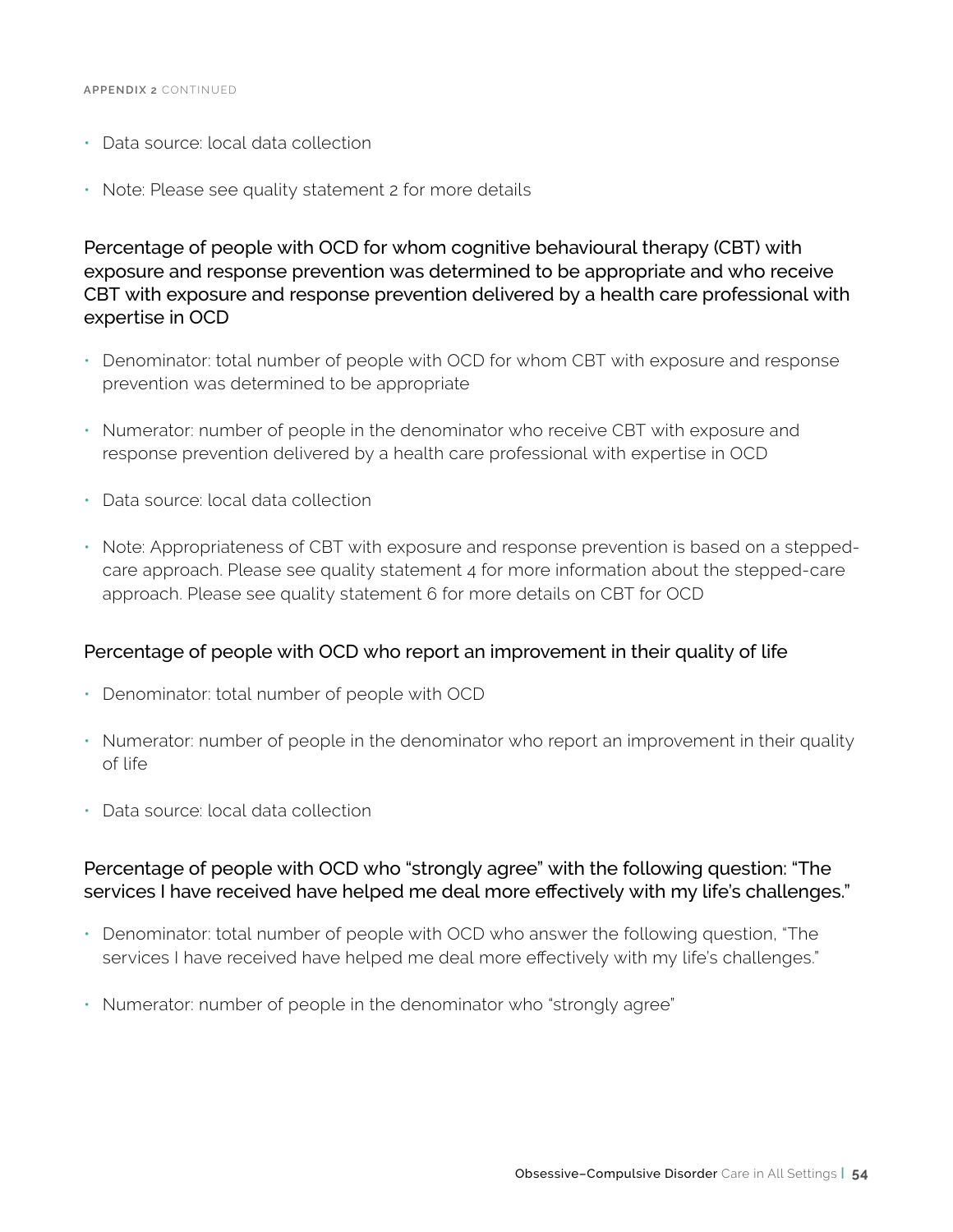- Data source: local data collection
- Note: Please see quality statement 2 for more details

### Percentage of people with OCD for whom cognitive behavioural therapy (CBT) with exposure and response prevention was determined to be appropriate and who receive CBT with exposure and response prevention delivered by a health care professional with expertise in OCD

- Denominator: total number of people with OCD for whom CBT with exposure and response prevention was determined to be appropriate
- Numerator: number of people in the denominator who receive CBT with exposure and response prevention delivered by a health care professional with expertise in OCD
- Data source: local data collection
- Note: Appropriateness of CBT with exposure and response prevention is based on a stepped-care approach. Please see quality statement 4 for more information about the stepped-care approach. Please see quality statement 6 for more details on CBT for OCD

### Percentage of people with OCD who report an improvement in their quality of life

- Denominator: total number of people with OCD
- Numerator: number of people in the denominator who report an improvement in their quality of life
- Data source: local data collection

### Percentage of people with OCD who "strongly agree" with the following question: "The services I have received have helped me deal more effectively with my life's challenges."

- Denominator: total number of people with OCD who answer the following question, "The services I have received have helped me deal more effectively with my life's challenges."
- Numerator: number of people in the denominator who "strongly agree"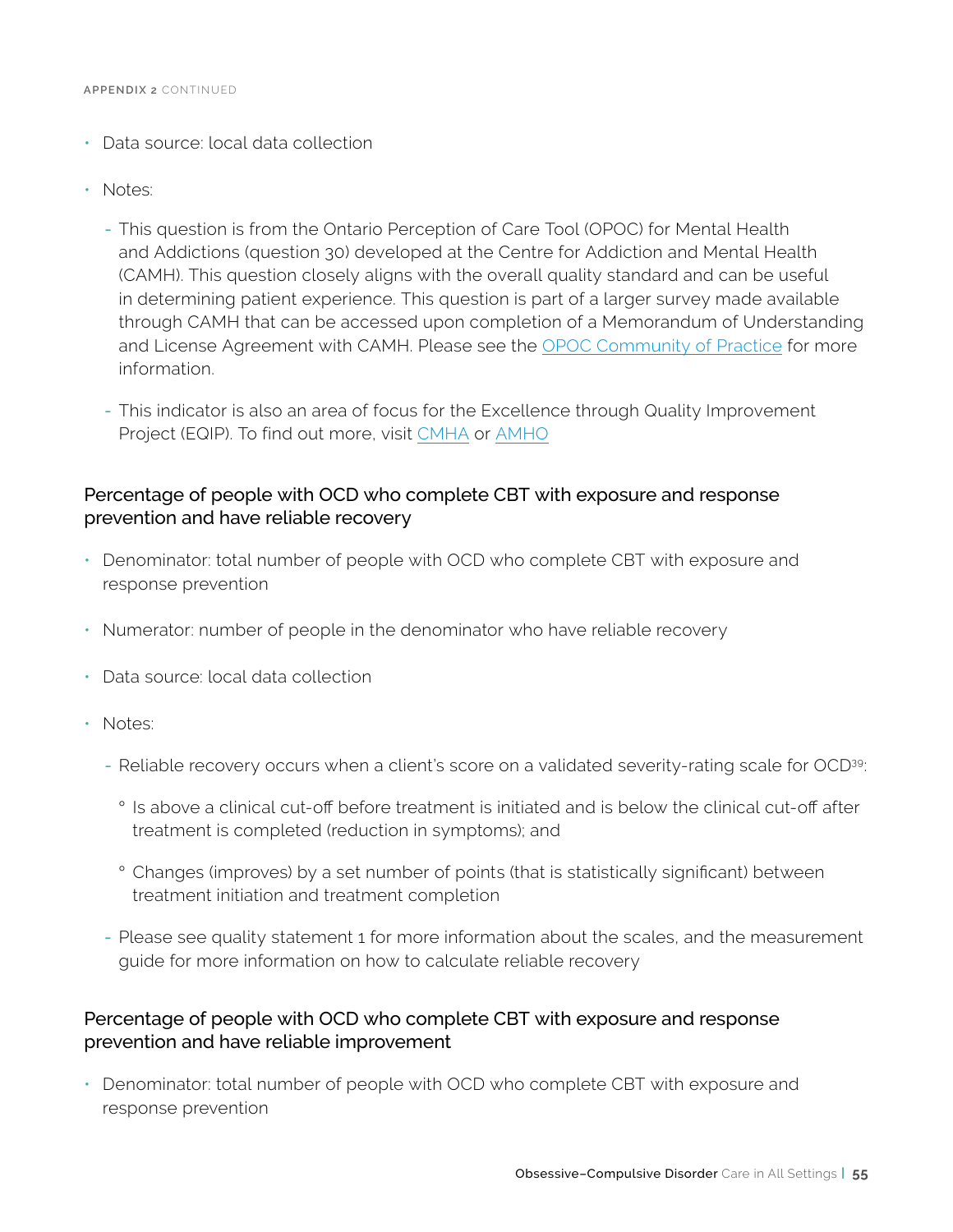- Data source: local data collection
- Notes:
  - This question is from the Ontario Perception of Care Tool (OPOC) for Mental Health and Addictions (question 30) developed at the Centre for Addiction and Mental Health (CAMH). This question closely aligns with the overall quality standard and can be useful in determining patient experience. This question is part of a larger survey made available through CAMH that can be accessed upon completion of a Memorandum of Understanding and License Agreement with CAMH. Please see the OPOC Community of Practice for more information.
  - This indicator is also an area of focus for the Excellence through Quality Improvement Project (EQIP). To find out more, visit CMHA or AMHO

### Percentage of people with OCD who complete CBT with exposure and response prevention and have reliable recovery

- Denominator: total number of people with OCD who complete CBT with exposure and response prevention
- Numerator: number of people in the denominator who have reliable recovery
- Data source: local data collection
- Notes:
  - Reliable recovery occurs when a client's score on a validated severity-rating scale for OCD[39]:
    - Is above a clinical cut-off before treatment is initiated and is below the clinical cut-off after treatment is completed (reduction in symptoms); and
    - Changes (improves) by a set number of points (that is statistically significant) between treatment initiation and treatment completion
  - Please see quality statement 1 for more information about the scales, and the measurement guide for more information on how to calculate reliable recovery

### Percentage of people with OCD who complete CBT with exposure and response prevention and have reliable improvement

- Denominator: total number of people with OCD who complete CBT with exposure and response prevention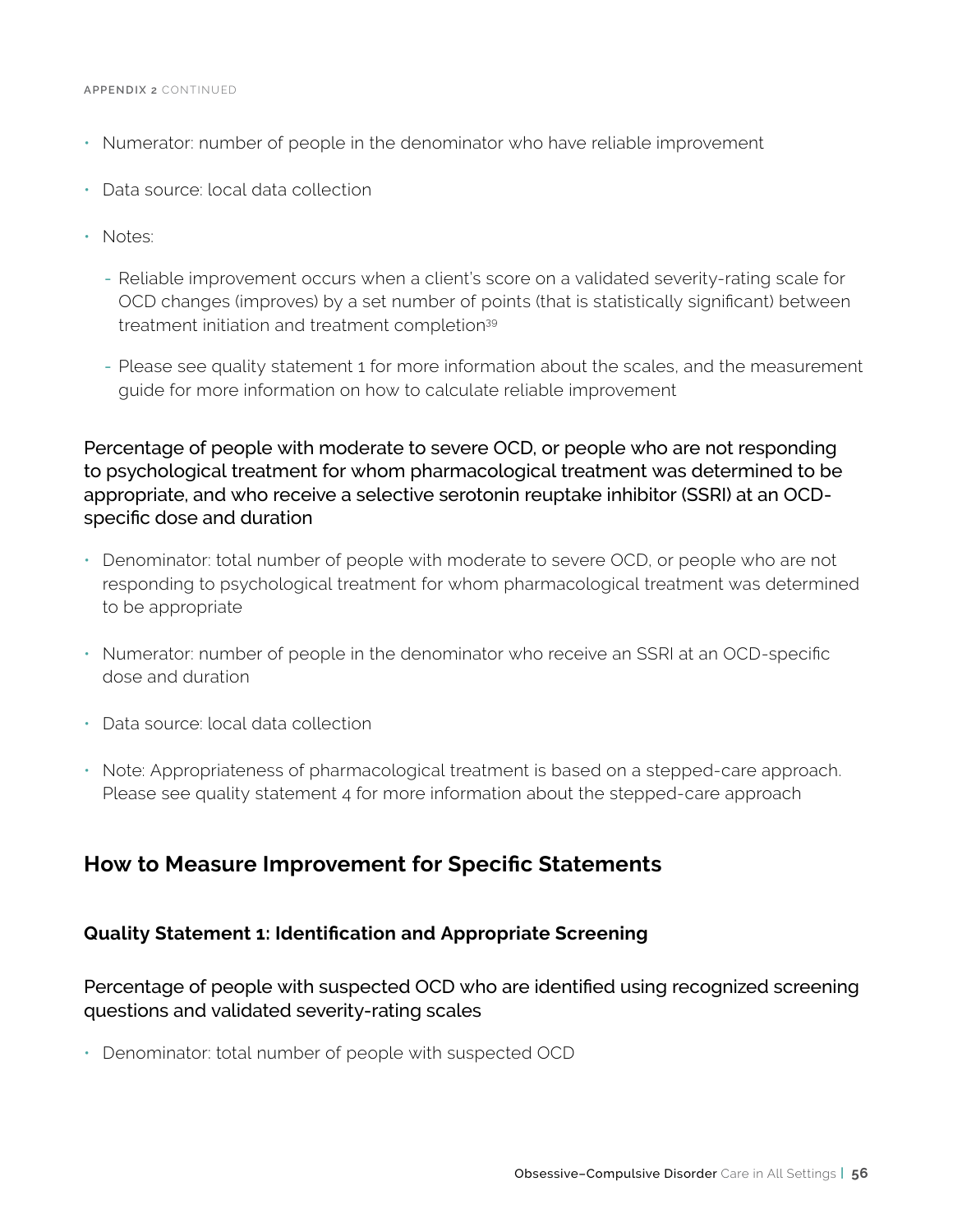- Numerator: number of people in the denominator who have reliable improvement
- Data source: local data collection
- Notes:
  - Reliable improvement occurs when a client's score on a validated severity-rating scale for OCD changes (improves) by a set number of points (that is statistically significant) between treatment initiation and treatment completion[39]
  - Please see quality statement 1 for more information about the scales, and the measurement guide for more information on how to calculate reliable improvement

Percentage of people with moderate to severe OCD, or people who are not responding to psychological treatment for whom pharmacological treatment was determined to be appropriate, and who receive a selective serotonin reuptake inhibitor (SSRI) at an OCD-specific dose and duration

- Denominator: total number of people with moderate to severe OCD, or people who are not responding to psychological treatment for whom pharmacological treatment was determined to be appropriate
- Numerator: number of people in the denominator who receive an SSRI at an OCD-specific dose and duration
- Data source: local data collection
- Note: Appropriateness of pharmacological treatment is based on a stepped-care approach. Please see quality statement 4 for more information about the stepped-care approach

## How to Measure Improvement for Specific Statements

### Quality Statement 1: Identification and Appropriate Screening

Percentage of people with suspected OCD who are identified using recognized screening questions and validated severity-rating scales

- Denominator: total number of people with suspected OCD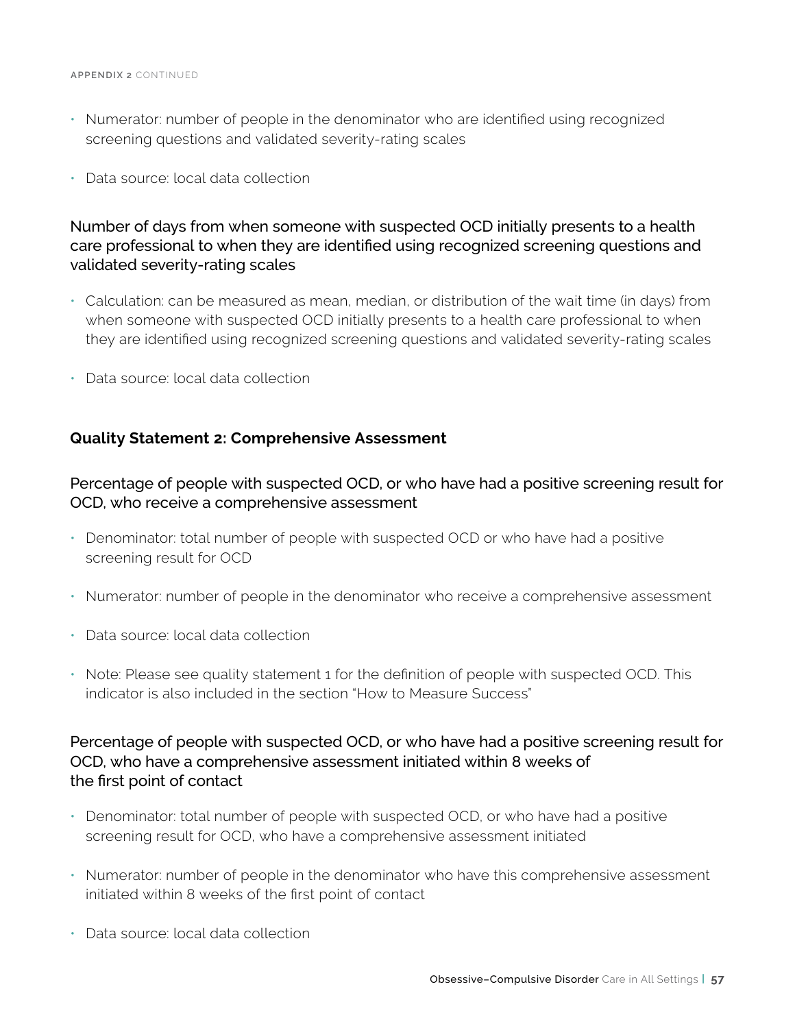- Numerator: number of people in the denominator who are identified using recognized screening questions and validated severity-rating scales
- Data source: local data collection

### Number of days from when someone with suspected OCD initially presents to a health care professional to when they are identified using recognized screening questions and validated severity-rating scales

- Calculation: can be measured as mean, median, or distribution of the wait time (in days) from when someone with suspected OCD initially presents to a health care professional to when they are identified using recognized screening questions and validated severity-rating scales
- Data source: local data collection

## Quality Statement 2: Comprehensive Assessment

### Percentage of people with suspected OCD, or who have had a positive screening result for OCD, who receive a comprehensive assessment

- Denominator: total number of people with suspected OCD or who have had a positive screening result for OCD
- Numerator: number of people in the denominator who receive a comprehensive assessment
- Data source: local data collection
- Note: Please see quality statement 1 for the definition of people with suspected OCD. This indicator is also included in the section "How to Measure Success"

### Percentage of people with suspected OCD, or who have had a positive screening result for OCD, who have a comprehensive assessment initiated within 8 weeks of the first point of contact

- Denominator: total number of people with suspected OCD, or who have had a positive screening result for OCD, who have a comprehensive assessment initiated
- Numerator: number of people in the denominator who have this comprehensive assessment initiated within 8 weeks of the first point of contact
- Data source: local data collection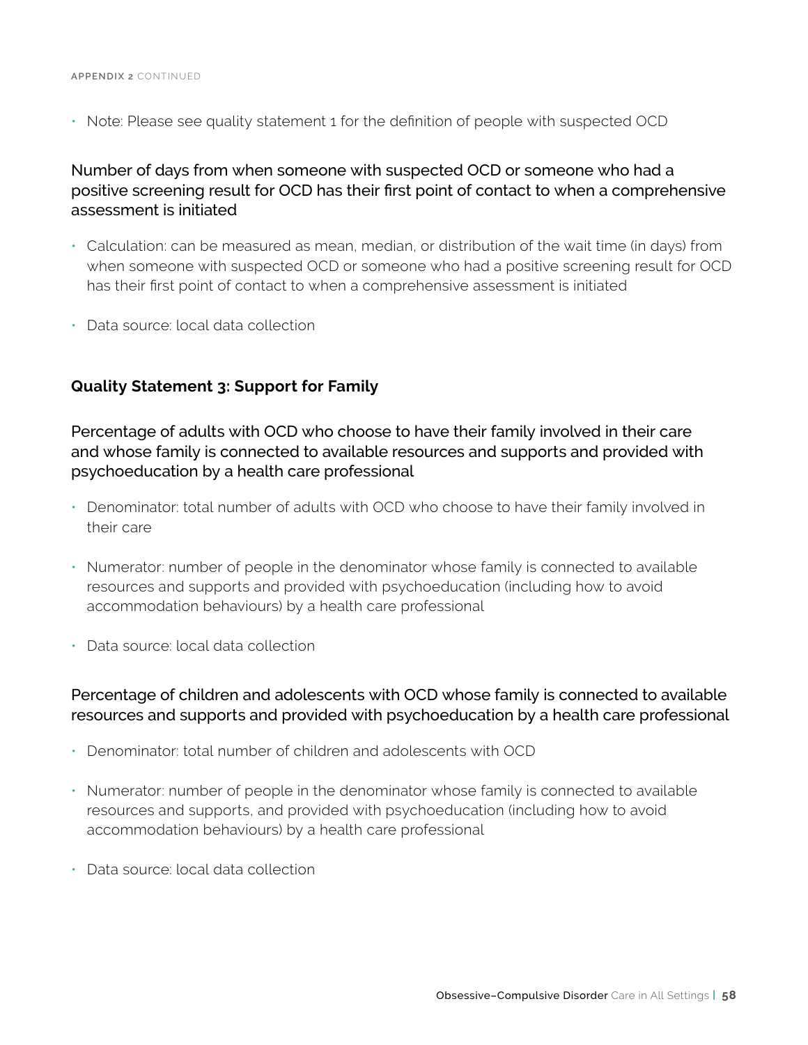- Note: Please see quality statement 1 for the definition of people with suspected OCD

### Number of days from when someone with suspected OCD or someone who had a positive screening result for OCD has their first point of contact to when a comprehensive assessment is initiated

- Calculation: can be measured as mean, median, or distribution of the wait time (in days) from when someone with suspected OCD or someone who had a positive screening result for OCD has their first point of contact to when a comprehensive assessment is initiated
- Data source: local data collection

## Quality Statement 3: Support for Family

### Percentage of adults with OCD who choose to have their family involved in their care and whose family is connected to available resources and supports and provided with psychoeducation by a health care professional

- Denominator: total number of adults with OCD who choose to have their family involved in their care
- Numerator: number of people in the denominator whose family is connected to available resources and supports and provided with psychoeducation (including how to avoid accommodation behaviours) by a health care professional
- Data source: local data collection

### Percentage of children and adolescents with OCD whose family is connected to available resources and supports and provided with psychoeducation by a health care professional

- Denominator: total number of children and adolescents with OCD
- Numerator: number of people in the denominator whose family is connected to available resources and supports, and provided with psychoeducation (including how to avoid accommodation behaviours) by a health care professional
- Data source: local data collection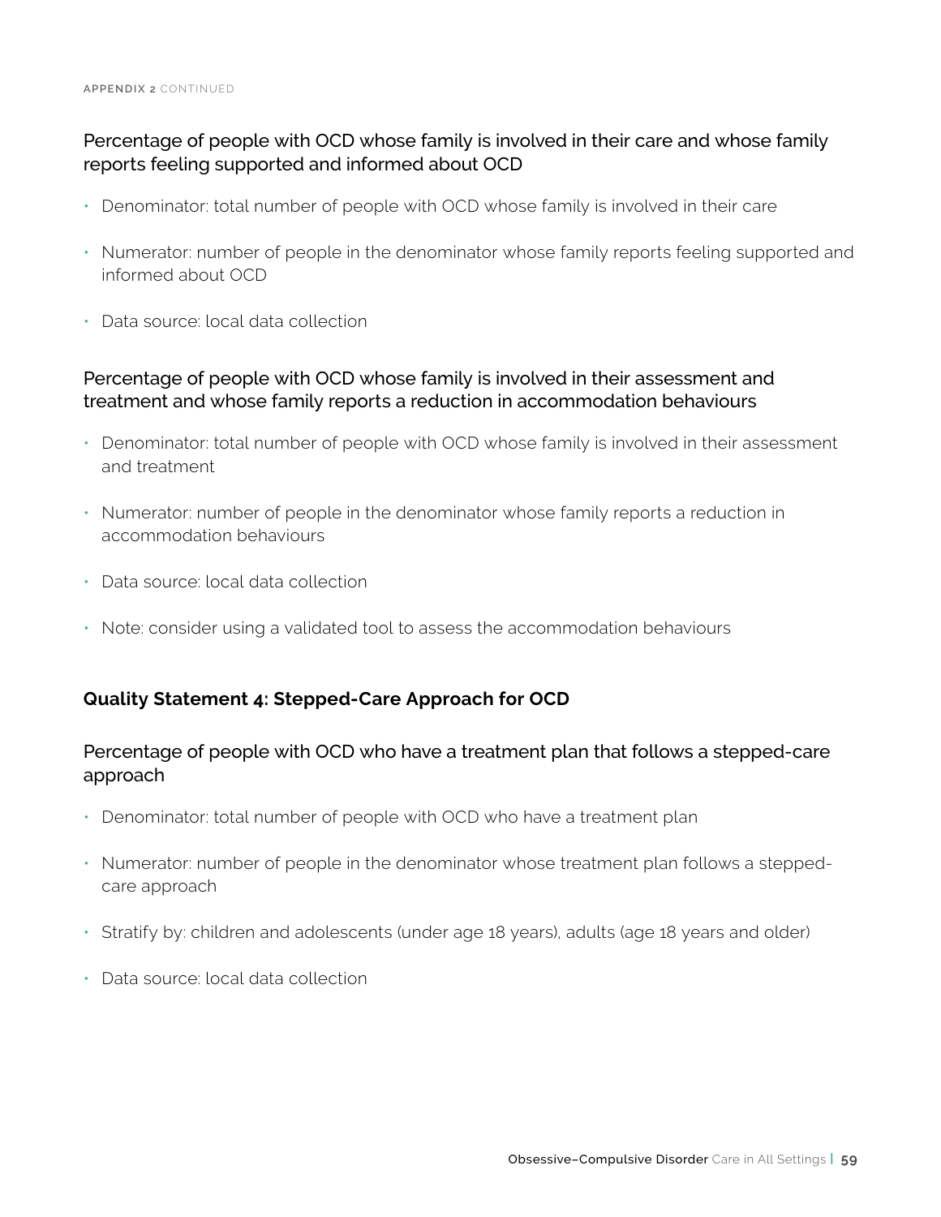Percentage of people with OCD whose family is involved in their care and whose family reports feeling supported and informed about OCD

- Denominator: total number of people with OCD whose family is involved in their care
- Numerator: number of people in the denominator whose family reports feeling supported and informed about OCD
- Data source: local data collection

Percentage of people with OCD whose family is involved in their assessment and treatment and whose family reports a reduction in accommodation behaviours

- Denominator: total number of people with OCD whose family is involved in their assessment and treatment
- Numerator: number of people in the denominator whose family reports a reduction in accommodation behaviours
- Data source: local data collection
- Note: consider using a validated tool to assess the accommodation behaviours

## Quality Statement 4: Stepped-Care Approach for OCD

Percentage of people with OCD who have a treatment plan that follows a stepped-care approach

- Denominator: total number of people with OCD who have a treatment plan
- Numerator: number of people in the denominator whose treatment plan follows a stepped-care approach
- Stratify by: children and adolescents (under age 18 years), adults (age 18 years and older)
- Data source: local data collection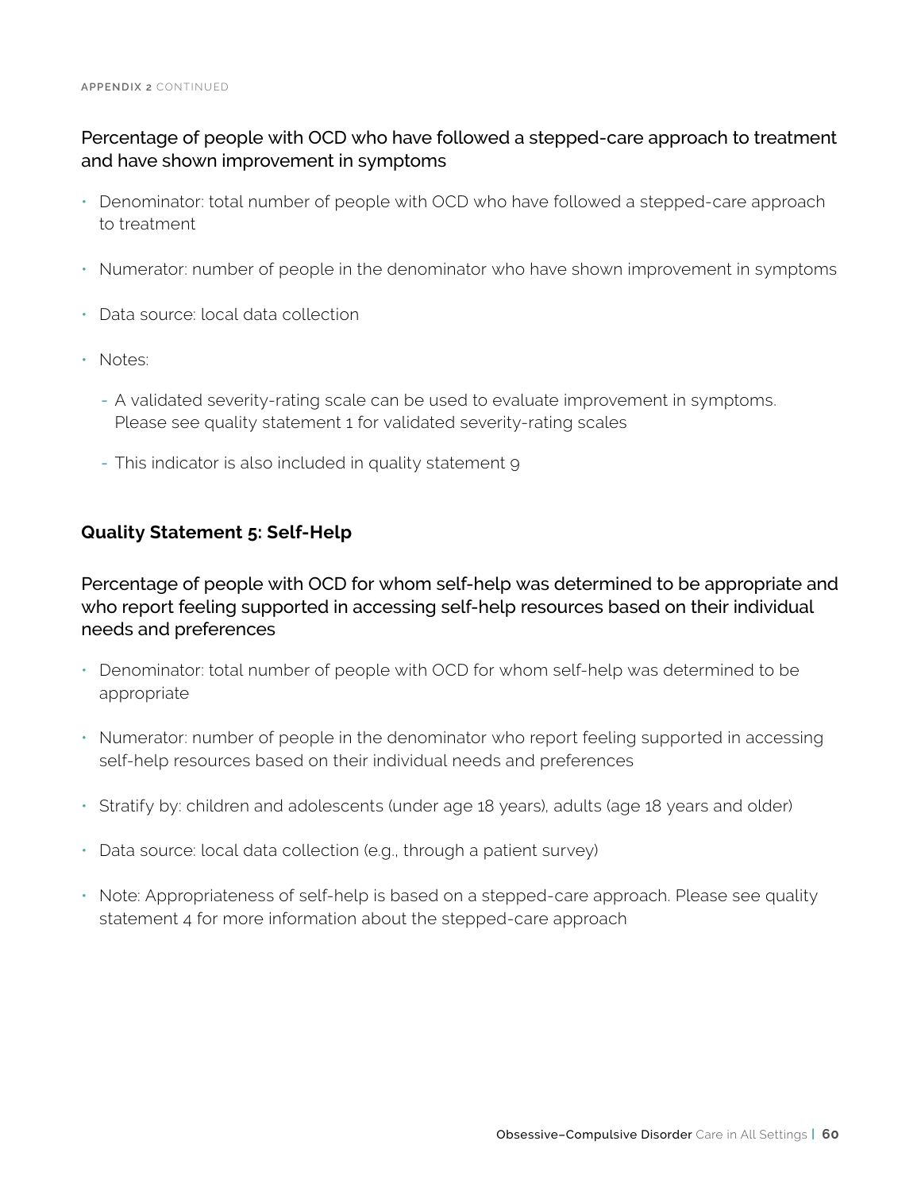Percentage of people with OCD who have followed a stepped-care approach to treatment and have shown improvement in symptoms

- Denominator: total number of people with OCD who have followed a stepped-care approach to treatment
- Numerator: number of people in the denominator who have shown improvement in symptoms
- Data source: local data collection
- Notes:
  - A validated severity-rating scale can be used to evaluate improvement in symptoms. Please see quality statement 1 for validated severity-rating scales
  - This indicator is also included in quality statement 9

**Quality Statement 5: Self-Help**

Percentage of people with OCD for whom self-help was determined to be appropriate and who report feeling supported in accessing self-help resources based on their individual needs and preferences

- Denominator: total number of people with OCD for whom self-help was determined to be appropriate
- Numerator: number of people in the denominator who report feeling supported in accessing self-help resources based on their individual needs and preferences
- Stratify by: children and adolescents (under age 18 years), adults (age 18 years and older)
- Data source: local data collection (e.g., through a patient survey)
- Note: Appropriateness of self-help is based on a stepped-care approach. Please see quality statement 4 for more information about the stepped-care approach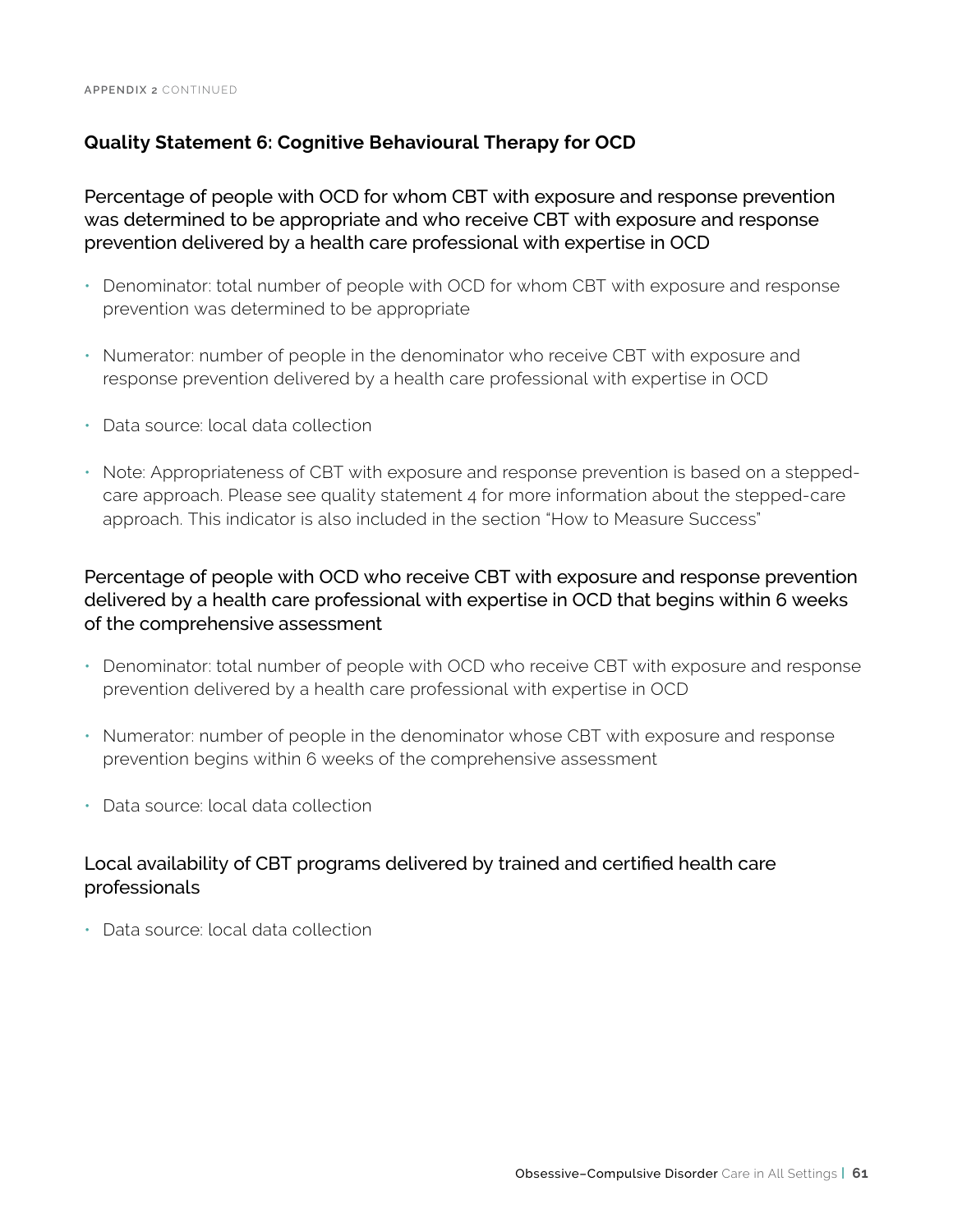### Quality Statement 6: Cognitive Behavioural Therapy for OCD

Percentage of people with OCD for whom CBT with exposure and response prevention was determined to be appropriate and who receive CBT with exposure and response prevention delivered by a health care professional with expertise in OCD

- Denominator: total number of people with OCD for whom CBT with exposure and response prevention was determined to be appropriate
- Numerator: number of people in the denominator who receive CBT with exposure and response prevention delivered by a health care professional with expertise in OCD
- Data source: local data collection
- Note: Appropriateness of CBT with exposure and response prevention is based on a stepped-care approach. Please see quality statement 4 for more information about the stepped-care approach. This indicator is also included in the section "How to Measure Success"

Percentage of people with OCD who receive CBT with exposure and response prevention delivered by a health care professional with expertise in OCD that begins within 6 weeks of the comprehensive assessment

- Denominator: total number of people with OCD who receive CBT with exposure and response prevention delivered by a health care professional with expertise in OCD
- Numerator: number of people in the denominator whose CBT with exposure and response prevention begins within 6 weeks of the comprehensive assessment
- Data source: local data collection

Local availability of CBT programs delivered by trained and certified health care professionals

- Data source: local data collection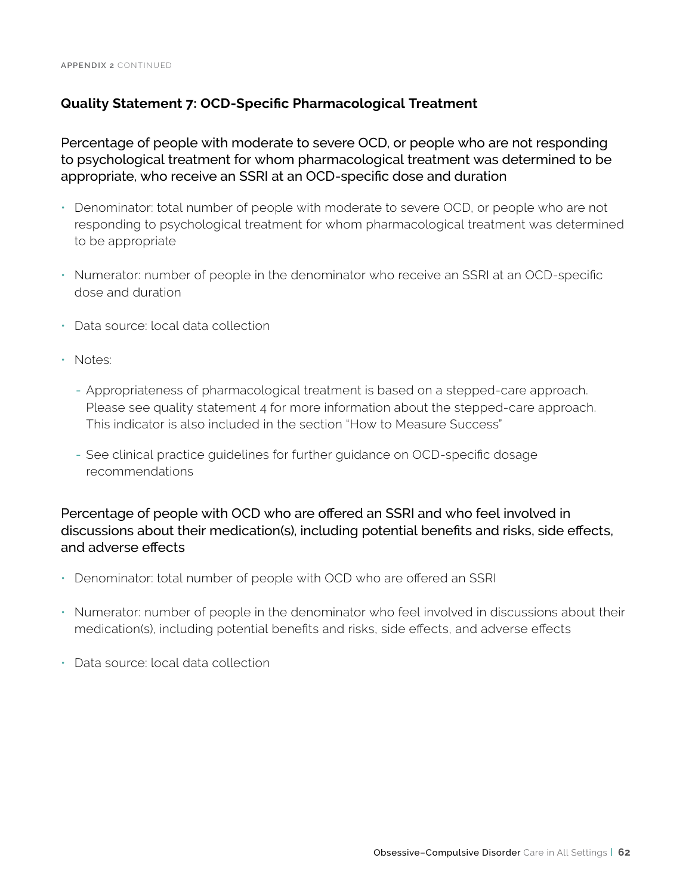APPENDIX 2 CONTINUED

### Quality Statement 7: OCD-Specific Pharmacological Treatment

#### Percentage of people with moderate to severe OCD, or people who are not responding to psychological treatment for whom pharmacological treatment was determined to be appropriate, who receive an SSRI at an OCD-specific dose and duration

- Denominator: total number of people with moderate to severe OCD, or people who are not responding to psychological treatment for whom pharmacological treatment was determined to be appropriate
- Numerator: number of people in the denominator who receive an SSRI at an OCD-specific dose and duration
- Data source: local data collection
- Notes:
  - Appropriateness of pharmacological treatment is based on a stepped-care approach. Please see quality statement 4 for more information about the stepped-care approach. This indicator is also included in the section "How to Measure Success"
  - See clinical practice guidelines for further guidance on OCD-specific dosage recommendations

#### Percentage of people with OCD who are offered an SSRI and who feel involved in discussions about their medication(s), including potential benefits and risks, side effects, and adverse effects

- Denominator: total number of people with OCD who are offered an SSRI
- Numerator: number of people in the denominator who feel involved in discussions about their medication(s), including potential benefits and risks, side effects, and adverse effects
- Data source: local data collection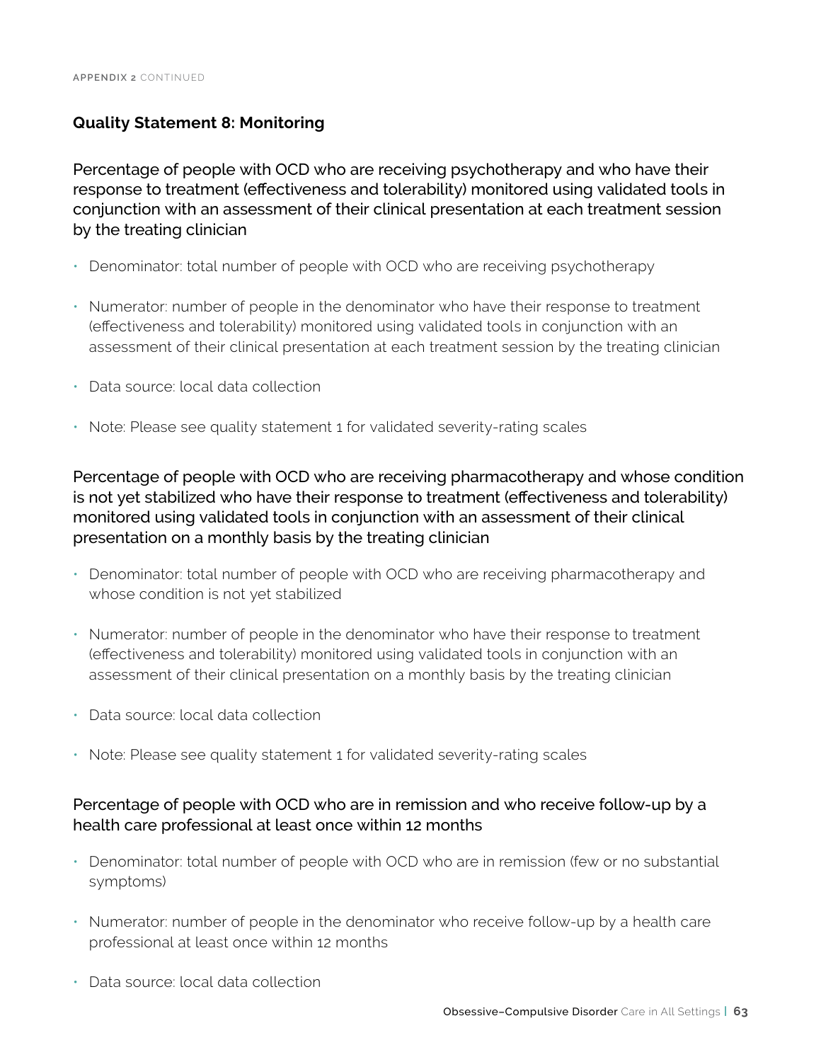## Quality Statement 8: Monitoring

### Percentage of people with OCD who are receiving psychotherapy and who have their response to treatment (effectiveness and tolerability) monitored using validated tools in conjunction with an assessment of their clinical presentation at each treatment session by the treating clinician

- Denominator: total number of people with OCD who are receiving psychotherapy
- Numerator: number of people in the denominator who have their response to treatment (effectiveness and tolerability) monitored using validated tools in conjunction with an assessment of their clinical presentation at each treatment session by the treating clinician
- Data source: local data collection
- Note: Please see quality statement 1 for validated severity-rating scales

### Percentage of people with OCD who are receiving pharmacotherapy and whose condition is not yet stabilized who have their response to treatment (effectiveness and tolerability) monitored using validated tools in conjunction with an assessment of their clinical presentation on a monthly basis by the treating clinician

- Denominator: total number of people with OCD who are receiving pharmacotherapy and whose condition is not yet stabilized
- Numerator: number of people in the denominator who have their response to treatment (effectiveness and tolerability) monitored using validated tools in conjunction with an assessment of their clinical presentation on a monthly basis by the treating clinician
- Data source: local data collection
- Note: Please see quality statement 1 for validated severity-rating scales

### Percentage of people with OCD who are in remission and who receive follow-up by a health care professional at least once within 12 months

- Denominator: total number of people with OCD who are in remission (few or no substantial symptoms)
- Numerator: number of people in the denominator who receive follow-up by a health care professional at least once within 12 months
- Data source: local data collection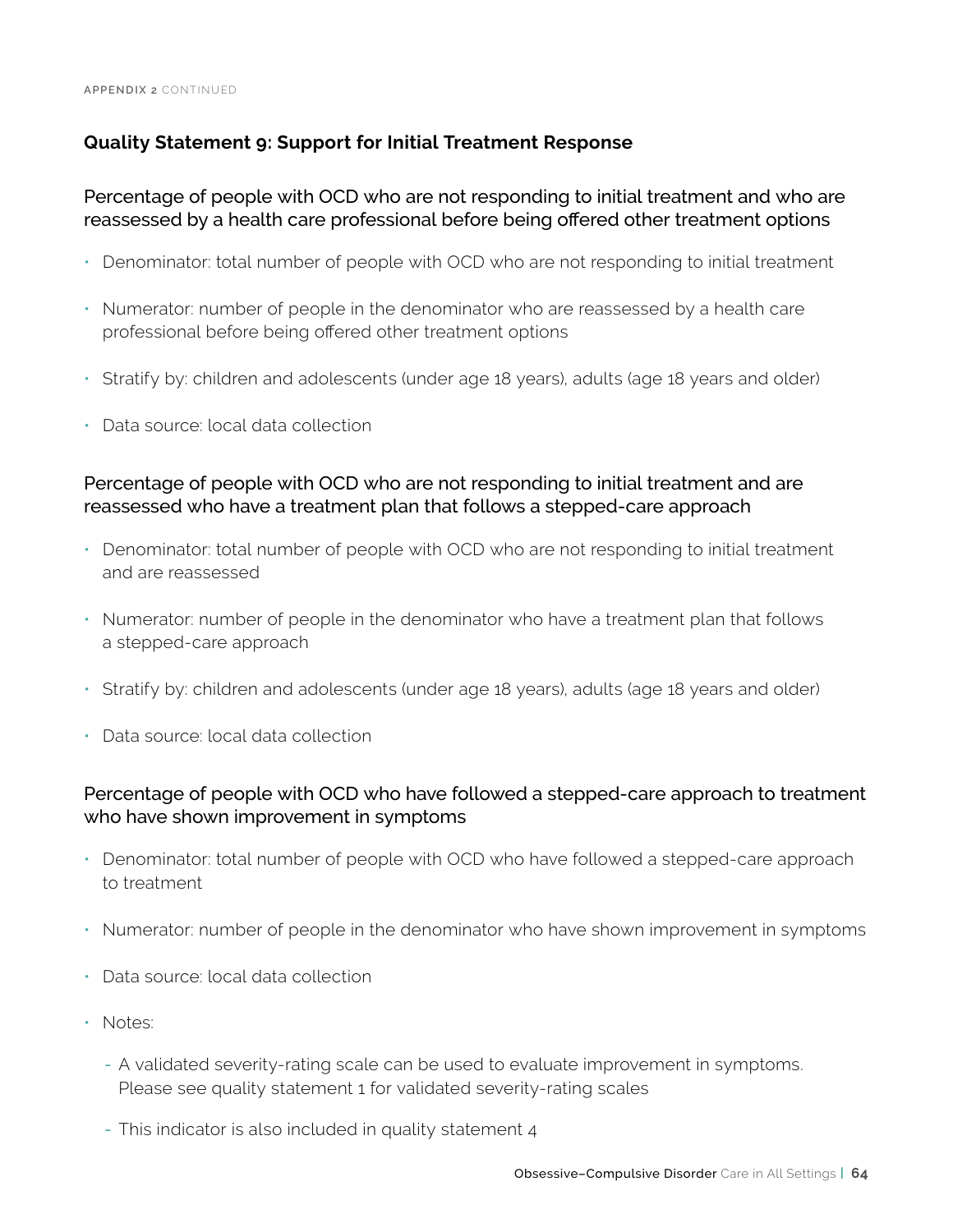### Quality Statement 9: Support for Initial Treatment Response

#### Percentage of people with OCD who are not responding to initial treatment and who are reassessed by a health care professional before being offered other treatment options

- Denominator: total number of people with OCD who are not responding to initial treatment
- Numerator: number of people in the denominator who are reassessed by a health care professional before being offered other treatment options
- Stratify by: children and adolescents (under age 18 years), adults (age 18 years and older)
- Data source: local data collection

#### Percentage of people with OCD who are not responding to initial treatment and are reassessed who have a treatment plan that follows a stepped-care approach

- Denominator: total number of people with OCD who are not responding to initial treatment and are reassessed
- Numerator: number of people in the denominator who have a treatment plan that follows a stepped-care approach
- Stratify by: children and adolescents (under age 18 years), adults (age 18 years and older)
- Data source: local data collection

#### Percentage of people with OCD who have followed a stepped-care approach to treatment who have shown improvement in symptoms

- Denominator: total number of people with OCD who have followed a stepped-care approach to treatment
- Numerator: number of people in the denominator who have shown improvement in symptoms
- Data source: local data collection
- Notes:
  - A validated severity-rating scale can be used to evaluate improvement in symptoms. Please see quality statement 1 for validated severity-rating scales
  - This indicator is also included in quality statement 4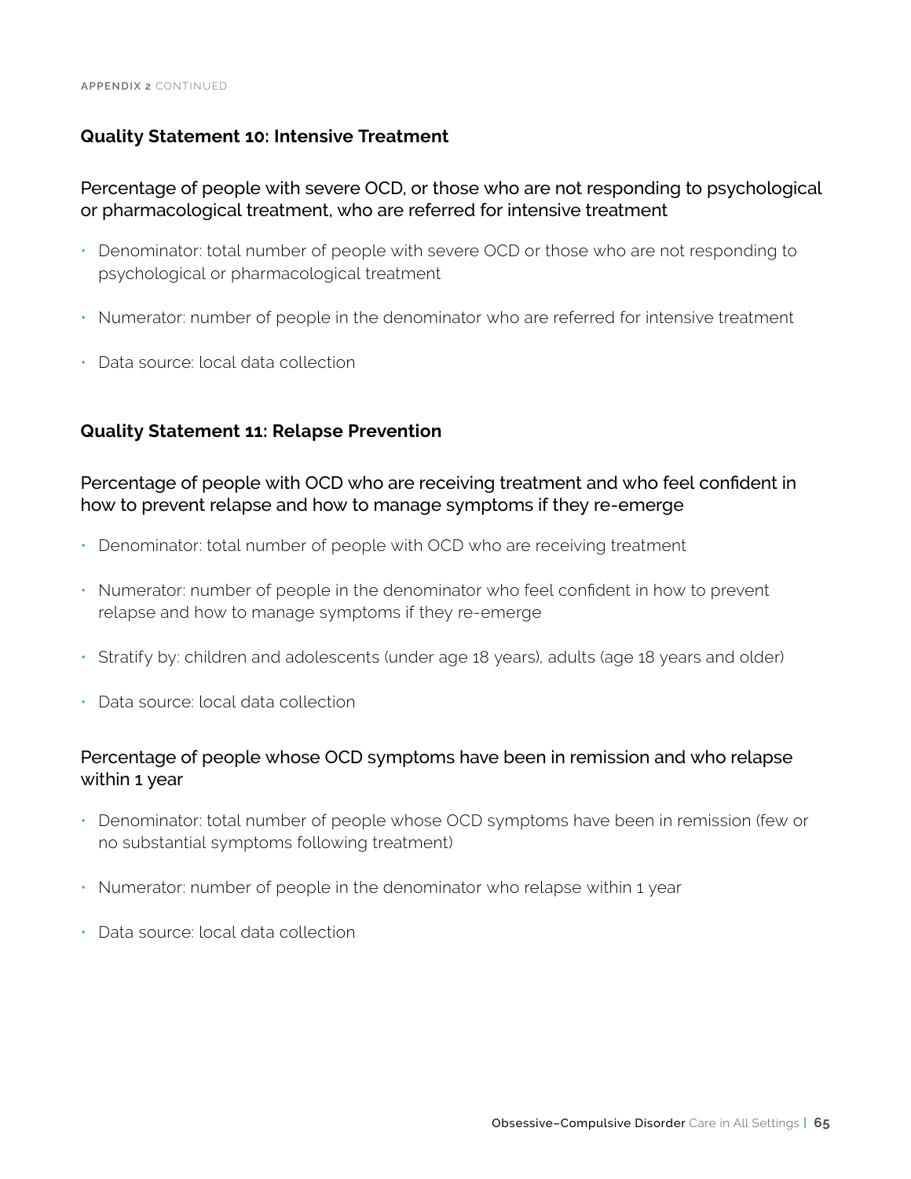### Quality Statement 10: Intensive Treatment

#### Percentage of people with severe OCD, or those who are not responding to psychological or pharmacological treatment, who are referred for intensive treatment

- Denominator: total number of people with severe OCD or those who are not responding to psychological or pharmacological treatment
- Numerator: number of people in the denominator who are referred for intensive treatment
- Data source: local data collection

### Quality Statement 11: Relapse Prevention

#### Percentage of people with OCD who are receiving treatment and who feel confident in how to prevent relapse and how to manage symptoms if they re-emerge

- Denominator: total number of people with OCD who are receiving treatment
- Numerator: number of people in the denominator who feel confident in how to prevent relapse and how to manage symptoms if they re-emerge
- Stratify by: children and adolescents (under age 18 years), adults (age 18 years and older)
- Data source: local data collection

#### Percentage of people whose OCD symptoms have been in remission and who relapse within 1 year

- Denominator: total number of people whose OCD symptoms have been in remission (few or no substantial symptoms following treatment)
- Numerator: number of people in the denominator who relapse within 1 year
- Data source: local data collection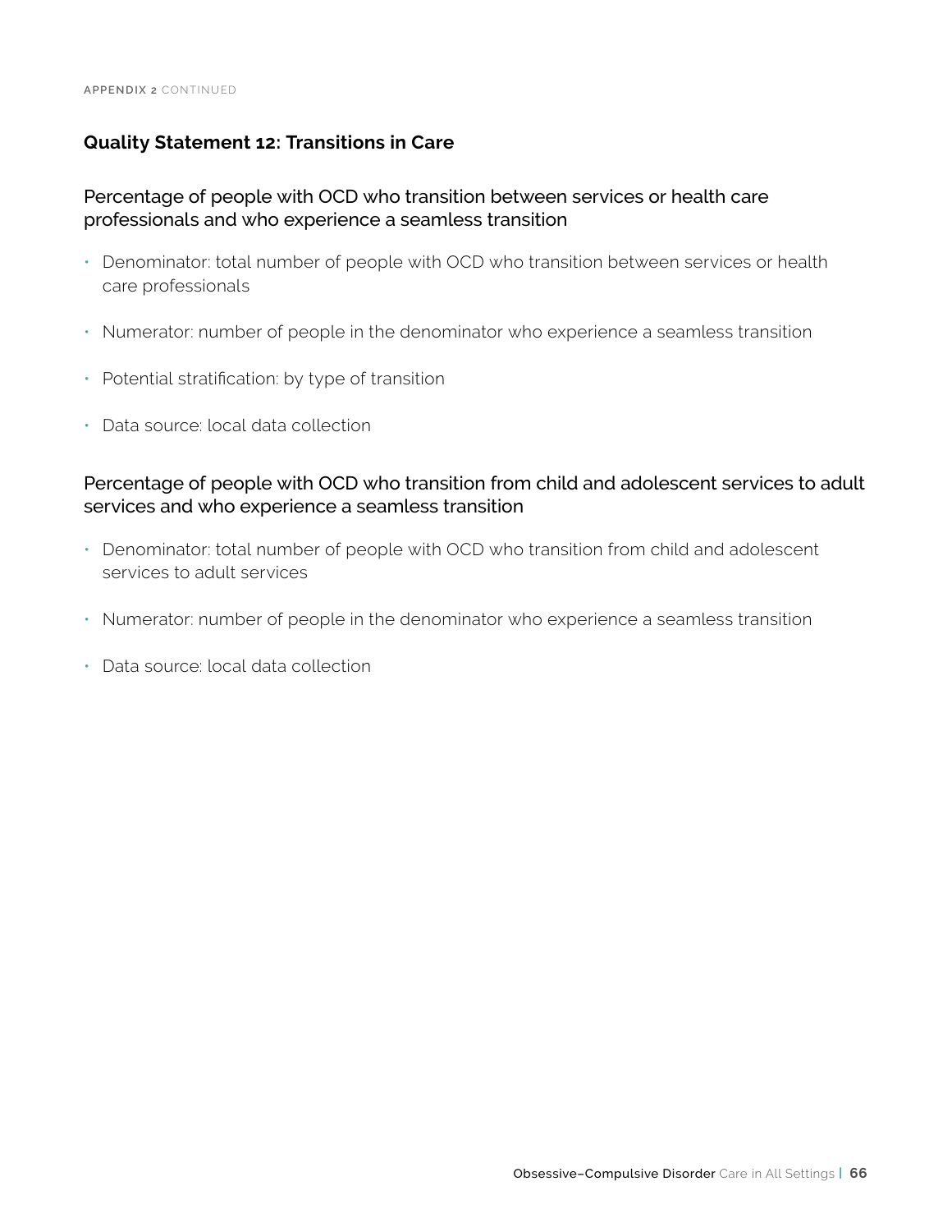### Quality Statement 12: Transitions in Care

#### Percentage of people with OCD who transition between services or health care professionals and who experience a seamless transition

- Denominator: total number of people with OCD who transition between services or health care professionals
- Numerator: number of people in the denominator who experience a seamless transition
- Potential stratification: by type of transition
- Data source: local data collection

#### Percentage of people with OCD who transition from child and adolescent services to adult services and who experience a seamless transition

- Denominator: total number of people with OCD who transition from child and adolescent services to adult services
- Numerator: number of people in the denominator who experience a seamless transition
- Data source: local data collection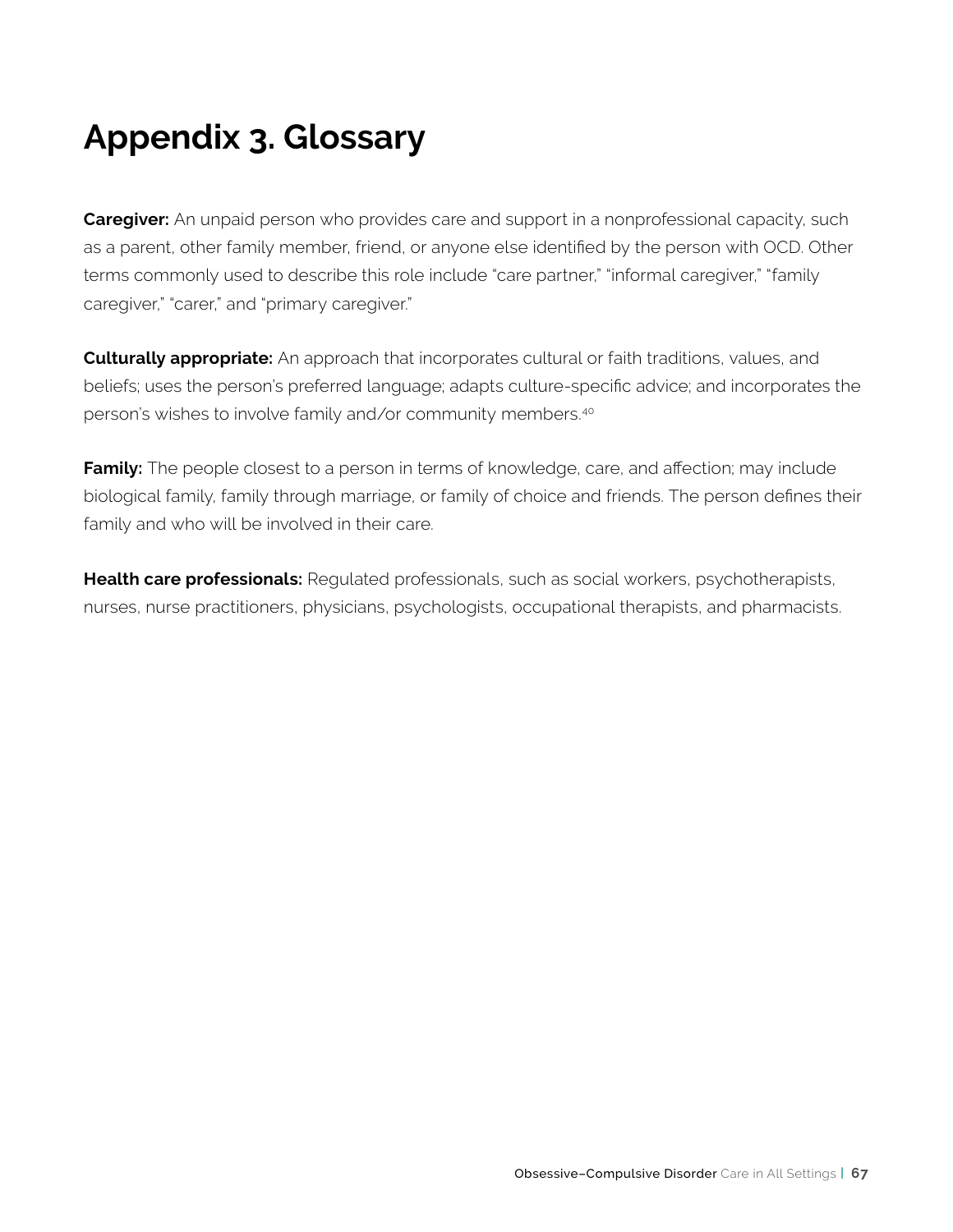# Appendix 3. Glossary

**Caregiver:** An unpaid person who provides care and support in a nonprofessional capacity, such as a parent, other family member, friend, or anyone else identified by the person with OCD. Other terms commonly used to describe this role include "care partner," "informal caregiver," "family caregiver," "carer," and "primary caregiver."

**Culturally appropriate:** An approach that incorporates cultural or faith traditions, values, and beliefs; uses the person's preferred language; adapts culture-specific advice; and incorporates the person's wishes to involve family and/or community members.[40]

**Family:** The people closest to a person in terms of knowledge, care, and affection; may include biological family, family through marriage, or family of choice and friends. The person defines their family and who will be involved in their care.

**Health care professionals:** Regulated professionals, such as social workers, psychotherapists, nurses, nurse practitioners, physicians, psychologists, occupational therapists, and pharmacists.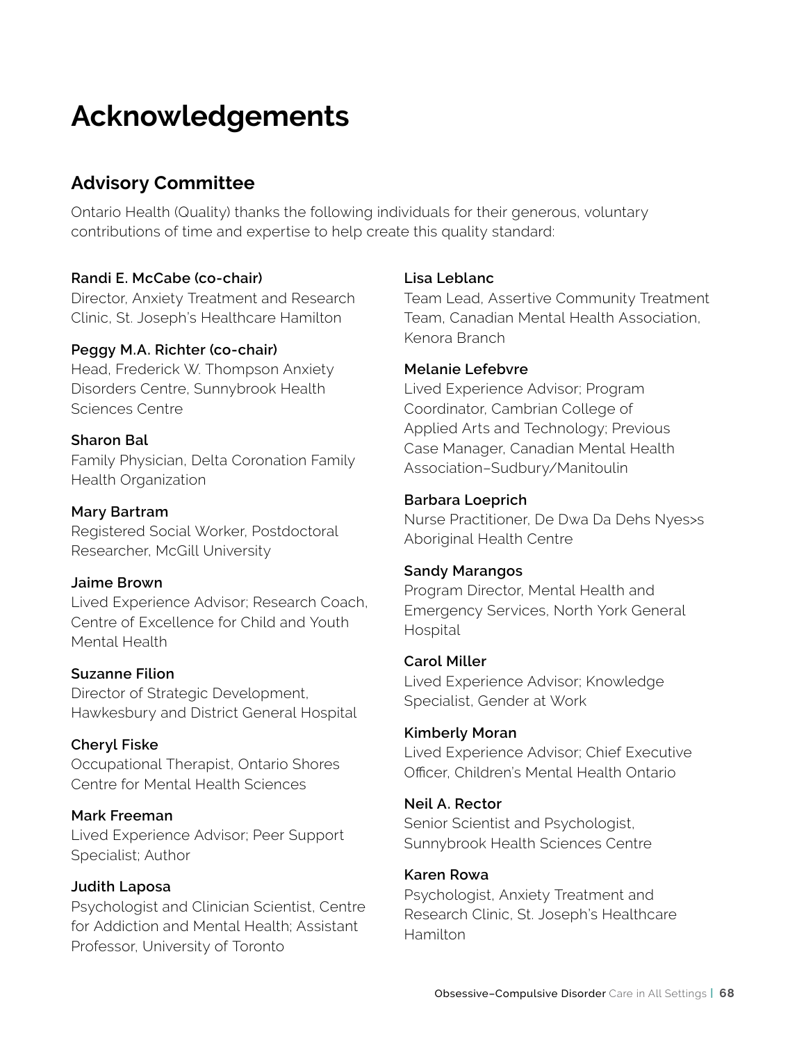# Acknowledgements

## Advisory Committee

Ontario Health (Quality) thanks the following individuals for their generous, voluntary contributions of time and expertise to help create this quality standard:

**Randi E. McCabe (co-chair)**
Director, Anxiety Treatment and Research Clinic, St. Joseph's Healthcare Hamilton

**Peggy M.A. Richter (co-chair)**
Head, Frederick W. Thompson Anxiety Disorders Centre, Sunnybrook Health Sciences Centre

**Sharon Bal**
Family Physician, Delta Coronation Family Health Organization

**Mary Bartram**
Registered Social Worker, Postdoctoral Researcher, McGill University

**Jaime Brown**
Lived Experience Advisor; Research Coach, Centre of Excellence for Child and Youth Mental Health

**Suzanne Filion**
Director of Strategic Development, Hawkesbury and District General Hospital

**Cheryl Fiske**
Occupational Therapist, Ontario Shores Centre for Mental Health Sciences

**Mark Freeman**
Lived Experience Advisor; Peer Support Specialist; Author

**Judith Laposa**
Psychologist and Clinician Scientist, Centre for Addiction and Mental Health; Assistant Professor, University of Toronto

**Lisa Leblanc**
Team Lead, Assertive Community Treatment Team, Canadian Mental Health Association, Kenora Branch

**Melanie Lefebvre**
Lived Experience Advisor; Program Coordinator, Cambrian College of Applied Arts and Technology; Previous Case Manager, Canadian Mental Health Association–Sudbury/Manitoulin

**Barbara Loeprich**
Nurse Practitioner, De Dwa Da Dehs Nyes>s Aboriginal Health Centre

**Sandy Marangos**
Program Director, Mental Health and Emergency Services, North York General Hospital

**Carol Miller**
Lived Experience Advisor; Knowledge Specialist, Gender at Work

**Kimberly Moran**
Lived Experience Advisor; Chief Executive Officer, Children's Mental Health Ontario

**Neil A. Rector**
Senior Scientist and Psychologist, Sunnybrook Health Sciences Centre

**Karen Rowa**
Psychologist, Anxiety Treatment and Research Clinic, St. Joseph's Healthcare Hamilton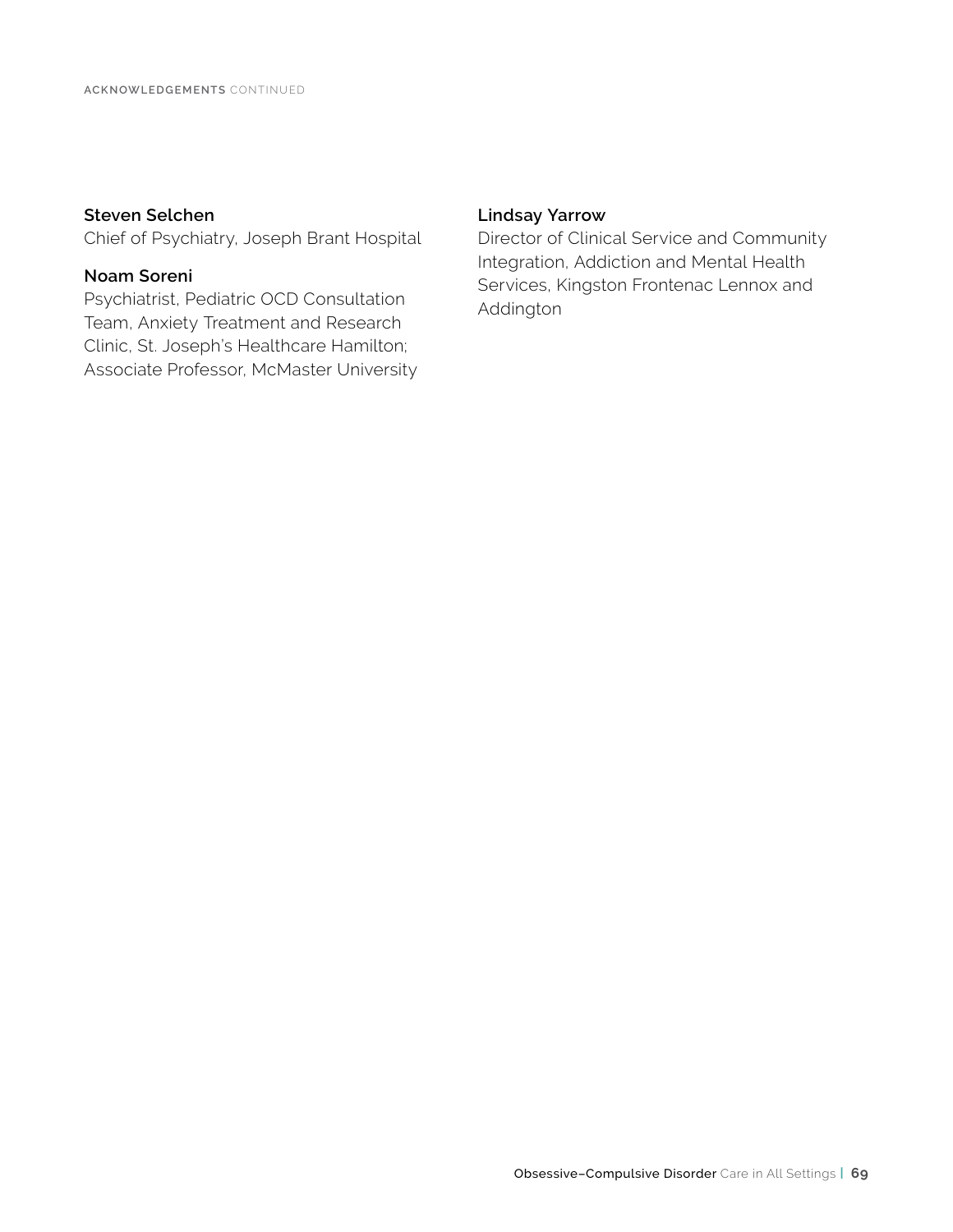**Steven Selchen**
Chief of Psychiatry, Joseph Brant Hospital

**Noam Soreni**
Psychiatrist, Pediatric OCD Consultation Team, Anxiety Treatment and Research Clinic, St. Joseph's Healthcare Hamilton; Associate Professor, McMaster University

**Lindsay Yarrow**
Director of Clinical Service and Community Integration, Addiction and Mental Health Services, Kingston Frontenac Lennox and Addington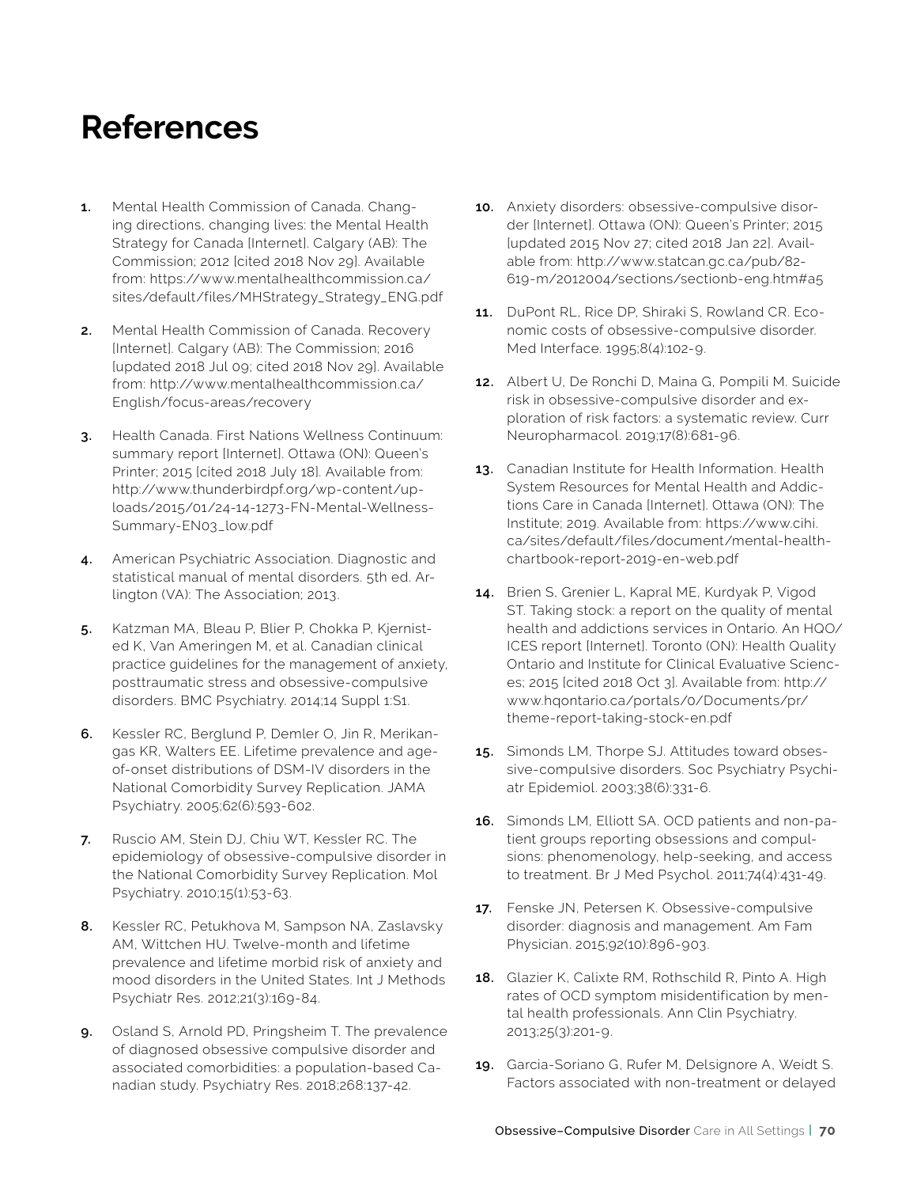# References

1. Mental Health Commission of Canada. Changing directions, changing lives: the Mental Health Strategy for Canada [Internet]. Calgary (AB): The Commission; 2012 [cited 2018 Nov 29]. Available from: https://www.mentalhealthcommission.ca/sites/default/files/MHStrategy_Strategy_ENG.pdf

2. Mental Health Commission of Canada. Recovery [Internet]. Calgary (AB): The Commission; 2016 [updated 2018 Jul 09; cited 2018 Nov 29]. Available from: http://www.mentalhealthcommission.ca/English/focus-areas/recovery

3. Health Canada. First Nations Wellness Continuum: summary report [Internet]. Ottawa (ON): Queen's Printer; 2015 [cited 2018 July 18]. Available from: http://www.thunderbirdpf.org/wp-content/uploads/2015/01/24-14-1273-FN-Mental-Wellness-Summary-EN03_low.pdf

4. American Psychiatric Association. Diagnostic and statistical manual of mental disorders. 5th ed. Arlington (VA): The Association; 2013.

5. Katzman MA, Bleau P, Blier P, Chokka P, Kjernisted K, Van Ameringen M, et al. Canadian clinical practice guidelines for the management of anxiety, posttraumatic stress and obsessive-compulsive disorders. BMC Psychiatry. 2014;14 Suppl 1:S1.

6. Kessler RC, Berglund P, Demler O, Jin R, Merikangas KR, Walters EE. Lifetime prevalence and age-of-onset distributions of DSM-IV disorders in the National Comorbidity Survey Replication. JAMA Psychiatry. 2005;62(6):593-602.

7. Ruscio AM, Stein DJ, Chiu WT, Kessler RC. The epidemiology of obsessive-compulsive disorder in the National Comorbidity Survey Replication. Mol Psychiatry. 2010;15(1):53-63.

8. Kessler RC, Petukhova M, Sampson NA, Zaslavsky AM, Wittchen HU. Twelve-month and lifetime prevalence and lifetime morbid risk of anxiety and mood disorders in the United States. Int J Methods Psychiatr Res. 2012;21(3):169-84.

9. Osland S, Arnold PD, Pringsheim T. The prevalence of diagnosed obsessive compulsive disorder and associated comorbidities: a population-based Canadian study. Psychiatry Res. 2018;268:137-42.

10. Anxiety disorders: obsessive-compulsive disorder [Internet]. Ottawa (ON): Queen's Printer; 2015 [updated 2015 Nov 27; cited 2018 Jan 22]. Available from: http://www.statcan.gc.ca/pub/82-619-m/2012004/sections/sectionb-eng.htm#a5

11. DuPont RL, Rice DP, Shiraki S, Rowland CR. Economic costs of obsessive-compulsive disorder. Med Interface. 1995;8(4):102-9.

12. Albert U, De Ronchi D, Maina G, Pompili M. Suicide risk in obsessive-compulsive disorder and exploration of risk factors: a systematic review. Curr Neuropharmacol. 2019;17(8):681-96.

13. Canadian Institute for Health Information. Health System Resources for Mental Health and Addictions Care in Canada [Internet]. Ottawa (ON): The Institute; 2019. Available from: https://www.cihi.ca/sites/default/files/document/mental-health-chartbook-report-2019-en-web.pdf

14. Brien S, Grenier L, Kapral ME, Kurdyak P, Vigod ST. Taking stock: a report on the quality of mental health and addictions services in Ontario. An HQO/ICES report [Internet]. Toronto (ON): Health Quality Ontario and Institute for Clinical Evaluative Sciences; 2015 [cited 2018 Oct 3]. Available from: http://www.hqontario.ca/portals/0/Documents/pr/theme-report-taking-stock-en.pdf

15. Simonds LM, Thorpe SJ. Attitudes toward obsessive-compulsive disorders. Soc Psychiatry Psychiatr Epidemiol. 2003;38(6):331-6.

16. Simonds LM, Elliott SA. OCD patients and non-patient groups reporting obsessions and compulsions: phenomenology, help-seeking, and access to treatment. Br J Med Psychol. 2011;74(4):431-49.

17. Fenske JN, Petersen K. Obsessive-compulsive disorder: diagnosis and management. Am Fam Physician. 2015;92(10):896-903.

18. Glazier K, Calixte RM, Rothschild R, Pinto A. High rates of OCD symptom misidentification by mental health professionals. Ann Clin Psychiatry. 2013;25(3):201-9.

19. Garcia-Soriano G, Rufer M, Delsignore A, Weidt S. Factors associated with non-treatment or delayed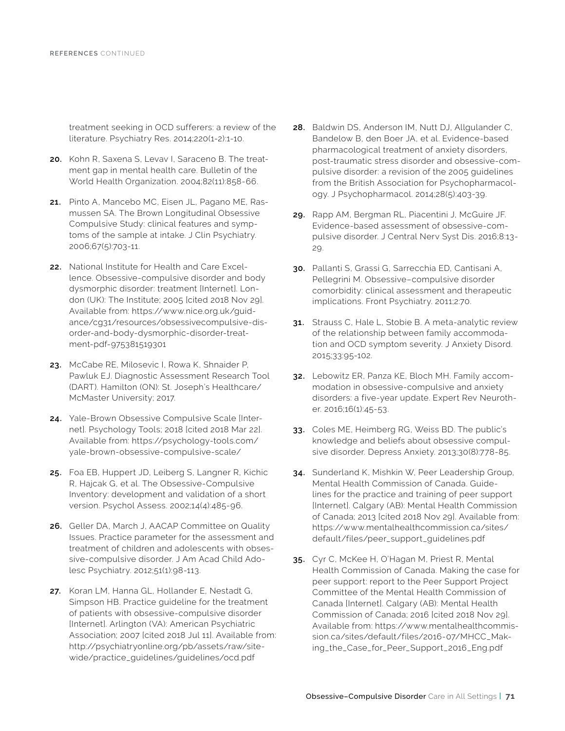treatment seeking in OCD sufferers: a review of the literature. Psychiatry Res. 2014;220(1-2):1-10.

20. Kohn R, Saxena S, Levav I, Saraceno B. The treatment gap in mental health care. Bulletin of the World Health Organization. 2004;82(11):858-66.

21. Pinto A, Mancebo MC, Eisen JL, Pagano ME, Rasmussen SA. The Brown Longitudinal Obsessive Compulsive Study: clinical features and symptoms of the sample at intake. J Clin Psychiatry. 2006;67(5):703-11.

22. National Institute for Health and Care Excellence. Obsessive-compulsive disorder and body dysmorphic disorder: treatment [Internet]. London (UK): The Institute; 2005 [cited 2018 Nov 29]. Available from: https://www.nice.org.uk/guidance/cg31/resources/obsessivecompulsive-disorder-and-body-dysmorphic-disorder-treatment-pdf-975381519301

23. McCabe RE, Milosevic I, Rowa K, Shnaider P, Pawluk EJ. Diagnostic Assessment Research Tool (DART). Hamilton (ON): St. Joseph's Healthcare/McMaster University; 2017.

24. Yale-Brown Obsessive Compulsive Scale [Internet]. Psychology Tools; 2018 [cited 2018 Mar 22]. Available from: https://psychology-tools.com/yale-brown-obsessive-compulsive-scale/

25. Foa EB, Huppert JD, Leiberg S, Langner R, Kichic R, Hajcak G, et al. The Obsessive-Compulsive Inventory: development and validation of a short version. Psychol Assess. 2002;14(4):485-96.

26. Geller DA, March J, AACAP Committee on Quality Issues. Practice parameter for the assessment and treatment of children and adolescents with obsessive-compulsive disorder. J Am Acad Child Adolesc Psychiatry. 2012;51(1):98-113.

27. Koran LM, Hanna GL, Hollander E, Nestadt G, Simpson HB. Practice guideline for the treatment of patients with obsessive-compulsive disorder [Internet]. Arlington (VA): American Psychiatric Association; 2007 [cited 2018 Jul 11]. Available from: http://psychiatryonline.org/pb/assets/raw/sitewide/practice_guidelines/guidelines/ocd.pdf

28. Baldwin DS, Anderson IM, Nutt DJ, Allgulander C, Bandelow B, den Boer JA, et al. Evidence-based pharmacological treatment of anxiety disorders, post-traumatic stress disorder and obsessive-compulsive disorder: a revision of the 2005 guidelines from the British Association for Psychopharmacology. J Psychopharmacol. 2014;28(5):403-39.

29. Rapp AM, Bergman RL, Piacentini J, McGuire JF. Evidence-based assessment of obsessive-compulsive disorder. J Central Nerv Syst Dis. 2016;8:13-29.

30. Pallanti S, Grassi G, Sarrecchia ED, Cantisani A, Pellegrini M. Obsessive–compulsive disorder comorbidity: clinical assessment and therapeutic implications. Front Psychiatry. 2011;2:70.

31. Strauss C, Hale L, Stobie B. A meta-analytic review of the relationship between family accommodation and OCD symptom severity. J Anxiety Disord. 2015;33:95-102.

32. Lebowitz ER, Panza KE, Bloch MH. Family accommodation in obsessive-compulsive and anxiety disorders: a five-year update. Expert Rev Neurother. 2016;16(1):45-53.

33. Coles ME, Heimberg RG, Weiss BD. The public's knowledge and beliefs about obsessive compulsive disorder. Depress Anxiety. 2013;30(8):778-85.

34. Sunderland K, Mishkin W, Peer Leadership Group, Mental Health Commission of Canada. Guidelines for the practice and training of peer support [Internet]. Calgary (AB): Mental Health Commission of Canada; 2013 [cited 2018 Nov 29]. Available from: https://www.mentalhealthcommission.ca/sites/default/files/peer_support_guidelines.pdf

35. Cyr C, McKee H, O'Hagan M, Priest R, Mental Health Commission of Canada. Making the case for peer support: report to the Peer Support Project Committee of the Mental Health Commission of Canada [Internet]. Calgary (AB): Mental Health Commission of Canada; 2016 [cited 2018 Nov 29]. Available from: https://www.mentalhealthcommission.ca/sites/default/files/2016-07/MHCC_Making_the_Case_for_Peer_Support_2016_Eng.pdf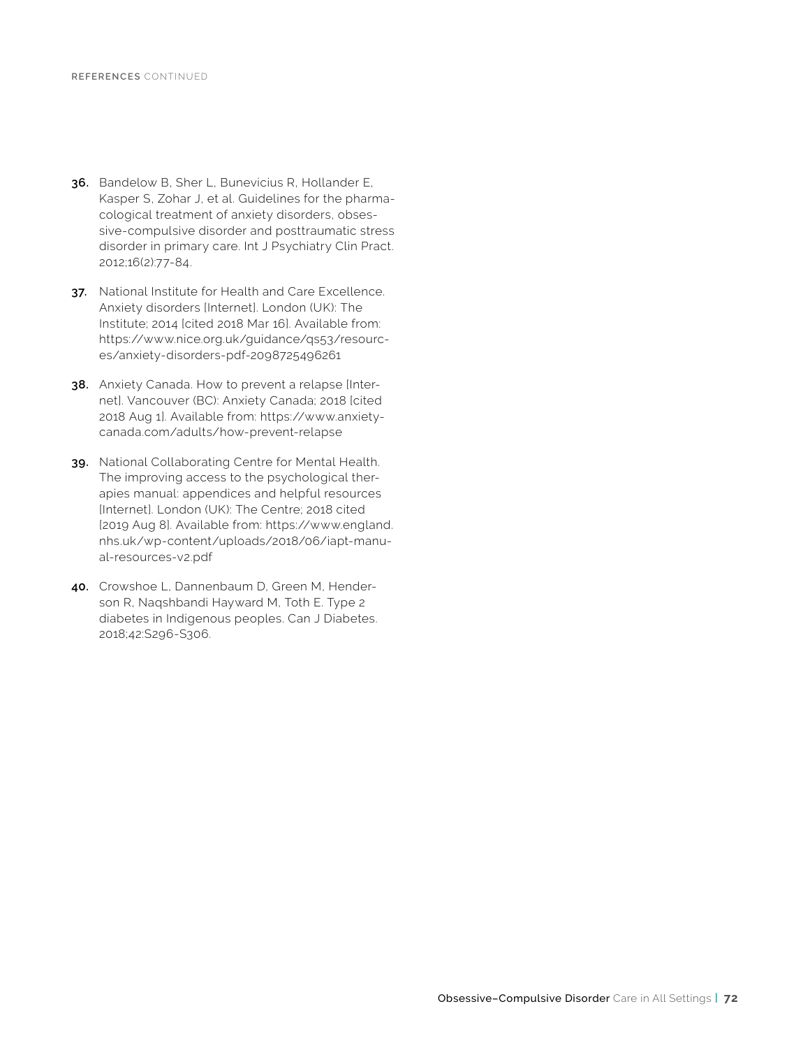**REFERENCES** CONTINUED

36. Bandelow B, Sher L, Bunevicius R, Hollander E, Kasper S, Zohar J, et al. Guidelines for the pharmacological treatment of anxiety disorders, obsessive-compulsive disorder and posttraumatic stress disorder in primary care. Int J Psychiatry Clin Pract. 2012;16(2):77-84.

37. National Institute for Health and Care Excellence. Anxiety disorders [Internet]. London (UK): The Institute; 2014 [cited 2018 Mar 16]. Available from: https://www.nice.org.uk/guidance/qs53/resources/anxiety-disorders-pdf-2098725496261

38. Anxiety Canada. How to prevent a relapse [Internet]. Vancouver (BC): Anxiety Canada; 2018 [cited 2018 Aug 1]. Available from: https://www.anxietycanada.com/adults/how-prevent-relapse

39. National Collaborating Centre for Mental Health. The improving access to the psychological therapies manual: appendices and helpful resources [Internet]. London (UK): The Centre; 2018 cited [2019 Aug 8]. Available from: https://www.england.nhs.uk/wp-content/uploads/2018/06/iapt-manual-resources-v2.pdf

40. Crowshoe L, Dannenbaum D, Green M, Henderson R, Naqshbandi Hayward M, Toth E. Type 2 diabetes in Indigenous peoples. Can J Diabetes. 2018;42:S296-S306.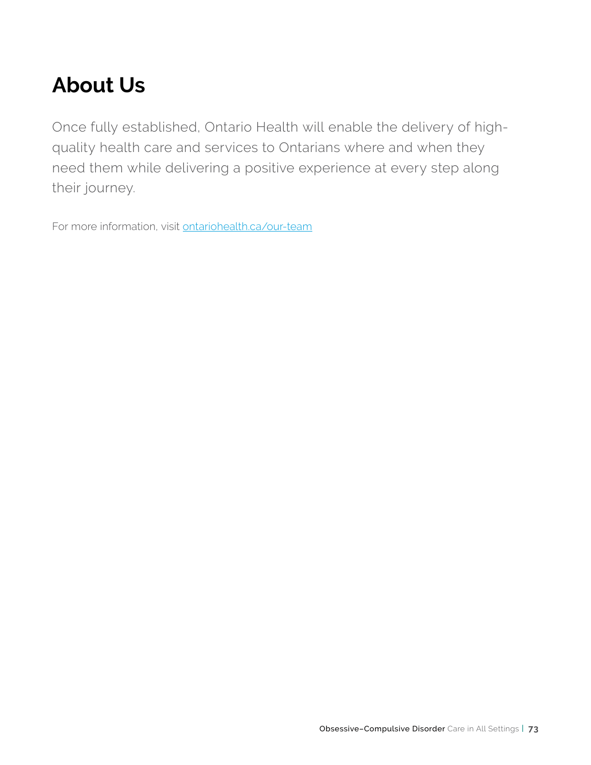# About Us

Once fully established, Ontario Health will enable the delivery of high-quality health care and services to Ontarians where and when they need them while delivering a positive experience at every step along their journey.

For more information, visit ontariohealth.ca/our-team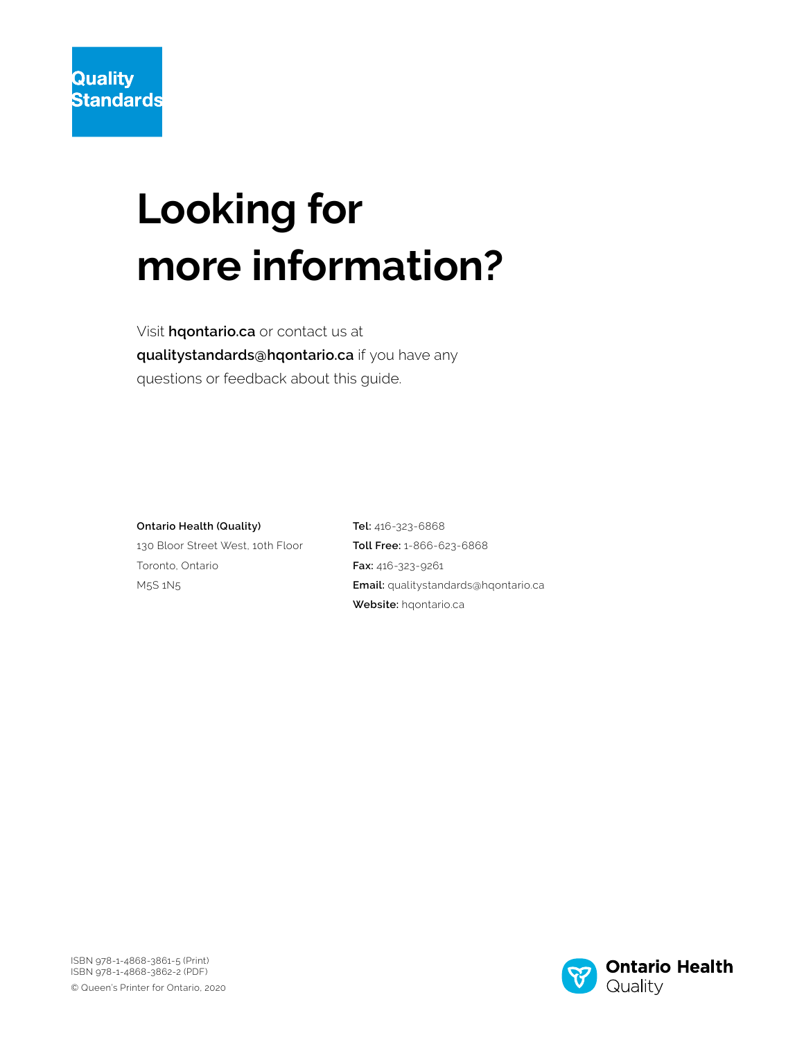Quality Standards

# Looking for more information?

Visit **hqontario.ca** or contact us at **qualitystandards@hqontario.ca** if you have any questions or feedback about this guide.

**Ontario Health (Quality)**
130 Bloor Street West, 10th Floor
Toronto, Ontario
M5S 1N5

**Tel:** 416-323-6868
**Toll Free:** 1-866-623-6868
**Fax:** 416-323-9261
**Email:** qualitystandards@hqontario.ca
**Website:** hqontario.ca

ISBN 978-1-4868-3861-5 (Print)
ISBN 978-1-4868-3862-2 (PDF)
© Queen's Printer for Ontario, 2020

Ontario Health Quality